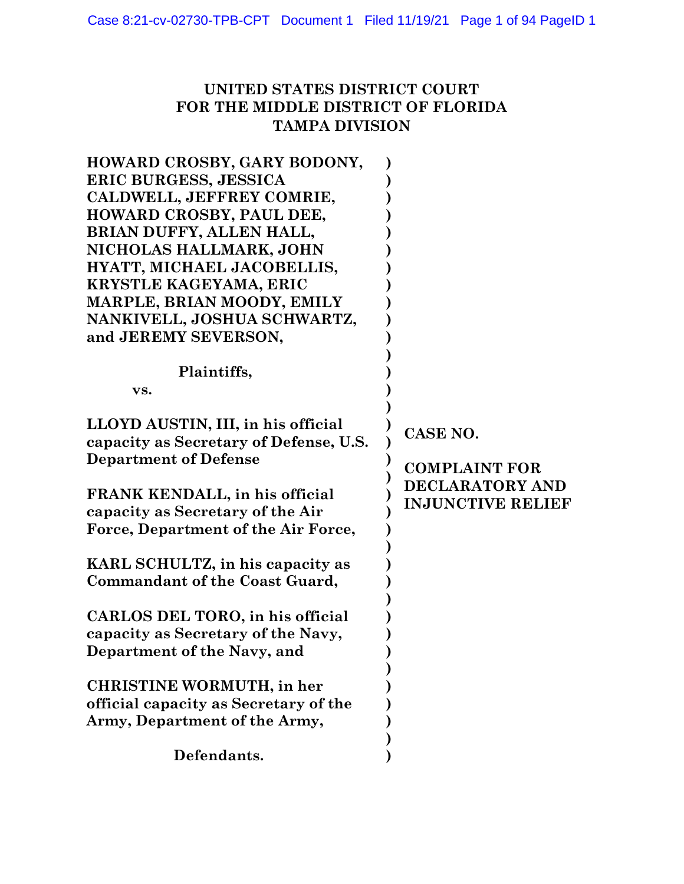**UNITED STATES DISTRICT COURT**
**FOR THE MIDDLE DISTRICT OF FLORIDA**
**TAMPA DIVISION**

**HOWARD CROSBY, GARY BODONY, ERIC BURGESS, JESSICA CALDWELL, JEFFREY COMRIE, HOWARD CROSBY, PAUL DEE, BRIAN DUFFY, ALLEN HALL, NICHOLAS HALLMARK, JOHN HYATT, MICHAEL JACOBELLIS, KRYSTLE KAGEYAMA, ERIC MARPLE, BRIAN MOODY, EMILY NANKIVELL, JOSHUA SCHWARTZ, and JEREMY SEVERSON,**

**Plaintiffs,**

**vs.**

**LLOYD AUSTIN, III, in his official capacity as Secretary of Defense, U.S. Department of Defense**

**FRANK KENDALL, in his official capacity as Secretary of the Air Force, Department of the Air Force,**

**KARL SCHULTZ, in his capacity as Commandant of the Coast Guard,**

**CARLOS DEL TORO, in his official capacity as Secretary of the Navy, Department of the Navy, and**

**CHRISTINE WORMUTH, in her official capacity as Secretary of the Army, Department of the Army,**

**Defendants.**

**CASE NO.**

**COMPLAINT FOR DECLARATORY AND INJUNCTIVE RELIEF**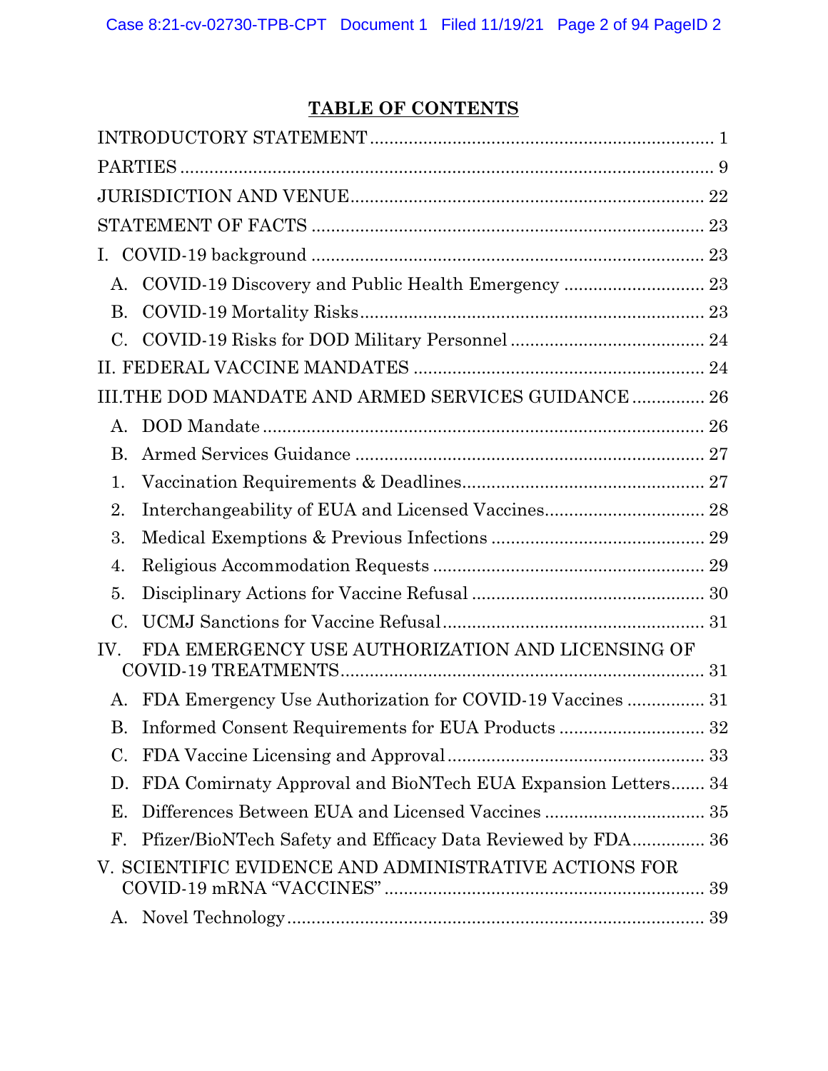## TABLE OF CONTENTS

INTRODUCTORY STATEMENT ........................................................................ 1

PARTIES ........................................................................................................ 9

JURISDICTION AND VENUE ........................................................................ 22

STATEMENT OF FACTS ................................................................................ 23

I. COVID-19 background ................................................................................ 23

A. COVID-19 Discovery and Public Health Emergency ............................. 23

B. COVID-19 Mortality Risks ...................................................................... 23

C. COVID-19 Risks for DOD Military Personnel ....................................... 24

II. FEDERAL VACCINE MANDATES ............................................................ 24

III. THE DOD MANDATE AND ARMED SERVICES GUIDANCE ............... 26

A. DOD Mandate .......................................................................................... 26

B. Armed Services Guidance ....................................................................... 27

1. Vaccination Requirements & Deadlines .................................................. 27

2. Interchangeability of EUA and Licensed Vaccines ................................. 28

3. Medical Exemptions & Previous Infections ............................................ 29

4. Religious Accommodation Requests ........................................................ 29

5. Disciplinary Actions for Vaccine Refusal ................................................ 30

C. UCMJ Sanctions for Vaccine Refusal ...................................................... 31

IV. FDA EMERGENCY USE AUTHORIZATION AND LICENSING OF COVID-19 TREATMENTS ........................................................................... 31

A. FDA Emergency Use Authorization for COVID-19 Vaccines ................ 31

B. Informed Consent Requirements for EUA Products .............................. 32

C. FDA Vaccine Licensing and Approval ..................................................... 33

D. FDA Comirnaty Approval and BioNTech EUA Expansion Letters ....... 34

E. Differences Between EUA and Licensed Vaccines ................................. 35

F. Pfizer/BioNTech Safety and Efficacy Data Reviewed by FDA ............... 36

V. SCIENTIFIC EVIDENCE AND ADMINISTRATIVE ACTIONS FOR COVID-19 mRNA "VACCINES" ................................................................. 39

A. Novel Technology ...................................................................................... 39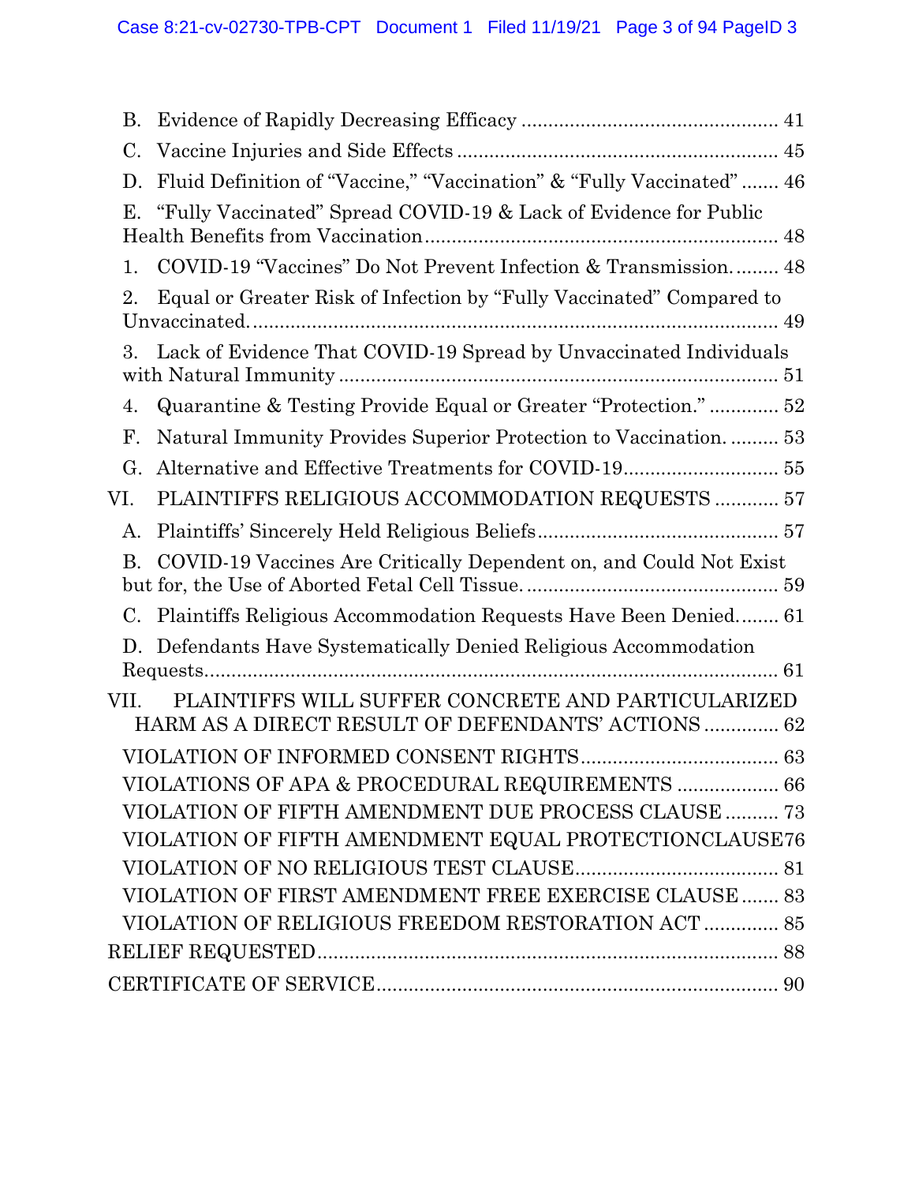B. Evidence of Rapidly Decreasing Efficacy ............................................... 41

C. Vaccine Injuries and Side Effects ........................................................... 45

D. Fluid Definition of "Vaccine," "Vaccination" & "Fully Vaccinated" ....... 46

E. "Fully Vaccinated" Spread COVID-19 & Lack of Evidence for Public Health Benefits from Vaccination ................................................................. 48

1. COVID-19 "Vaccines" Do Not Prevent Infection & Transmission. ........ 48

2. Equal or Greater Risk of Infection by "Fully Vaccinated" Compared to Unvaccinated. ................................................................................................. 49

3. Lack of Evidence That COVID-19 Spread by Unvaccinated Individuals with Natural Immunity .................................................................................. 51

4. Quarantine & Testing Provide Equal or Greater "Protection." ............. 52

F. Natural Immunity Provides Superior Protection to Vaccination. ......... 53

G. Alternative and Effective Treatments for COVID-19............................. 55

VI. PLAINTIFFS RELIGIOUS ACCOMMODATION REQUESTS ............ 57

A. Plaintiffs' Sincerely Held Religious Beliefs ............................................. 57

B. COVID-19 Vaccines Are Critically Dependent on, and Could Not Exist but for, the Use of Aborted Fetal Cell Tissue. .............................................. 59

C. Plaintiffs Religious Accommodation Requests Have Been Denied........ 61

D. Defendants Have Systematically Denied Religious Accommodation Requests........................................................................................................... 61

VII. PLAINTIFFS WILL SUFFER CONCRETE AND PARTICULARIZED HARM AS A DIRECT RESULT OF DEFENDANTS' ACTIONS .............. 62

VIOLATION OF INFORMED CONSENT RIGHTS .................................... 63

VIOLATIONS OF APA & PROCEDURAL REQUIREMENTS ................... 66

VIOLATION OF FIFTH AMENDMENT DUE PROCESS CLAUSE .......... 73

VIOLATION OF FIFTH AMENDMENT EQUAL PROTECTIONCLAUSE76

VIOLATION OF NO RELIGIOUS TEST CLAUSE...................................... 81

VIOLATION OF FIRST AMENDMENT FREE EXERCISE CLAUSE ....... 83

VIOLATION OF RELIGIOUS FREEDOM RESTORATION ACT .............. 85

RELIEF REQUESTED..................................................................................... 88

CERTIFICATE OF SERVICE......................................................................... 90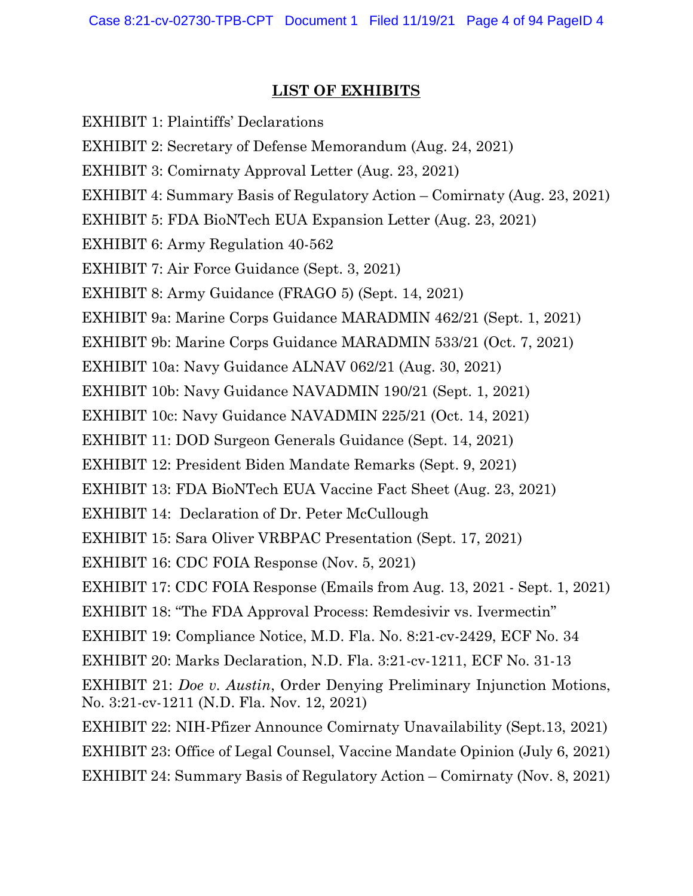## LIST OF EXHIBITS

EXHIBIT 1: Plaintiffs' Declarations

EXHIBIT 2: Secretary of Defense Memorandum (Aug. 24, 2021)

EXHIBIT 3: Comirnaty Approval Letter (Aug. 23, 2021)

EXHIBIT 4: Summary Basis of Regulatory Action – Comirnaty (Aug. 23, 2021)

EXHIBIT 5: FDA BioNTech EUA Expansion Letter (Aug. 23, 2021)

EXHIBIT 6: Army Regulation 40-562

EXHIBIT 7: Air Force Guidance (Sept. 3, 2021)

EXHIBIT 8: Army Guidance (FRAGO 5) (Sept. 14, 2021)

EXHIBIT 9a: Marine Corps Guidance MARADMIN 462/21 (Sept. 1, 2021)

EXHIBIT 9b: Marine Corps Guidance MARADMIN 533/21 (Oct. 7, 2021)

EXHIBIT 10a: Navy Guidance ALNAV 062/21 (Aug. 30, 2021)

EXHIBIT 10b: Navy Guidance NAVADMIN 190/21 (Sept. 1, 2021)

EXHIBIT 10c: Navy Guidance NAVADMIN 225/21 (Oct. 14, 2021)

EXHIBIT 11: DOD Surgeon Generals Guidance (Sept. 14, 2021)

EXHIBIT 12: President Biden Mandate Remarks (Sept. 9, 2021)

EXHIBIT 13: FDA BioNTech EUA Vaccine Fact Sheet (Aug. 23, 2021)

EXHIBIT 14: Declaration of Dr. Peter McCullough

EXHIBIT 15: Sara Oliver VRBPAC Presentation (Sept. 17, 2021)

EXHIBIT 16: CDC FOIA Response (Nov. 5, 2021)

EXHIBIT 17: CDC FOIA Response (Emails from Aug. 13, 2021 - Sept. 1, 2021)

EXHIBIT 18: "The FDA Approval Process: Remdesivir vs. Ivermectin"

EXHIBIT 19: Compliance Notice, M.D. Fla. No. 8:21-cv-2429, ECF No. 34

EXHIBIT 20: Marks Declaration, N.D. Fla. 3:21-cv-1211, ECF No. 31-13

EXHIBIT 21: *Doe v. Austin*, Order Denying Preliminary Injunction Motions, No. 3:21-cv-1211 (N.D. Fla. Nov. 12, 2021)

EXHIBIT 22: NIH-Pfizer Announce Comirnaty Unavailability (Sept.13, 2021)

EXHIBIT 23: Office of Legal Counsel, Vaccine Mandate Opinion (July 6, 2021)

EXHIBIT 24: Summary Basis of Regulatory Action – Comirnaty (Nov. 8, 2021)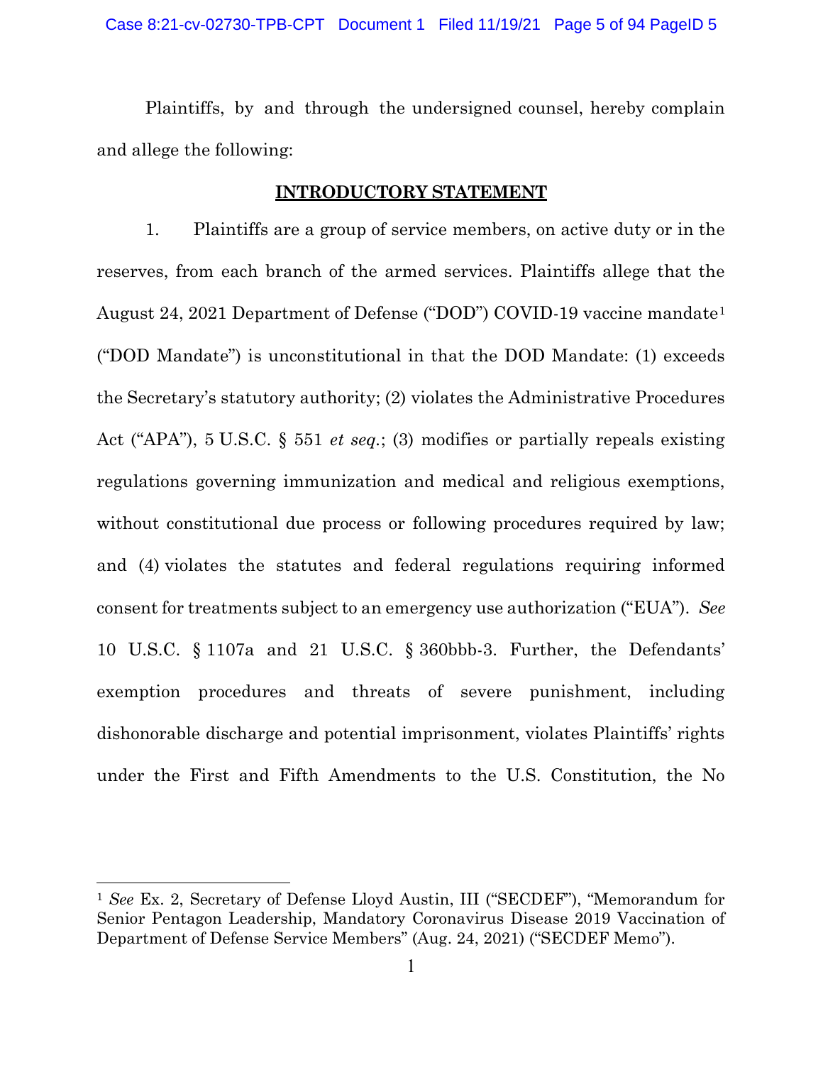Plaintiffs, by and through the undersigned counsel, hereby complain and allege the following:

## INTRODUCTORY STATEMENT

1. Plaintiffs are a group of service members, on active duty or in the reserves, from each branch of the armed services. Plaintiffs allege that the August 24, 2021 Department of Defense ("DOD") COVID-19 vaccine mandate[1] ("DOD Mandate") is unconstitutional in that the DOD Mandate: (1) exceeds the Secretary's statutory authority; (2) violates the Administrative Procedures Act ("APA"), 5 U.S.C. § 551 *et seq.*; (3) modifies or partially repeals existing regulations governing immunization and medical and religious exemptions, without constitutional due process or following procedures required by law; and (4) violates the statutes and federal regulations requiring informed consent for treatments subject to an emergency use authorization ("EUA"). *See* 10 U.S.C. § 1107a and 21 U.S.C. § 360bbb-3. Further, the Defendants' exemption procedures and threats of severe punishment, including dishonorable discharge and potential imprisonment, violates Plaintiffs' rights under the First and Fifth Amendments to the U.S. Constitution, the No

---

[1] *See* Ex. 2, Secretary of Defense Lloyd Austin, III ("SECDEF"), "Memorandum for Senior Pentagon Leadership, Mandatory Coronavirus Disease 2019 Vaccination of Department of Defense Service Members" (Aug. 24, 2021) ("SECDEF Memo").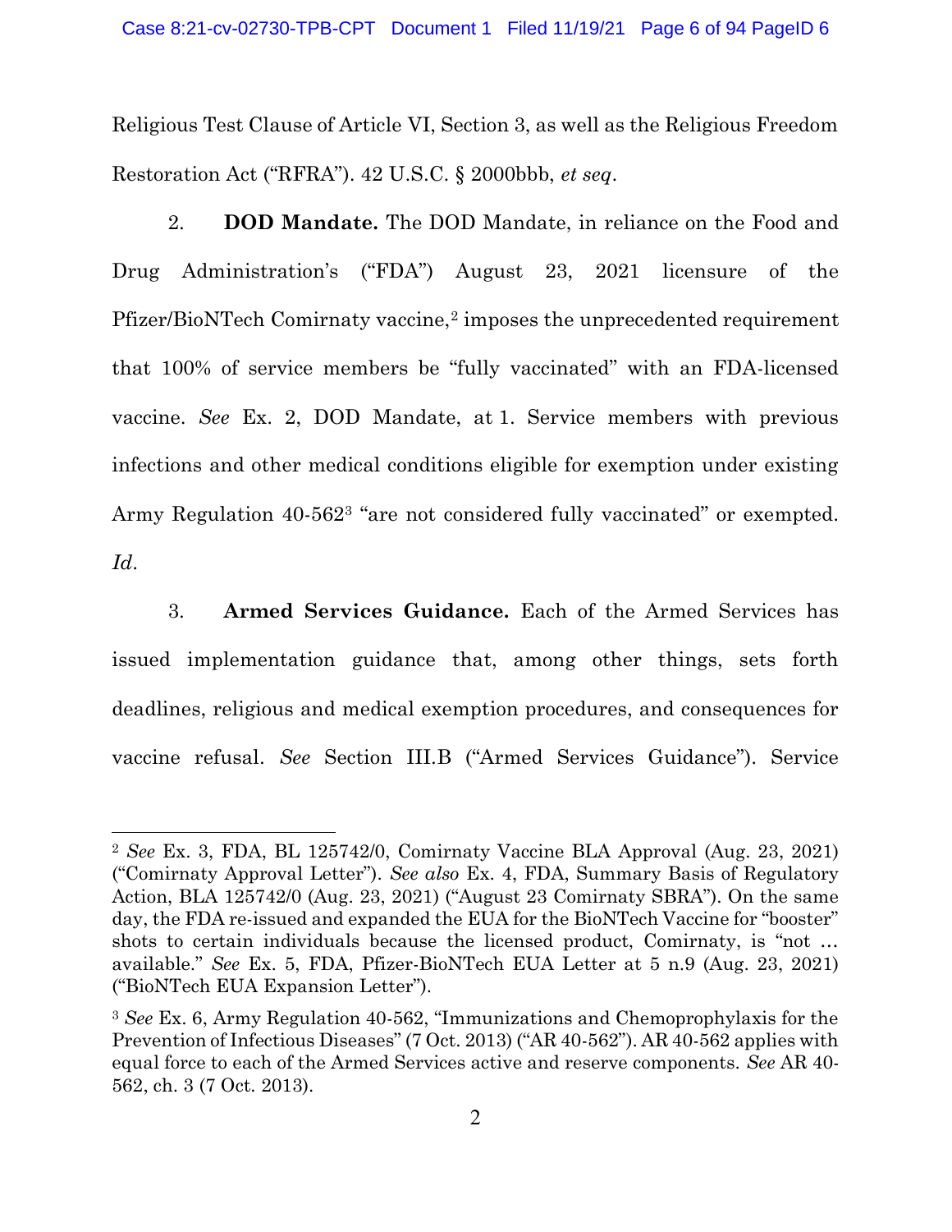Religious Test Clause of Article VI, Section 3, as well as the Religious Freedom Restoration Act ("RFRA"). 42 U.S.C. § 2000bbb, *et seq*.

2. **DOD Mandate.** The DOD Mandate, in reliance on the Food and Drug Administration's ("FDA") August 23, 2021 licensure of the Pfizer/BioNTech Comirnaty vaccine,[2] imposes the unprecedented requirement that 100% of service members be "fully vaccinated" with an FDA-licensed vaccine. *See* Ex. 2, DOD Mandate, at 1. Service members with previous infections and other medical conditions eligible for exemption under existing Army Regulation 40-562[3] "are not considered fully vaccinated" or exempted. *Id*.

3. **Armed Services Guidance.** Each of the Armed Services has issued implementation guidance that, among other things, sets forth deadlines, religious and medical exemption procedures, and consequences for vaccine refusal. *See* Section III.B ("Armed Services Guidance"). Service

---

[2] *See* Ex. 3, FDA, BL 125742/0, Comirnaty Vaccine BLA Approval (Aug. 23, 2021) ("Comirnaty Approval Letter"). *See also* Ex. 4, FDA, Summary Basis of Regulatory Action, BLA 125742/0 (Aug. 23, 2021) ("August 23 Comirnaty SBRA"). On the same day, the FDA re-issued and expanded the EUA for the BioNTech Vaccine for "booster" shots to certain individuals because the licensed product, Comirnaty, is "not … available." *See* Ex. 5, FDA, Pfizer-BioNTech EUA Letter at 5 n.9 (Aug. 23, 2021) ("BioNTech EUA Expansion Letter").

[3] *See* Ex. 6, Army Regulation 40-562, "Immunizations and Chemoprophylaxis for the Prevention of Infectious Diseases" (7 Oct. 2013) ("AR 40-562"). AR 40-562 applies with equal force to each of the Armed Services active and reserve components. *See* AR 40-562, ch. 3 (7 Oct. 2013).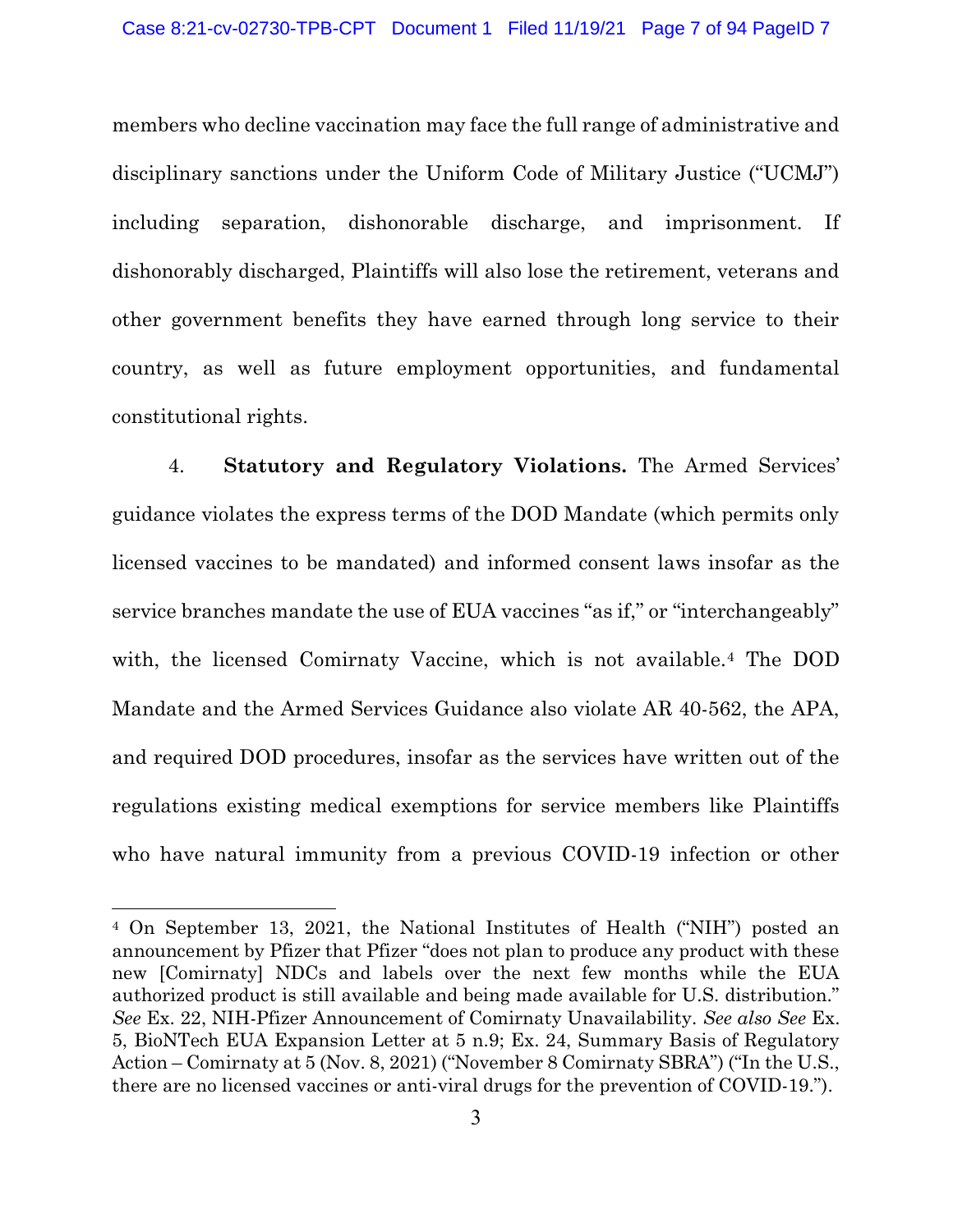members who decline vaccination may face the full range of administrative and disciplinary sanctions under the Uniform Code of Military Justice ("UCMJ") including separation, dishonorable discharge, and imprisonment. If dishonorably discharged, Plaintiffs will also lose the retirement, veterans and other government benefits they have earned through long service to their country, as well as future employment opportunities, and fundamental constitutional rights.

4. **Statutory and Regulatory Violations.** The Armed Services' guidance violates the express terms of the DOD Mandate (which permits only licensed vaccines to be mandated) and informed consent laws insofar as the service branches mandate the use of EUA vaccines "as if," or "interchangeably" with, the licensed Comirnaty Vaccine, which is not available.[4] The DOD Mandate and the Armed Services Guidance also violate AR 40-562, the APA, and required DOD procedures, insofar as the services have written out of the regulations existing medical exemptions for service members like Plaintiffs who have natural immunity from a previous COVID-19 infection or other

---

[4] On September 13, 2021, the National Institutes of Health ("NIH") posted an announcement by Pfizer that Pfizer "does not plan to produce any product with these new [Comirnaty] NDCs and labels over the next few months while the EUA authorized product is still available and being made available for U.S. distribution." *See* Ex. 22, NIH-Pfizer Announcement of Comirnaty Unavailability. *See also See* Ex. 5, BioNTech EUA Expansion Letter at 5 n.9; Ex. 24, Summary Basis of Regulatory Action – Comirnaty at 5 (Nov. 8, 2021) ("November 8 Comirnaty SBRA") ("In the U.S., there are no licensed vaccines or anti-viral drugs for the prevention of COVID-19.").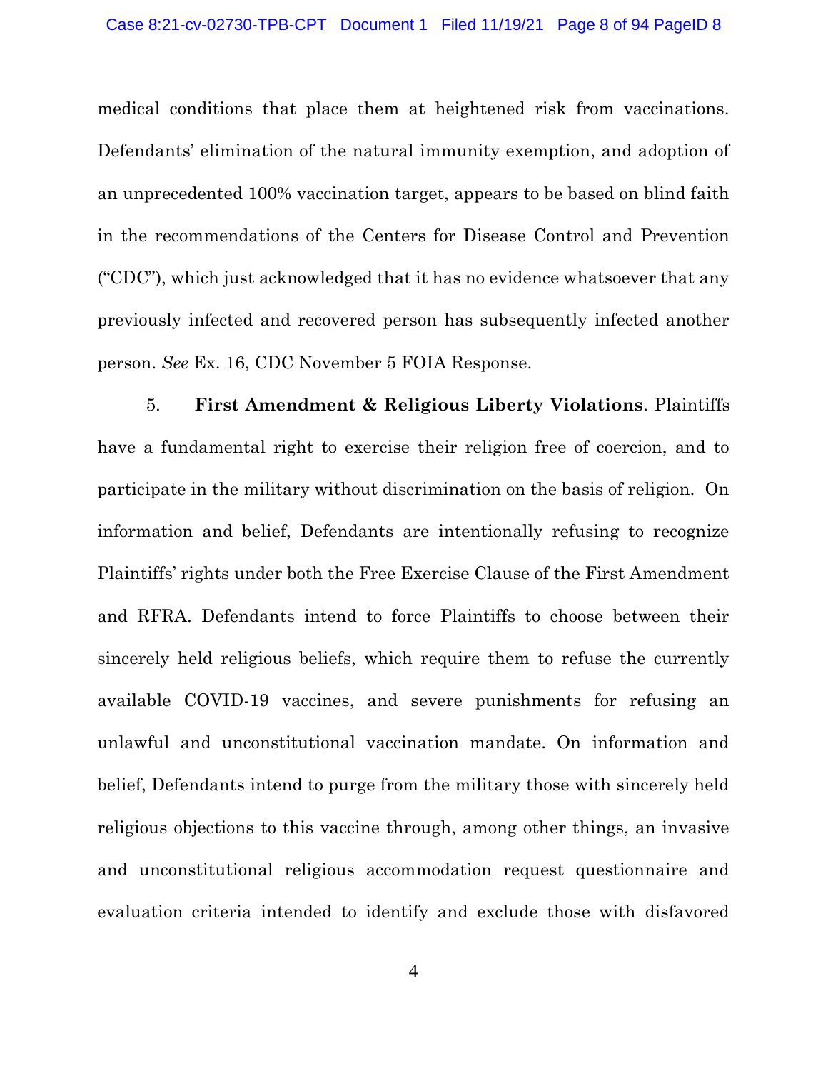medical conditions that place them at heightened risk from vaccinations. Defendants' elimination of the natural immunity exemption, and adoption of an unprecedented 100% vaccination target, appears to be based on blind faith in the recommendations of the Centers for Disease Control and Prevention ("CDC"), which just acknowledged that it has no evidence whatsoever that any previously infected and recovered person has subsequently infected another person. *See* Ex. 16, CDC November 5 FOIA Response.

5. **First Amendment & Religious Liberty Violations**. Plaintiffs have a fundamental right to exercise their religion free of coercion, and to participate in the military without discrimination on the basis of religion. On information and belief, Defendants are intentionally refusing to recognize Plaintiffs' rights under both the Free Exercise Clause of the First Amendment and RFRA. Defendants intend to force Plaintiffs to choose between their sincerely held religious beliefs, which require them to refuse the currently available COVID-19 vaccines, and severe punishments for refusing an unlawful and unconstitutional vaccination mandate. On information and belief, Defendants intend to purge from the military those with sincerely held religious objections to this vaccine through, among other things, an invasive and unconstitutional religious accommodation request questionnaire and evaluation criteria intended to identify and exclude those with disfavored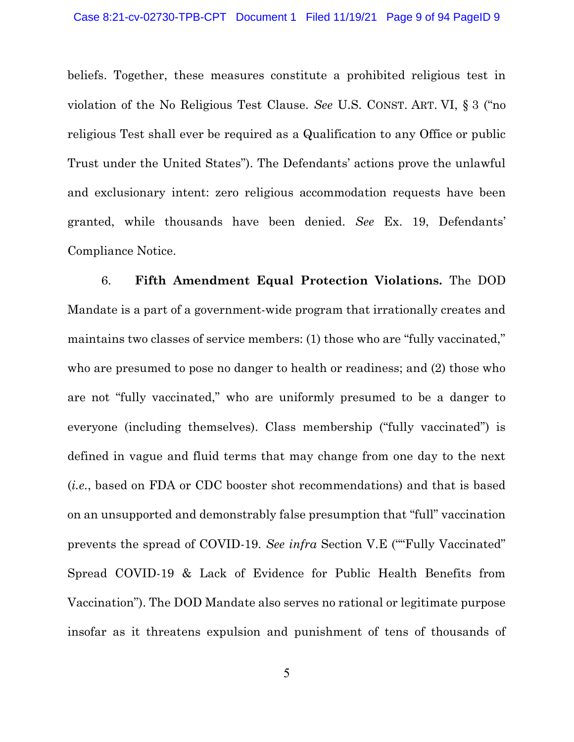beliefs. Together, these measures constitute a prohibited religious test in violation of the No Religious Test Clause. *See* U.S. CONST. ART. VI, § 3 ("no religious Test shall ever be required as a Qualification to any Office or public Trust under the United States"). The Defendants' actions prove the unlawful and exclusionary intent: zero religious accommodation requests have been granted, while thousands have been denied. *See* Ex. 19, Defendants' Compliance Notice.

6. **Fifth Amendment Equal Protection Violations.** The DOD Mandate is a part of a government-wide program that irrationally creates and maintains two classes of service members: (1) those who are "fully vaccinated," who are presumed to pose no danger to health or readiness; and (2) those who are not "fully vaccinated," who are uniformly presumed to be a danger to everyone (including themselves). Class membership ("fully vaccinated") is defined in vague and fluid terms that may change from one day to the next (*i.e.*, based on FDA or CDC booster shot recommendations) and that is based on an unsupported and demonstrably false presumption that "full" vaccination prevents the spread of COVID-19. *See infra* Section V.E (""Fully Vaccinated" Spread COVID-19 & Lack of Evidence for Public Health Benefits from Vaccination"). The DOD Mandate also serves no rational or legitimate purpose insofar as it threatens expulsion and punishment of tens of thousands of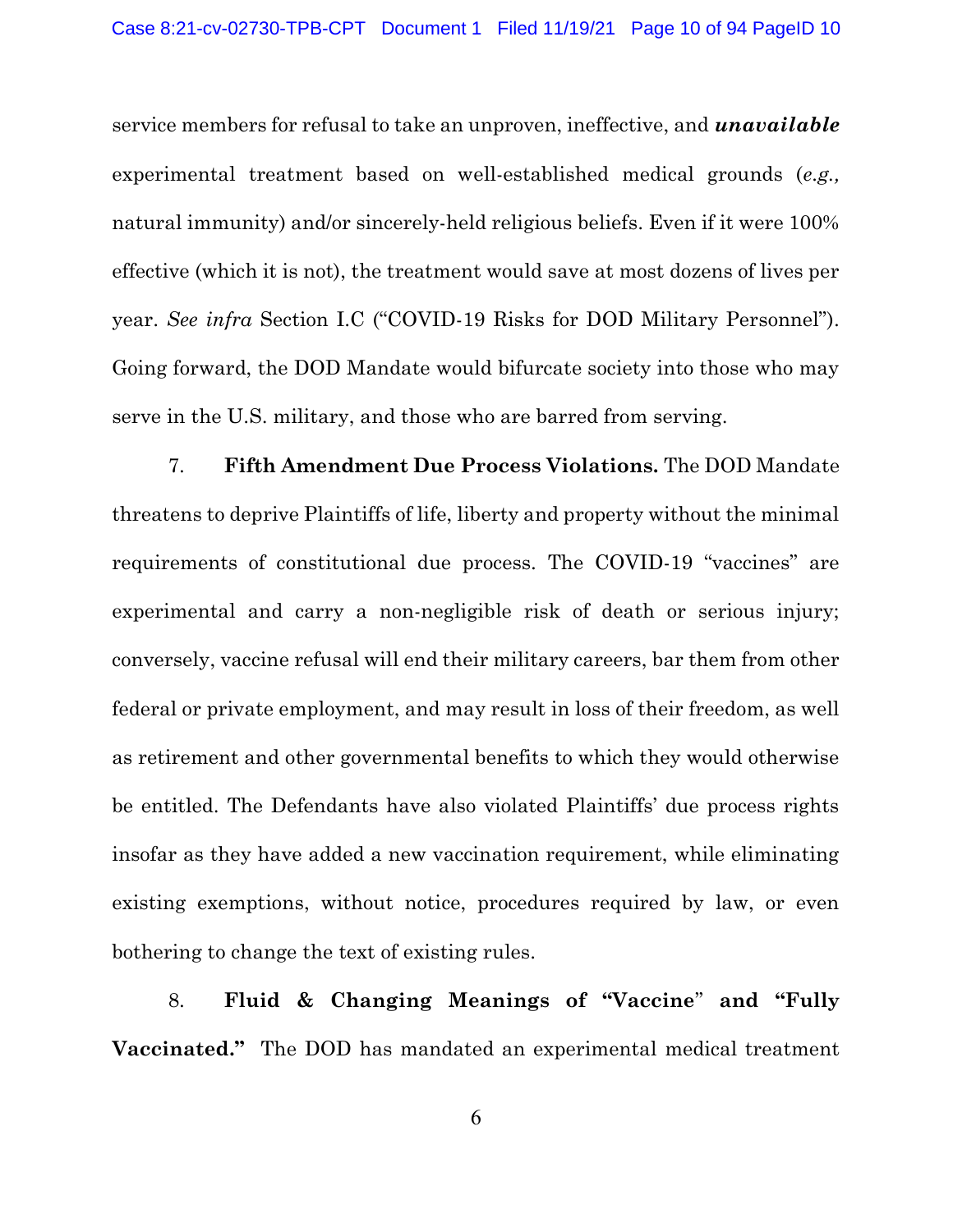service members for refusal to take an unproven, ineffective, and ***unavailable*** experimental treatment based on well-established medical grounds (*e.g.,* natural immunity) and/or sincerely-held religious beliefs. Even if it were 100% effective (which it is not), the treatment would save at most dozens of lives per year. *See infra* Section I.C ("COVID-19 Risks for DOD Military Personnel"). Going forward, the DOD Mandate would bifurcate society into those who may serve in the U.S. military, and those who are barred from serving.

7. **Fifth Amendment Due Process Violations.** The DOD Mandate threatens to deprive Plaintiffs of life, liberty and property without the minimal requirements of constitutional due process. The COVID-19 "vaccines" are experimental and carry a non-negligible risk of death or serious injury; conversely, vaccine refusal will end their military careers, bar them from other federal or private employment, and may result in loss of their freedom, as well as retirement and other governmental benefits to which they would otherwise be entitled. The Defendants have also violated Plaintiffs' due process rights insofar as they have added a new vaccination requirement, while eliminating existing exemptions, without notice, procedures required by law, or even bothering to change the text of existing rules.

8. **Fluid & Changing Meanings of "Vaccine" and "Fully Vaccinated."** The DOD has mandated an experimental medical treatment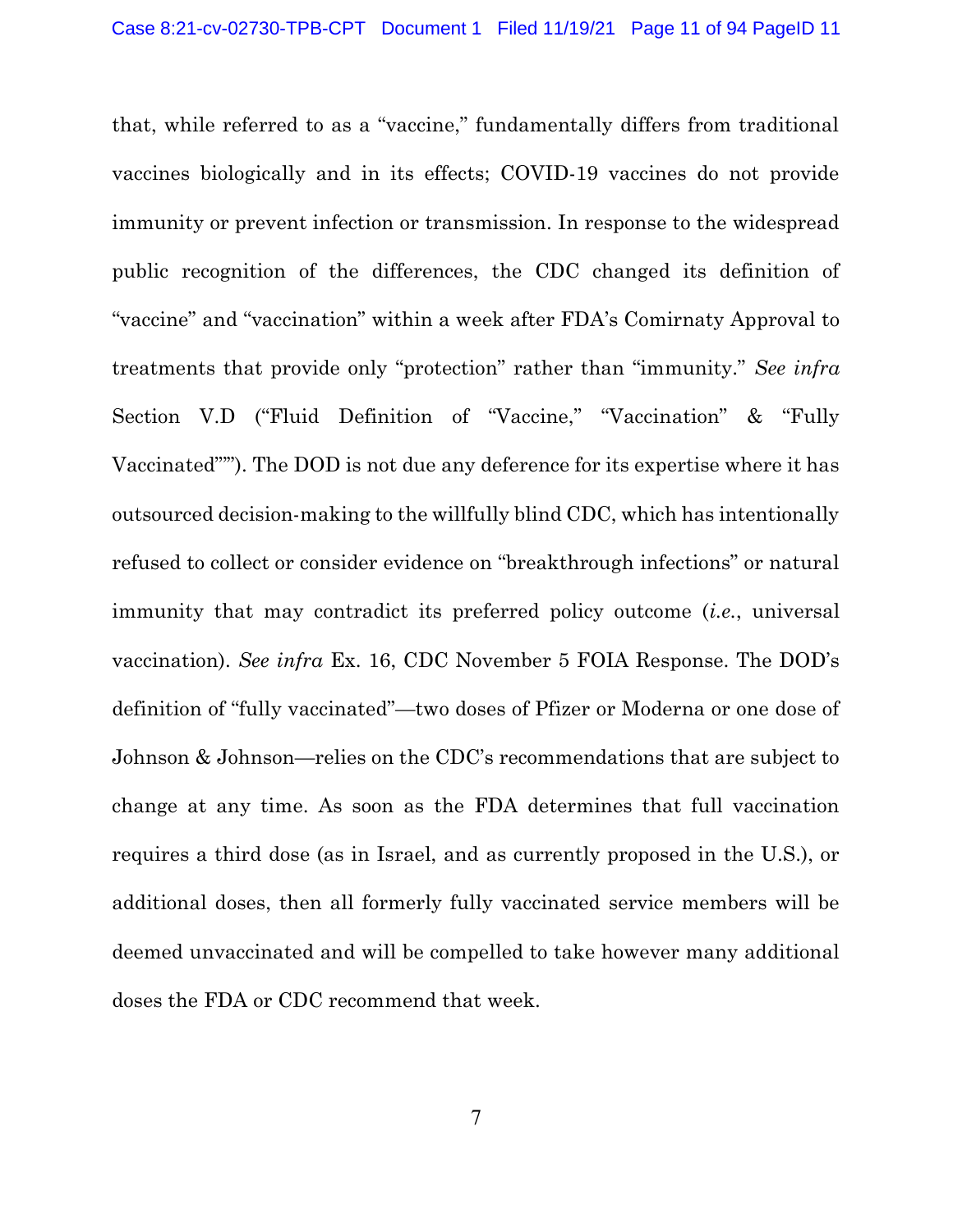that, while referred to as a "vaccine," fundamentally differs from traditional vaccines biologically and in its effects; COVID-19 vaccines do not provide immunity or prevent infection or transmission. In response to the widespread public recognition of the differences, the CDC changed its definition of "vaccine" and "vaccination" within a week after FDA's Comirnaty Approval to treatments that provide only "protection" rather than "immunity." *See infra* Section V.D ("Fluid Definition of "Vaccine," "Vaccination" & "Fully Vaccinated""). The DOD is not due any deference for its expertise where it has outsourced decision-making to the willfully blind CDC, which has intentionally refused to collect or consider evidence on "breakthrough infections" or natural immunity that may contradict its preferred policy outcome (*i.e.*, universal vaccination). *See infra* Ex. 16, CDC November 5 FOIA Response. The DOD's definition of "fully vaccinated"—two doses of Pfizer or Moderna or one dose of Johnson & Johnson—relies on the CDC's recommendations that are subject to change at any time. As soon as the FDA determines that full vaccination requires a third dose (as in Israel, and as currently proposed in the U.S.), or additional doses, then all formerly fully vaccinated service members will be deemed unvaccinated and will be compelled to take however many additional doses the FDA or CDC recommend that week.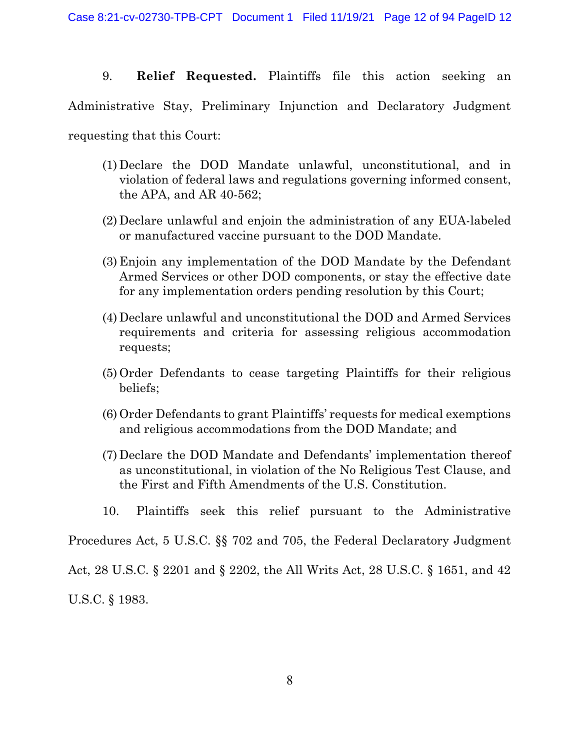9. **Relief Requested.** Plaintiffs file this action seeking an Administrative Stay, Preliminary Injunction and Declaratory Judgment requesting that this Court:

(1) Declare the DOD Mandate unlawful, unconstitutional, and in violation of federal laws and regulations governing informed consent, the APA, and AR 40-562;

(2) Declare unlawful and enjoin the administration of any EUA-labeled or manufactured vaccine pursuant to the DOD Mandate.

(3) Enjoin any implementation of the DOD Mandate by the Defendant Armed Services or other DOD components, or stay the effective date for any implementation orders pending resolution by this Court;

(4) Declare unlawful and unconstitutional the DOD and Armed Services requirements and criteria for assessing religious accommodation requests;

(5) Order Defendants to cease targeting Plaintiffs for their religious beliefs;

(6) Order Defendants to grant Plaintiffs' requests for medical exemptions and religious accommodations from the DOD Mandate; and

(7) Declare the DOD Mandate and Defendants' implementation thereof as unconstitutional, in violation of the No Religious Test Clause, and the First and Fifth Amendments of the U.S. Constitution.

10. Plaintiffs seek this relief pursuant to the Administrative Procedures Act, 5 U.S.C. §§ 702 and 705, the Federal Declaratory Judgment Act, 28 U.S.C. § 2201 and § 2202, the All Writs Act, 28 U.S.C. § 1651, and 42 U.S.C. § 1983.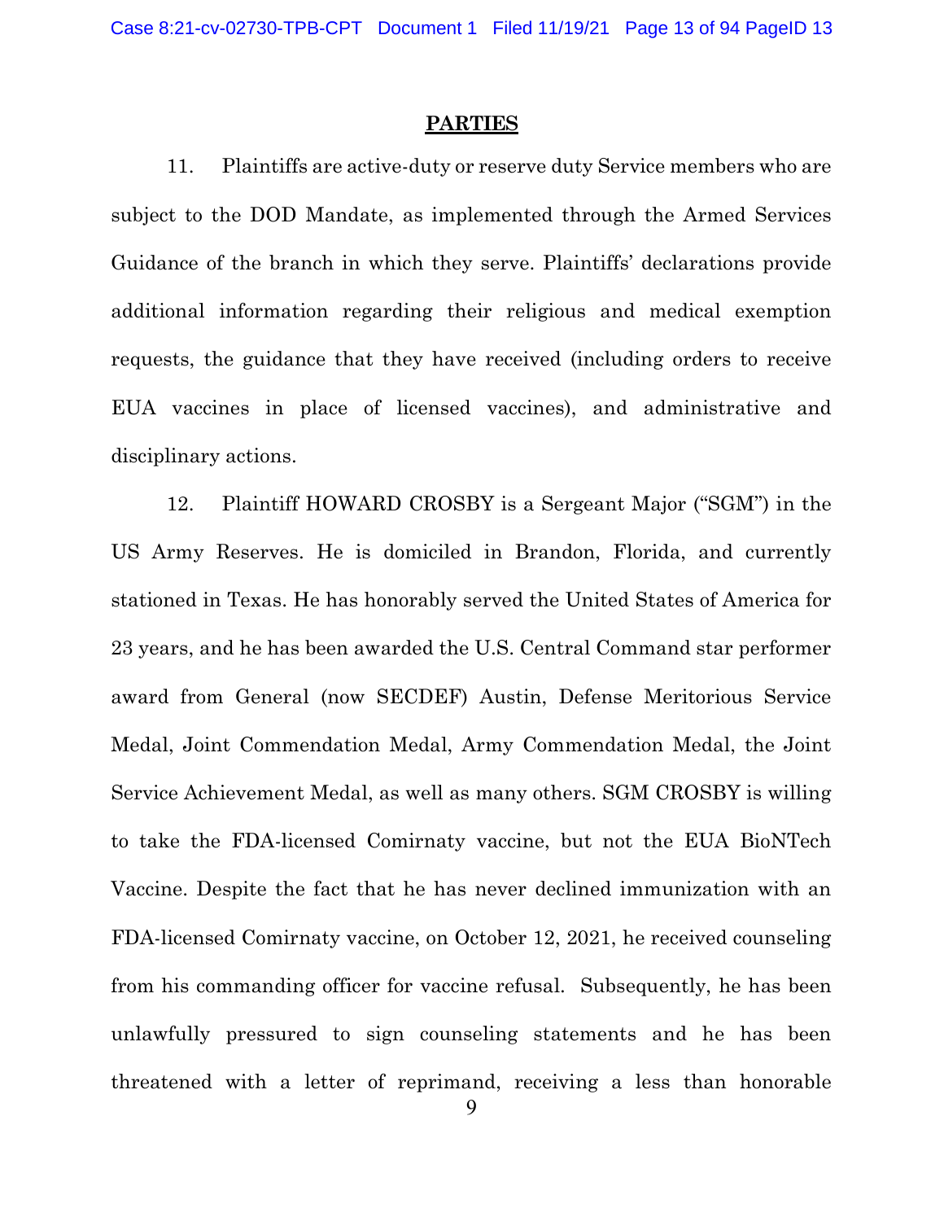## PARTIES

11. Plaintiffs are active-duty or reserve duty Service members who are subject to the DOD Mandate, as implemented through the Armed Services Guidance of the branch in which they serve. Plaintiffs' declarations provide additional information regarding their religious and medical exemption requests, the guidance that they have received (including orders to receive EUA vaccines in place of licensed vaccines), and administrative and disciplinary actions.

12. Plaintiff HOWARD CROSBY is a Sergeant Major ("SGM") in the US Army Reserves. He is domiciled in Brandon, Florida, and currently stationed in Texas. He has honorably served the United States of America for 23 years, and he has been awarded the U.S. Central Command star performer award from General (now SECDEF) Austin, Defense Meritorious Service Medal, Joint Commendation Medal, Army Commendation Medal, the Joint Service Achievement Medal, as well as many others. SGM CROSBY is willing to take the FDA-licensed Comirnaty vaccine, but not the EUA BioNTech Vaccine. Despite the fact that he has never declined immunization with an FDA-licensed Comirnaty vaccine, on October 12, 2021, he received counseling from his commanding officer for vaccine refusal. Subsequently, he has been unlawfully pressured to sign counseling statements and he has been threatened with a letter of reprimand, receiving a less than honorable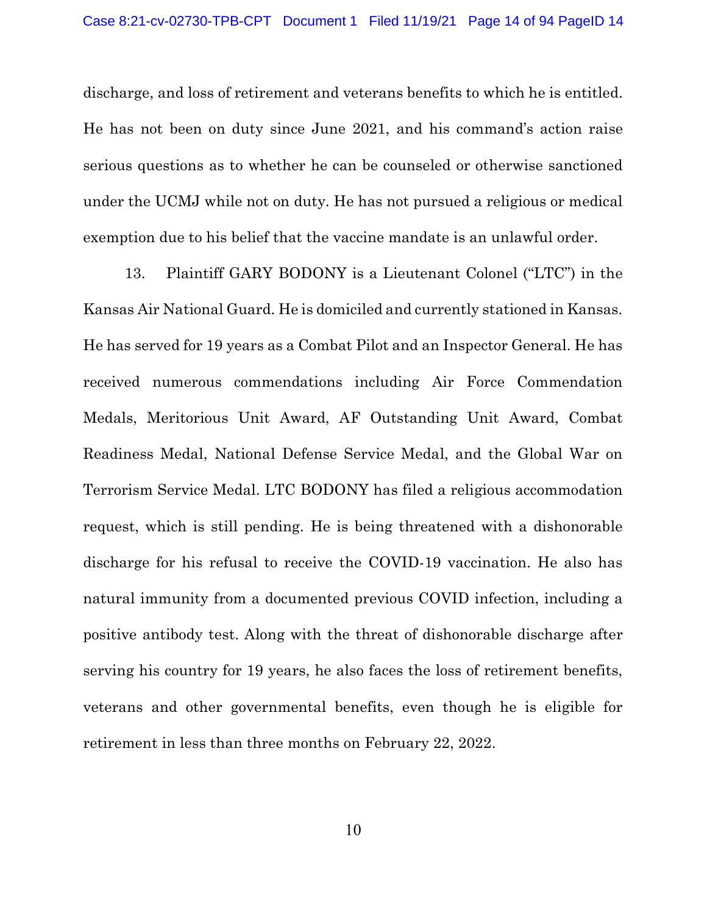discharge, and loss of retirement and veterans benefits to which he is entitled. He has not been on duty since June 2021, and his command's action raise serious questions as to whether he can be counseled or otherwise sanctioned under the UCMJ while not on duty. He has not pursued a religious or medical exemption due to his belief that the vaccine mandate is an unlawful order.

13. Plaintiff GARY BODONY is a Lieutenant Colonel ("LTC") in the Kansas Air National Guard. He is domiciled and currently stationed in Kansas. He has served for 19 years as a Combat Pilot and an Inspector General. He has received numerous commendations including Air Force Commendation Medals, Meritorious Unit Award, AF Outstanding Unit Award, Combat Readiness Medal, National Defense Service Medal, and the Global War on Terrorism Service Medal. LTC BODONY has filed a religious accommodation request, which is still pending. He is being threatened with a dishonorable discharge for his refusal to receive the COVID-19 vaccination. He also has natural immunity from a documented previous COVID infection, including a positive antibody test. Along with the threat of dishonorable discharge after serving his country for 19 years, he also faces the loss of retirement benefits, veterans and other governmental benefits, even though he is eligible for retirement in less than three months on February 22, 2022.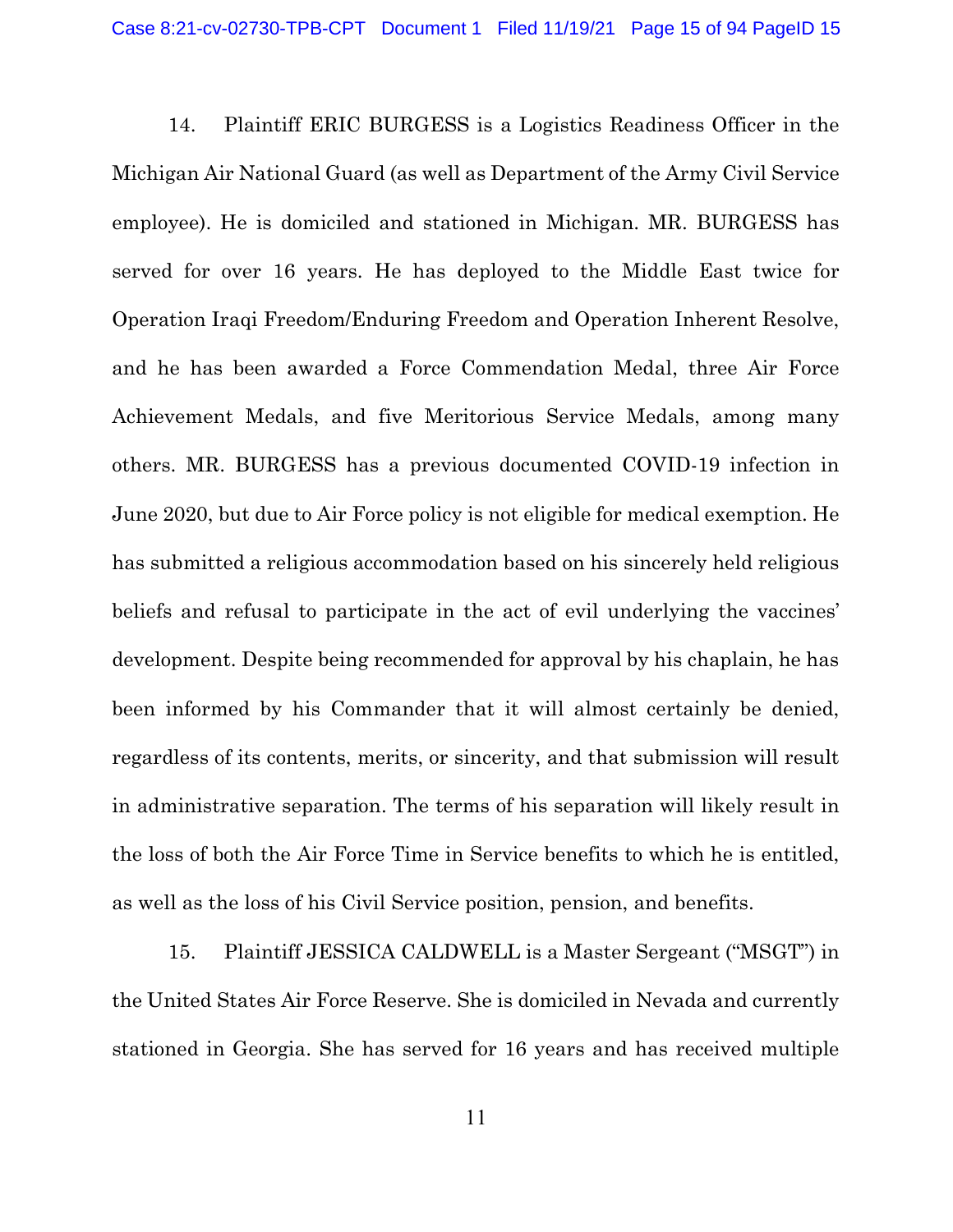14. Plaintiff ERIC BURGESS is a Logistics Readiness Officer in the Michigan Air National Guard (as well as Department of the Army Civil Service employee). He is domiciled and stationed in Michigan. MR. BURGESS has served for over 16 years. He has deployed to the Middle East twice for Operation Iraqi Freedom/Enduring Freedom and Operation Inherent Resolve, and he has been awarded a Force Commendation Medal, three Air Force Achievement Medals, and five Meritorious Service Medals, among many others. MR. BURGESS has a previous documented COVID-19 infection in June 2020, but due to Air Force policy is not eligible for medical exemption. He has submitted a religious accommodation based on his sincerely held religious beliefs and refusal to participate in the act of evil underlying the vaccines' development. Despite being recommended for approval by his chaplain, he has been informed by his Commander that it will almost certainly be denied, regardless of its contents, merits, or sincerity, and that submission will result in administrative separation. The terms of his separation will likely result in the loss of both the Air Force Time in Service benefits to which he is entitled, as well as the loss of his Civil Service position, pension, and benefits.

15. Plaintiff JESSICA CALDWELL is a Master Sergeant ("MSGT") in the United States Air Force Reserve. She is domiciled in Nevada and currently stationed in Georgia. She has served for 16 years and has received multiple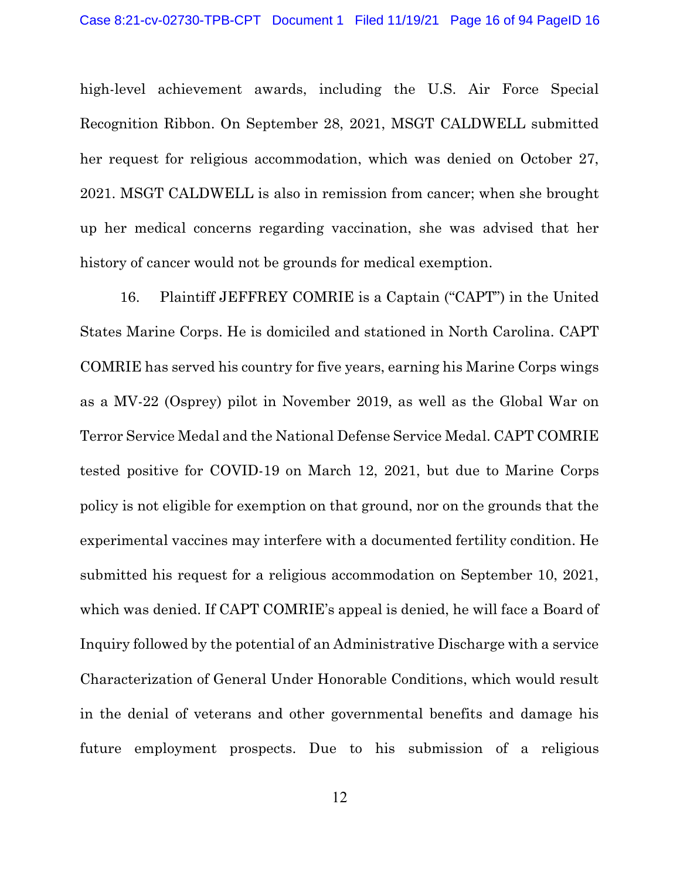high-level achievement awards, including the U.S. Air Force Special Recognition Ribbon. On September 28, 2021, MSGT CALDWELL submitted her request for religious accommodation, which was denied on October 27, 2021. MSGT CALDWELL is also in remission from cancer; when she brought up her medical concerns regarding vaccination, she was advised that her history of cancer would not be grounds for medical exemption.

16. Plaintiff JEFFREY COMRIE is a Captain ("CAPT") in the United States Marine Corps. He is domiciled and stationed in North Carolina. CAPT COMRIE has served his country for five years, earning his Marine Corps wings as a MV-22 (Osprey) pilot in November 2019, as well as the Global War on Terror Service Medal and the National Defense Service Medal. CAPT COMRIE tested positive for COVID-19 on March 12, 2021, but due to Marine Corps policy is not eligible for exemption on that ground, nor on the grounds that the experimental vaccines may interfere with a documented fertility condition. He submitted his request for a religious accommodation on September 10, 2021, which was denied. If CAPT COMRIE's appeal is denied, he will face a Board of Inquiry followed by the potential of an Administrative Discharge with a service Characterization of General Under Honorable Conditions, which would result in the denial of veterans and other governmental benefits and damage his future employment prospects. Due to his submission of a religious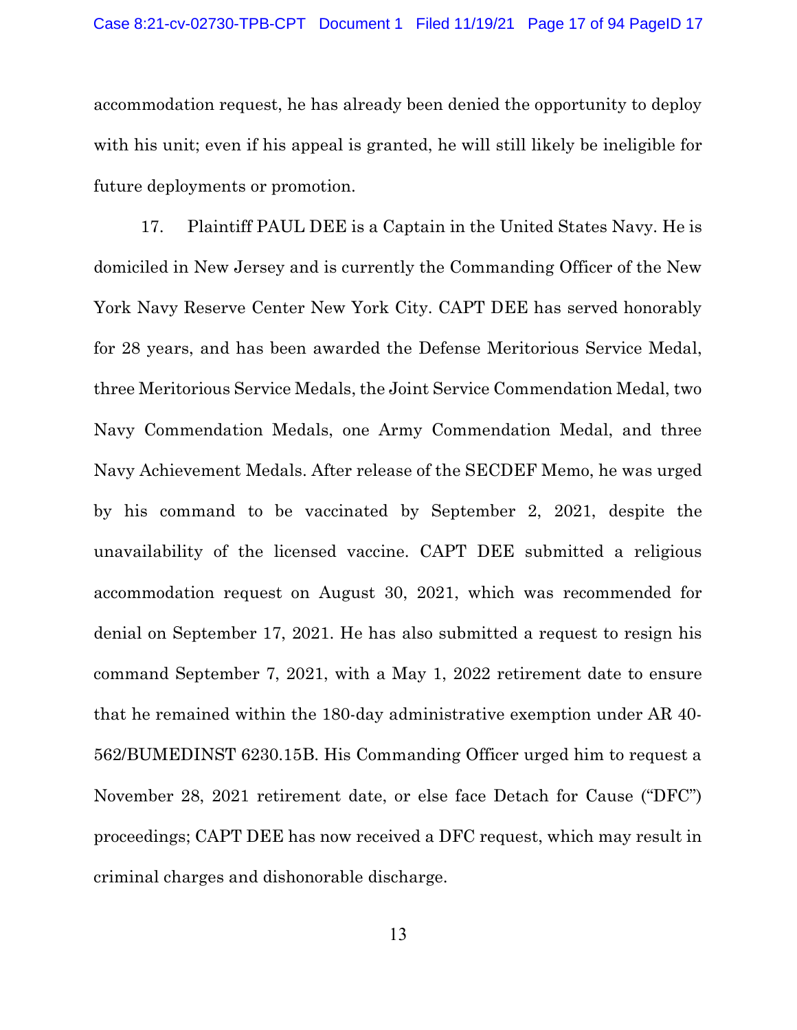accommodation request, he has already been denied the opportunity to deploy with his unit; even if his appeal is granted, he will still likely be ineligible for future deployments or promotion.

17. Plaintiff PAUL DEE is a Captain in the United States Navy. He is domiciled in New Jersey and is currently the Commanding Officer of the New York Navy Reserve Center New York City. CAPT DEE has served honorably for 28 years, and has been awarded the Defense Meritorious Service Medal, three Meritorious Service Medals, the Joint Service Commendation Medal, two Navy Commendation Medals, one Army Commendation Medal, and three Navy Achievement Medals. After release of the SECDEF Memo, he was urged by his command to be vaccinated by September 2, 2021, despite the unavailability of the licensed vaccine. CAPT DEE submitted a religious accommodation request on August 30, 2021, which was recommended for denial on September 17, 2021. He has also submitted a request to resign his command September 7, 2021, with a May 1, 2022 retirement date to ensure that he remained within the 180-day administrative exemption under AR 40-562/BUMEDINST 6230.15B. His Commanding Officer urged him to request a November 28, 2021 retirement date, or else face Detach for Cause ("DFC") proceedings; CAPT DEE has now received a DFC request, which may result in criminal charges and dishonorable discharge.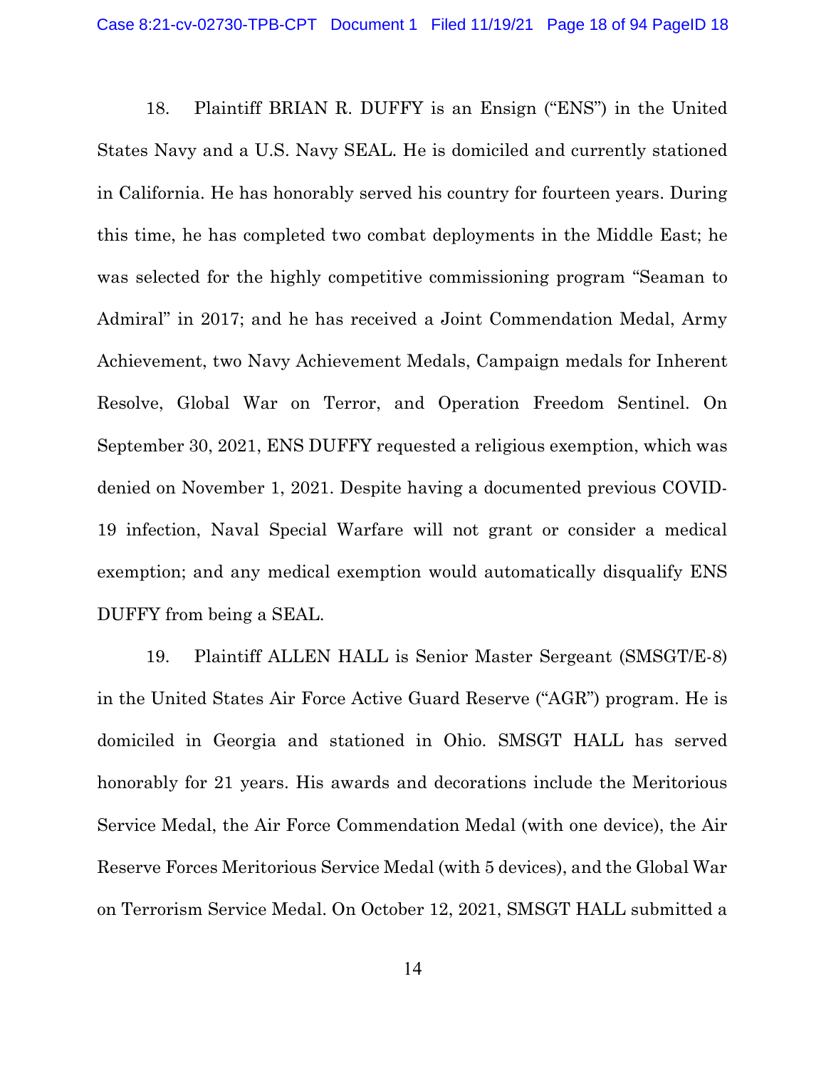18. Plaintiff BRIAN R. DUFFY is an Ensign ("ENS") in the United States Navy and a U.S. Navy SEAL. He is domiciled and currently stationed in California. He has honorably served his country for fourteen years. During this time, he has completed two combat deployments in the Middle East; he was selected for the highly competitive commissioning program "Seaman to Admiral" in 2017; and he has received a Joint Commendation Medal, Army Achievement, two Navy Achievement Medals, Campaign medals for Inherent Resolve, Global War on Terror, and Operation Freedom Sentinel. On September 30, 2021, ENS DUFFY requested a religious exemption, which was denied on November 1, 2021. Despite having a documented previous COVID-19 infection, Naval Special Warfare will not grant or consider a medical exemption; and any medical exemption would automatically disqualify ENS DUFFY from being a SEAL.

19. Plaintiff ALLEN HALL is Senior Master Sergeant (SMSGT/E-8) in the United States Air Force Active Guard Reserve ("AGR") program. He is domiciled in Georgia and stationed in Ohio. SMSGT HALL has served honorably for 21 years. His awards and decorations include the Meritorious Service Medal, the Air Force Commendation Medal (with one device), the Air Reserve Forces Meritorious Service Medal (with 5 devices), and the Global War on Terrorism Service Medal. On October 12, 2021, SMSGT HALL submitted a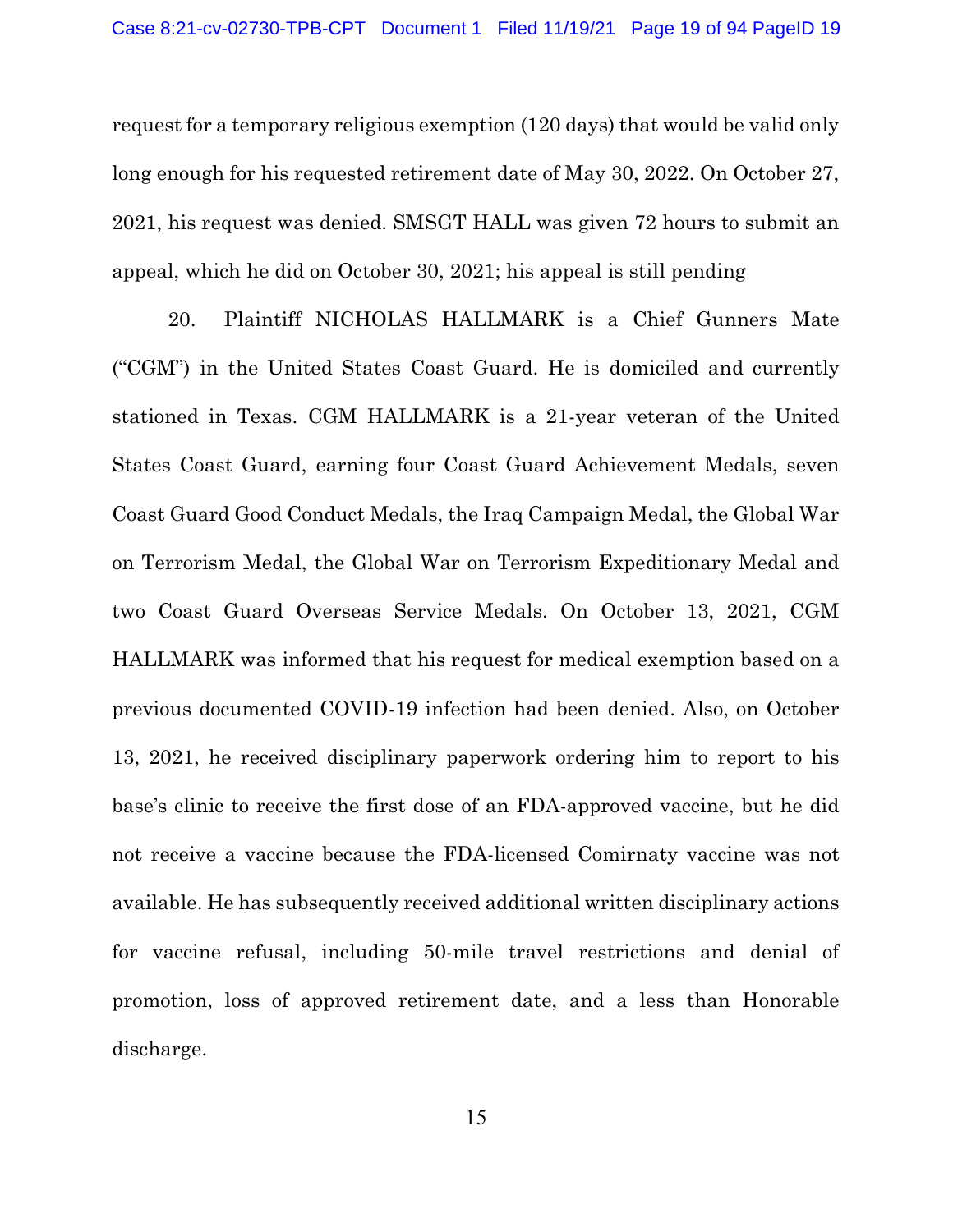request for a temporary religious exemption (120 days) that would be valid only long enough for his requested retirement date of May 30, 2022. On October 27, 2021, his request was denied. SMSGT HALL was given 72 hours to submit an appeal, which he did on October 30, 2021; his appeal is still pending

20. Plaintiff NICHOLAS HALLMARK is a Chief Gunners Mate ("CGM") in the United States Coast Guard. He is domiciled and currently stationed in Texas. CGM HALLMARK is a 21-year veteran of the United States Coast Guard, earning four Coast Guard Achievement Medals, seven Coast Guard Good Conduct Medals, the Iraq Campaign Medal, the Global War on Terrorism Medal, the Global War on Terrorism Expeditionary Medal and two Coast Guard Overseas Service Medals. On October 13, 2021, CGM HALLMARK was informed that his request for medical exemption based on a previous documented COVID-19 infection had been denied. Also, on October 13, 2021, he received disciplinary paperwork ordering him to report to his base's clinic to receive the first dose of an FDA-approved vaccine, but he did not receive a vaccine because the FDA-licensed Comirnaty vaccine was not available. He has subsequently received additional written disciplinary actions for vaccine refusal, including 50-mile travel restrictions and denial of promotion, loss of approved retirement date, and a less than Honorable discharge.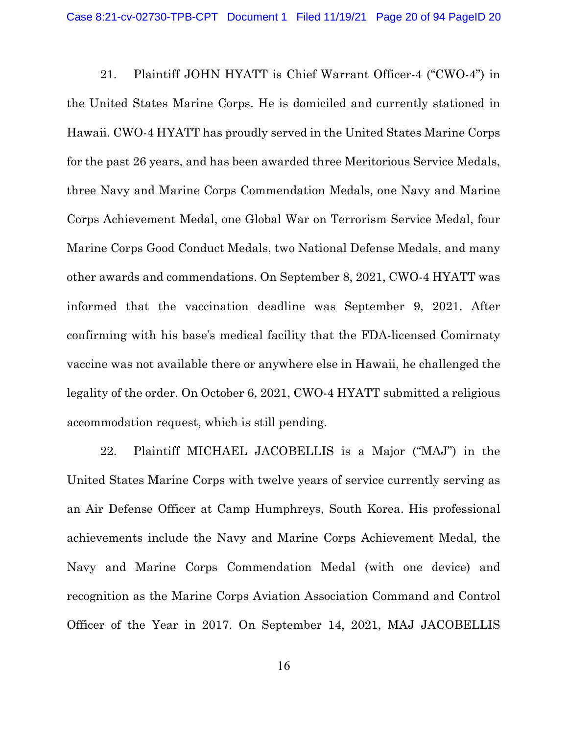21. Plaintiff JOHN HYATT is Chief Warrant Officer-4 ("CWO-4") in the United States Marine Corps. He is domiciled and currently stationed in Hawaii. CWO-4 HYATT has proudly served in the United States Marine Corps for the past 26 years, and has been awarded three Meritorious Service Medals, three Navy and Marine Corps Commendation Medals, one Navy and Marine Corps Achievement Medal, one Global War on Terrorism Service Medal, four Marine Corps Good Conduct Medals, two National Defense Medals, and many other awards and commendations. On September 8, 2021, CWO-4 HYATT was informed that the vaccination deadline was September 9, 2021. After confirming with his base's medical facility that the FDA-licensed Comirnaty vaccine was not available there or anywhere else in Hawaii, he challenged the legality of the order. On October 6, 2021, CWO-4 HYATT submitted a religious accommodation request, which is still pending.

22. Plaintiff MICHAEL JACOBELLIS is a Major ("MAJ") in the United States Marine Corps with twelve years of service currently serving as an Air Defense Officer at Camp Humphreys, South Korea. His professional achievements include the Navy and Marine Corps Achievement Medal, the Navy and Marine Corps Commendation Medal (with one device) and recognition as the Marine Corps Aviation Association Command and Control Officer of the Year in 2017. On September 14, 2021, MAJ JACOBELLIS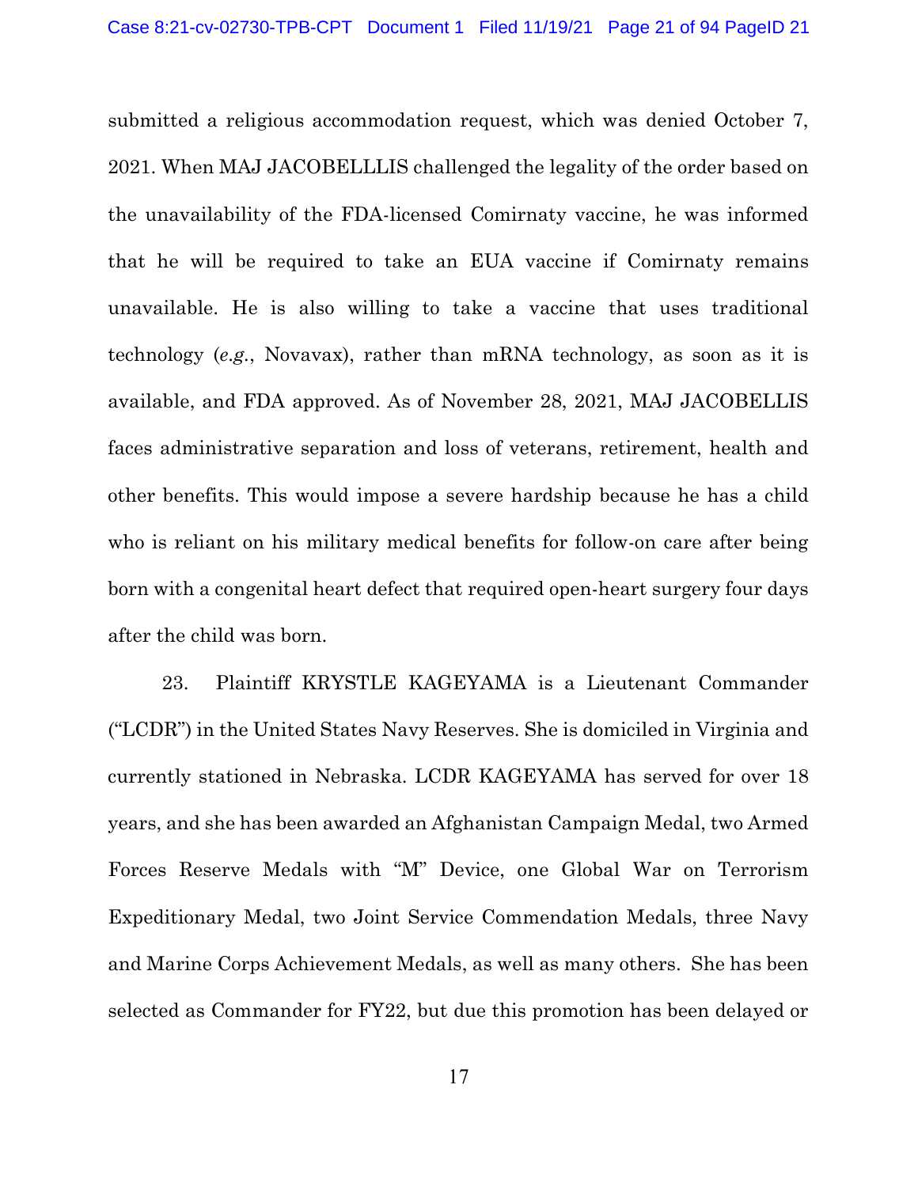submitted a religious accommodation request, which was denied October 7, 2021. When MAJ JACOBELLLIS challenged the legality of the order based on the unavailability of the FDA-licensed Comirnaty vaccine, he was informed that he will be required to take an EUA vaccine if Comirnaty remains unavailable. He is also willing to take a vaccine that uses traditional technology (*e.g.*, Novavax), rather than mRNA technology, as soon as it is available, and FDA approved. As of November 28, 2021, MAJ JACOBELLIS faces administrative separation and loss of veterans, retirement, health and other benefits. This would impose a severe hardship because he has a child who is reliant on his military medical benefits for follow-on care after being born with a congenital heart defect that required open-heart surgery four days after the child was born.

23. Plaintiff KRYSTLE KAGEYAMA is a Lieutenant Commander ("LCDR") in the United States Navy Reserves. She is domiciled in Virginia and currently stationed in Nebraska. LCDR KAGEYAMA has served for over 18 years, and she has been awarded an Afghanistan Campaign Medal, two Armed Forces Reserve Medals with "M" Device, one Global War on Terrorism Expeditionary Medal, two Joint Service Commendation Medals, three Navy and Marine Corps Achievement Medals, as well as many others. She has been selected as Commander for FY22, but due this promotion has been delayed or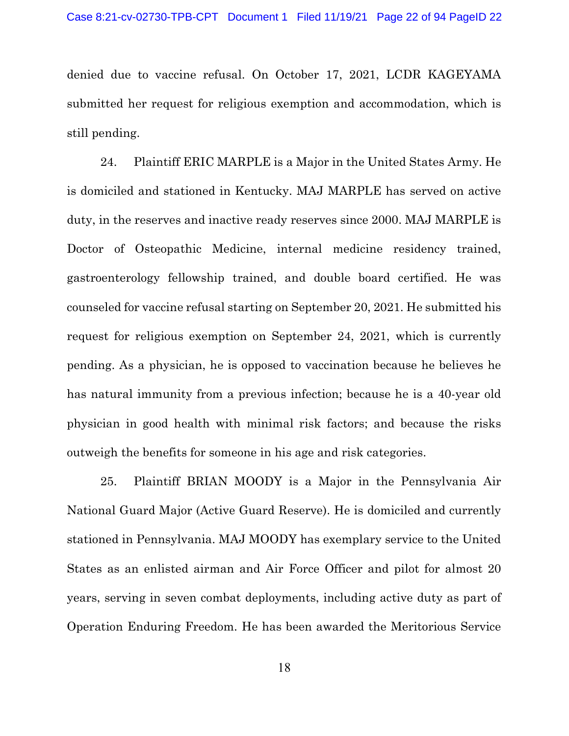denied due to vaccine refusal. On October 17, 2021, LCDR KAGEYAMA submitted her request for religious exemption and accommodation, which is still pending.

24. Plaintiff ERIC MARPLE is a Major in the United States Army. He is domiciled and stationed in Kentucky. MAJ MARPLE has served on active duty, in the reserves and inactive ready reserves since 2000. MAJ MARPLE is Doctor of Osteopathic Medicine, internal medicine residency trained, gastroenterology fellowship trained, and double board certified. He was counseled for vaccine refusal starting on September 20, 2021. He submitted his request for religious exemption on September 24, 2021, which is currently pending. As a physician, he is opposed to vaccination because he believes he has natural immunity from a previous infection; because he is a 40-year old physician in good health with minimal risk factors; and because the risks outweigh the benefits for someone in his age and risk categories.

25. Plaintiff BRIAN MOODY is a Major in the Pennsylvania Air National Guard Major (Active Guard Reserve). He is domiciled and currently stationed in Pennsylvania. MAJ MOODY has exemplary service to the United States as an enlisted airman and Air Force Officer and pilot for almost 20 years, serving in seven combat deployments, including active duty as part of Operation Enduring Freedom. He has been awarded the Meritorious Service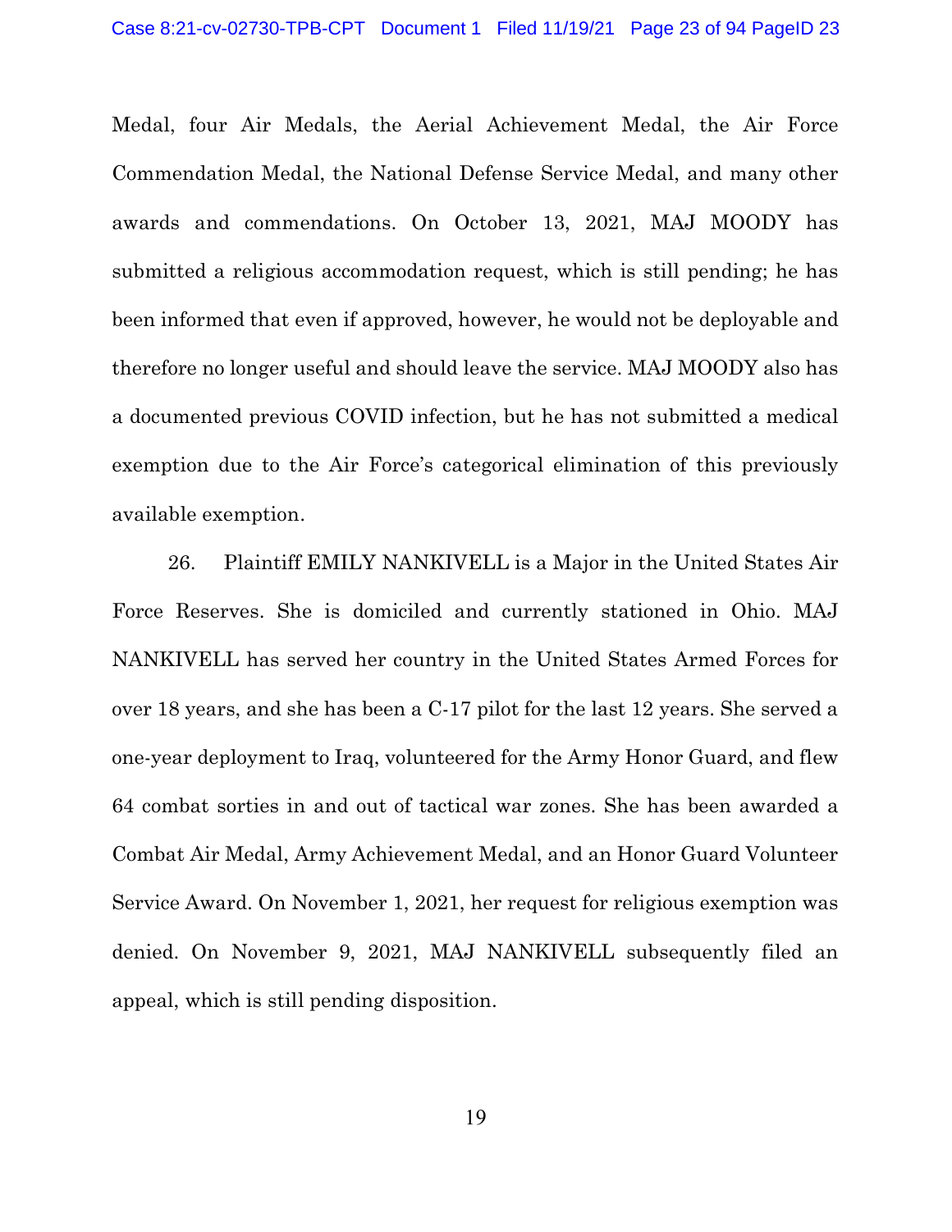Medal, four Air Medals, the Aerial Achievement Medal, the Air Force Commendation Medal, the National Defense Service Medal, and many other awards and commendations. On October 13, 2021, MAJ MOODY has submitted a religious accommodation request, which is still pending; he has been informed that even if approved, however, he would not be deployable and therefore no longer useful and should leave the service. MAJ MOODY also has a documented previous COVID infection, but he has not submitted a medical exemption due to the Air Force's categorical elimination of this previously available exemption.

26. Plaintiff EMILY NANKIVELL is a Major in the United States Air Force Reserves. She is domiciled and currently stationed in Ohio. MAJ NANKIVELL has served her country in the United States Armed Forces for over 18 years, and she has been a C-17 pilot for the last 12 years. She served a one-year deployment to Iraq, volunteered for the Army Honor Guard, and flew 64 combat sorties in and out of tactical war zones. She has been awarded a Combat Air Medal, Army Achievement Medal, and an Honor Guard Volunteer Service Award. On November 1, 2021, her request for religious exemption was denied. On November 9, 2021, MAJ NANKIVELL subsequently filed an appeal, which is still pending disposition.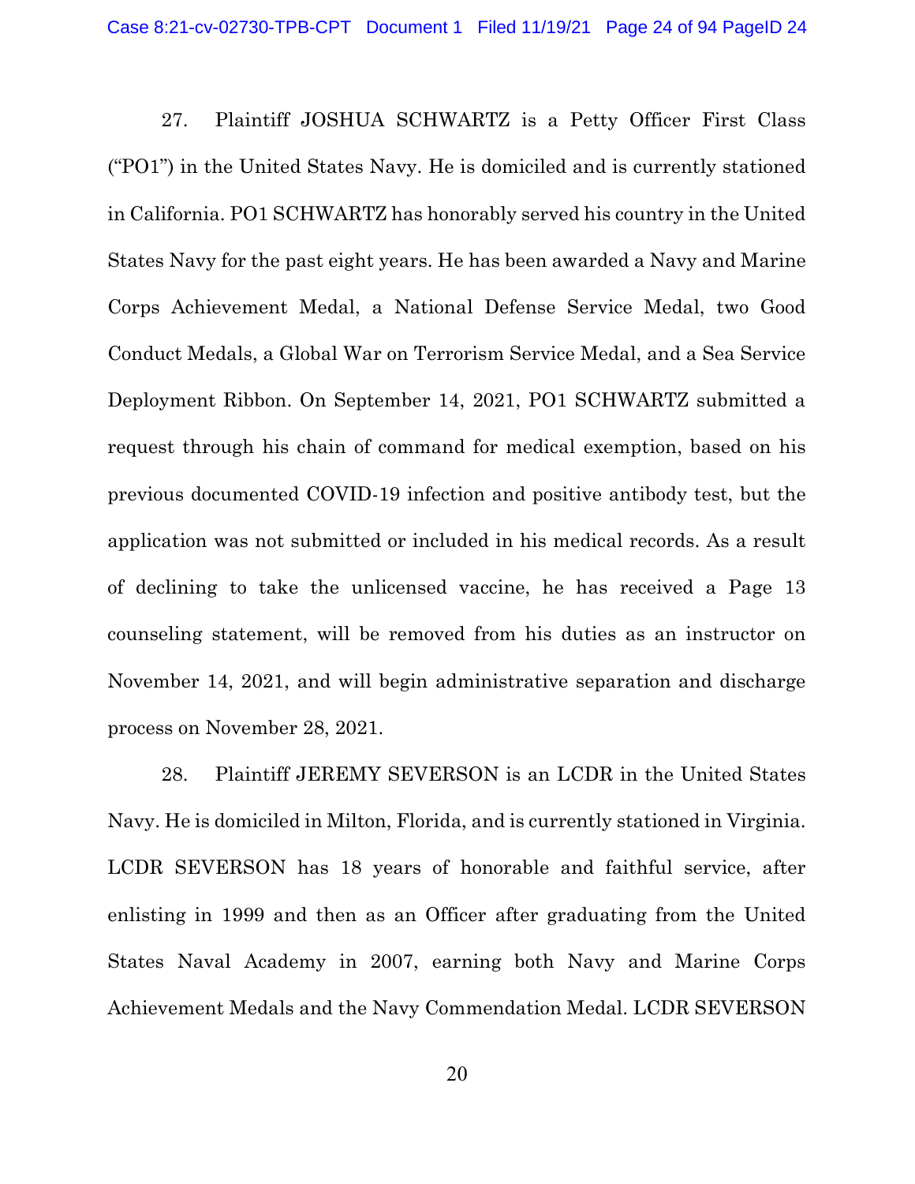27. Plaintiff JOSHUA SCHWARTZ is a Petty Officer First Class ("PO1") in the United States Navy. He is domiciled and is currently stationed in California. PO1 SCHWARTZ has honorably served his country in the United States Navy for the past eight years. He has been awarded a Navy and Marine Corps Achievement Medal, a National Defense Service Medal, two Good Conduct Medals, a Global War on Terrorism Service Medal, and a Sea Service Deployment Ribbon. On September 14, 2021, PO1 SCHWARTZ submitted a request through his chain of command for medical exemption, based on his previous documented COVID-19 infection and positive antibody test, but the application was not submitted or included in his medical records. As a result of declining to take the unlicensed vaccine, he has received a Page 13 counseling statement, will be removed from his duties as an instructor on November 14, 2021, and will begin administrative separation and discharge process on November 28, 2021.

28. Plaintiff JEREMY SEVERSON is an LCDR in the United States Navy. He is domiciled in Milton, Florida, and is currently stationed in Virginia. LCDR SEVERSON has 18 years of honorable and faithful service, after enlisting in 1999 and then as an Officer after graduating from the United States Naval Academy in 2007, earning both Navy and Marine Corps Achievement Medals and the Navy Commendation Medal. LCDR SEVERSON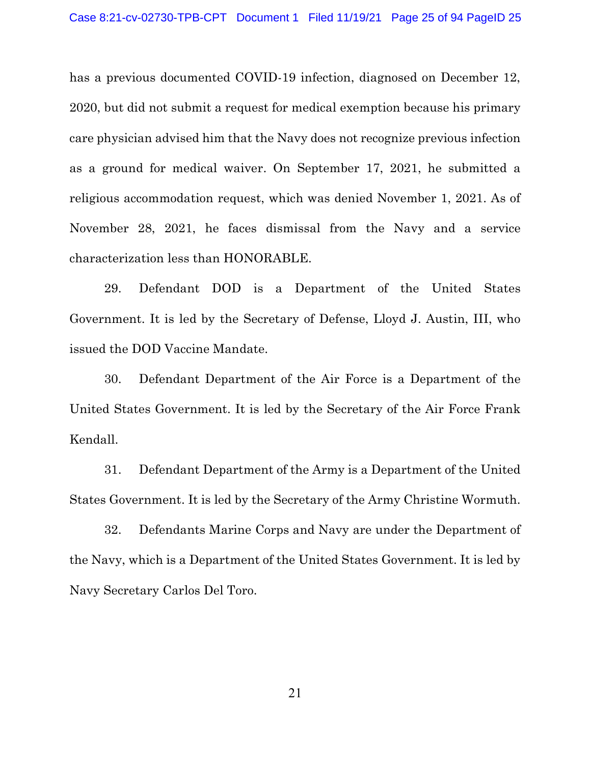has a previous documented COVID-19 infection, diagnosed on December 12, 2020, but did not submit a request for medical exemption because his primary care physician advised him that the Navy does not recognize previous infection as a ground for medical waiver. On September 17, 2021, he submitted a religious accommodation request, which was denied November 1, 2021. As of November 28, 2021, he faces dismissal from the Navy and a service characterization less than HONORABLE.

29. Defendant DOD is a Department of the United States Government. It is led by the Secretary of Defense, Lloyd J. Austin, III, who issued the DOD Vaccine Mandate.

30. Defendant Department of the Air Force is a Department of the United States Government. It is led by the Secretary of the Air Force Frank Kendall.

31. Defendant Department of the Army is a Department of the United States Government. It is led by the Secretary of the Army Christine Wormuth.

32. Defendants Marine Corps and Navy are under the Department of the Navy, which is a Department of the United States Government. It is led by Navy Secretary Carlos Del Toro.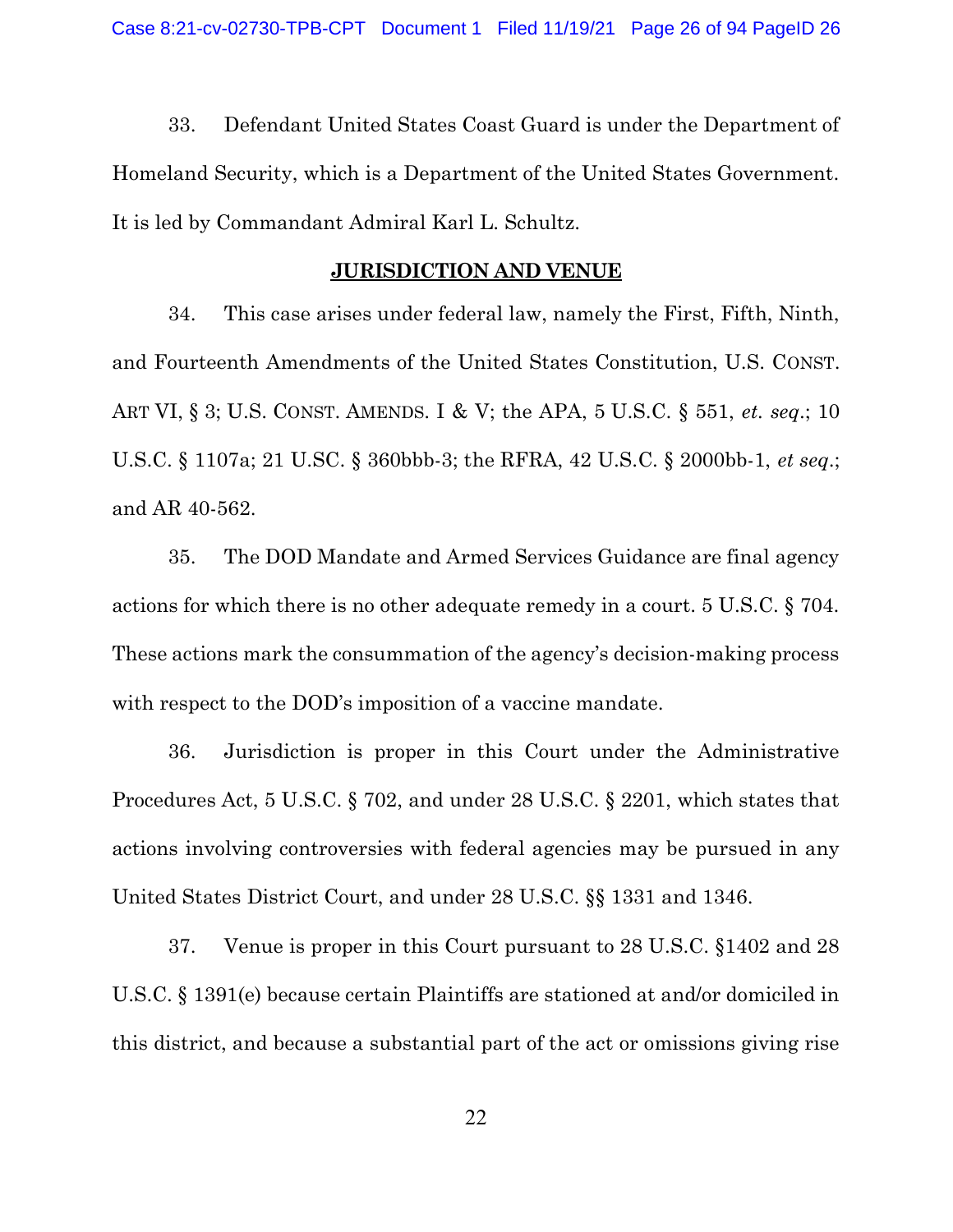33. Defendant United States Coast Guard is under the Department of Homeland Security, which is a Department of the United States Government. It is led by Commandant Admiral Karl L. Schultz.

## **JURISDICTION AND VENUE**

34. This case arises under federal law, namely the First, Fifth, Ninth, and Fourteenth Amendments of the United States Constitution, U.S. CONST. ART VI, § 3; U.S. CONST. AMENDS. I & V; the APA, 5 U.S.C. § 551, *et. seq*.; 10 U.S.C. § 1107a; 21 U.SC. § 360bbb-3; the RFRA, 42 U.S.C. § 2000bb-1, *et seq*.; and AR 40-562.

35. The DOD Mandate and Armed Services Guidance are final agency actions for which there is no other adequate remedy in a court. 5 U.S.C. § 704. These actions mark the consummation of the agency's decision-making process with respect to the DOD's imposition of a vaccine mandate.

36. Jurisdiction is proper in this Court under the Administrative Procedures Act, 5 U.S.C. § 702, and under 28 U.S.C. § 2201, which states that actions involving controversies with federal agencies may be pursued in any United States District Court, and under 28 U.S.C. §§ 1331 and 1346.

37. Venue is proper in this Court pursuant to 28 U.S.C. §1402 and 28 U.S.C. § 1391(e) because certain Plaintiffs are stationed at and/or domiciled in this district, and because a substantial part of the act or omissions giving rise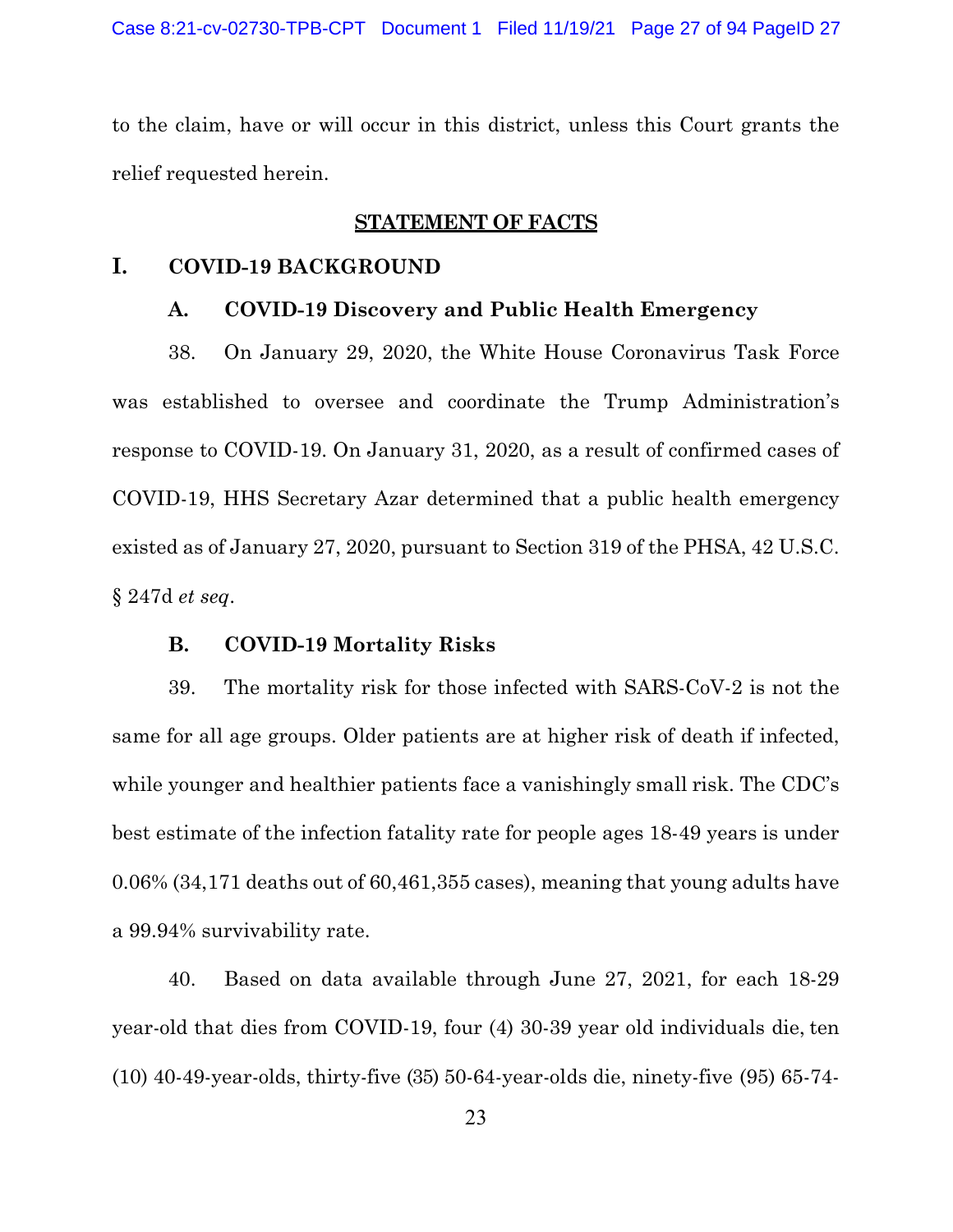to the claim, have or will occur in this district, unless this Court grants the relief requested herein.

## STATEMENT OF FACTS

### I. COVID-19 BACKGROUND

#### A. COVID-19 Discovery and Public Health Emergency

38. On January 29, 2020, the White House Coronavirus Task Force was established to oversee and coordinate the Trump Administration's response to COVID-19. On January 31, 2020, as a result of confirmed cases of COVID-19, HHS Secretary Azar determined that a public health emergency existed as of January 27, 2020, pursuant to Section 319 of the PHSA, 42 U.S.C. § 247d *et seq*.

#### B. COVID-19 Mortality Risks

39. The mortality risk for those infected with SARS-CoV-2 is not the same for all age groups. Older patients are at higher risk of death if infected, while younger and healthier patients face a vanishingly small risk. The CDC's best estimate of the infection fatality rate for people ages 18-49 years is under 0.06% (34,171 deaths out of 60,461,355 cases), meaning that young adults have a 99.94% survivability rate.

40. Based on data available through June 27, 2021, for each 18-29 year-old that dies from COVID-19, four (4) 30-39 year old individuals die, ten (10) 40-49-year-olds, thirty-five (35) 50-64-year-olds die, ninety-five (95) 65-74-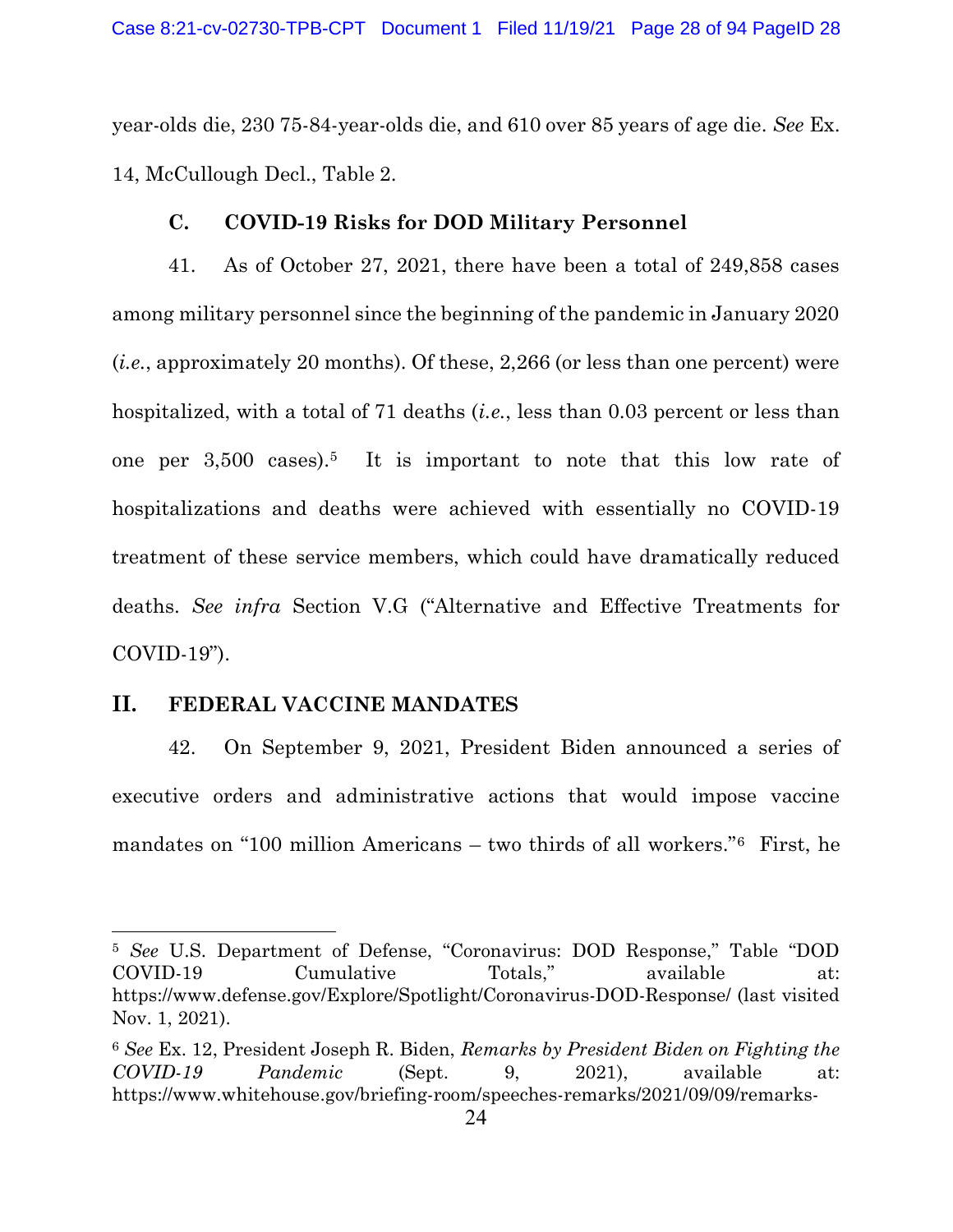year-olds die, 230 75-84-year-olds die, and 610 over 85 years of age die. *See* Ex. 14, McCullough Decl., Table 2.

### C. COVID-19 Risks for DOD Military Personnel

41. As of October 27, 2021, there have been a total of 249,858 cases among military personnel since the beginning of the pandemic in January 2020 (*i.e.*, approximately 20 months). Of these, 2,266 (or less than one percent) were hospitalized, with a total of 71 deaths (*i.e.*, less than 0.03 percent or less than one per 3,500 cases).[5] It is important to note that this low rate of hospitalizations and deaths were achieved with essentially no COVID-19 treatment of these service members, which could have dramatically reduced deaths. *See infra* Section V.G ("Alternative and Effective Treatments for COVID-19").

## II. FEDERAL VACCINE MANDATES

42. On September 9, 2021, President Biden announced a series of executive orders and administrative actions that would impose vaccine mandates on "100 million Americans – two thirds of all workers."[6] First, he

---

[5] *See* U.S. Department of Defense, "Coronavirus: DOD Response," Table "DOD COVID-19 Cumulative Totals," available at: https://www.defense.gov/Explore/Spotlight/Coronavirus-DOD-Response/ (last visited Nov. 1, 2021).

[6] *See* Ex. 12, President Joseph R. Biden, *Remarks by President Biden on Fighting the COVID-19 Pandemic* (Sept. 9, 2021), available at: https://www.whitehouse.gov/briefing-room/speeches-remarks/2021/09/09/remarks-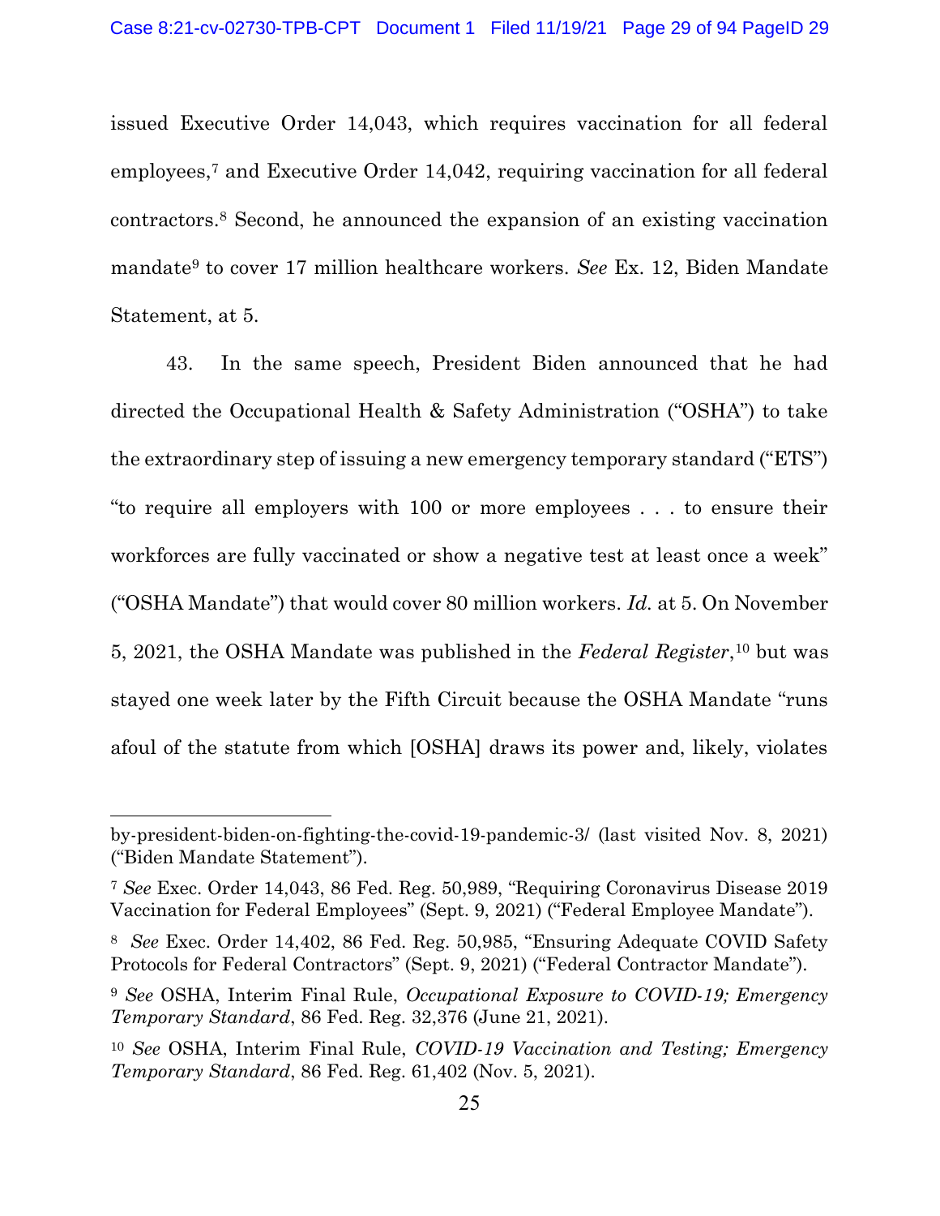issued Executive Order 14,043, which requires vaccination for all federal employees,[7] and Executive Order 14,042, requiring vaccination for all federal contractors.[8] Second, he announced the expansion of an existing vaccination mandate[9] to cover 17 million healthcare workers. *See* Ex. 12, Biden Mandate Statement, at 5.

43. In the same speech, President Biden announced that he had directed the Occupational Health & Safety Administration ("OSHA") to take the extraordinary step of issuing a new emergency temporary standard ("ETS") "to require all employers with 100 or more employees . . . to ensure their workforces are fully vaccinated or show a negative test at least once a week" ("OSHA Mandate") that would cover 80 million workers. *Id.* at 5. On November 5, 2021, the OSHA Mandate was published in the *Federal Register*,[10] but was stayed one week later by the Fifth Circuit because the OSHA Mandate "runs afoul of the statute from which [OSHA] draws its power and, likely, violates

---

by-president-biden-on-fighting-the-covid-19-pandemic-3/ (last visited Nov. 8, 2021) ("Biden Mandate Statement").

[7] *See* Exec. Order 14,043, 86 Fed. Reg. 50,989, "Requiring Coronavirus Disease 2019 Vaccination for Federal Employees" (Sept. 9, 2021) ("Federal Employee Mandate").

[8] *See* Exec. Order 14,402, 86 Fed. Reg. 50,985, "Ensuring Adequate COVID Safety Protocols for Federal Contractors" (Sept. 9, 2021) ("Federal Contractor Mandate").

[9] *See* OSHA, Interim Final Rule, *Occupational Exposure to COVID-19; Emergency Temporary Standard*, 86 Fed. Reg. 32,376 (June 21, 2021).

[10] *See* OSHA, Interim Final Rule, *COVID-19 Vaccination and Testing; Emergency Temporary Standard*, 86 Fed. Reg. 61,402 (Nov. 5, 2021).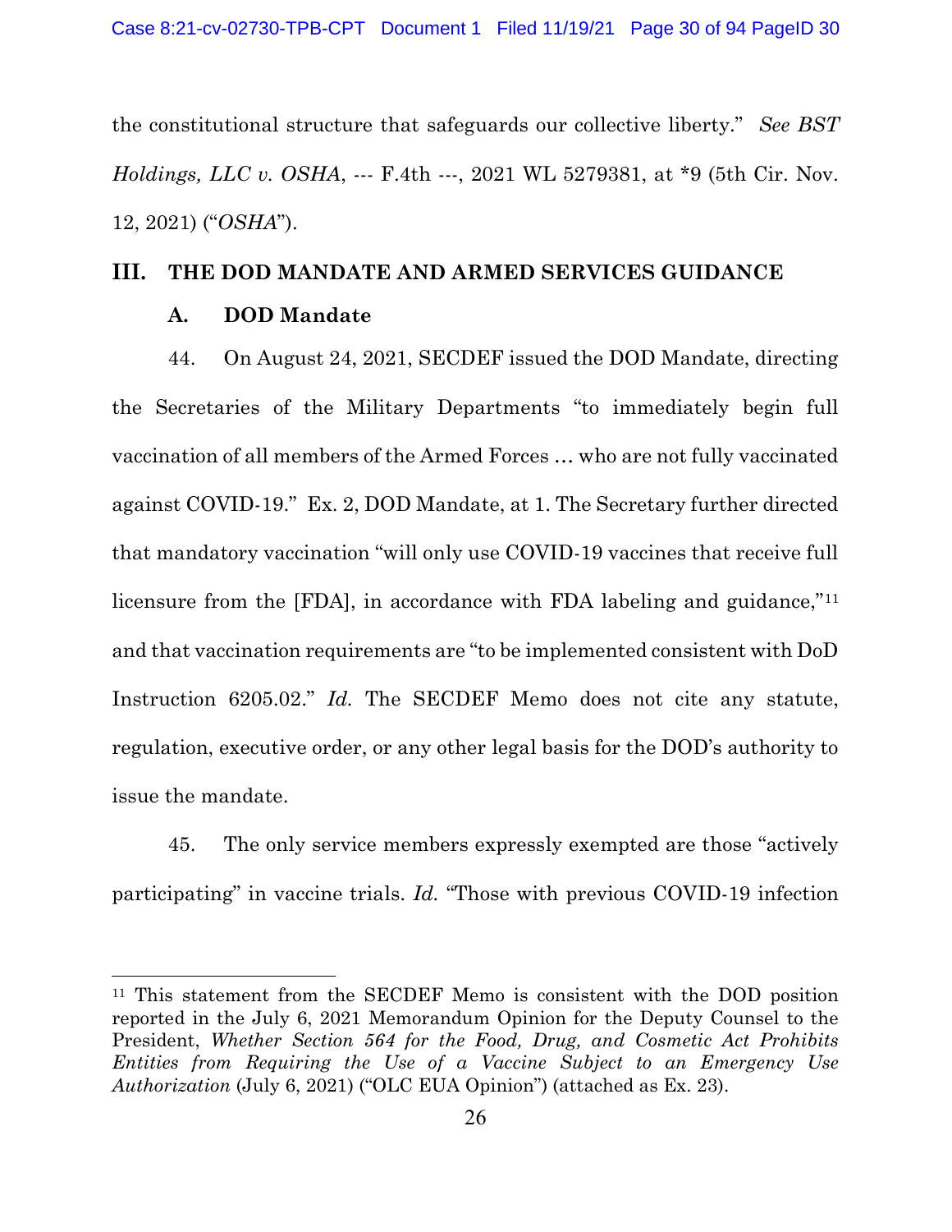the constitutional structure that safeguards our collective liberty." *See BST Holdings, LLC v. OSHA*, --- F.4th ---, 2021 WL 5279381, at *9 (5th Cir. Nov. 12, 2021) ("*OSHA*").

## III. THE DOD MANDATE AND ARMED SERVICES GUIDANCE

### A. DOD Mandate

44. On August 24, 2021, SECDEF issued the DOD Mandate, directing the Secretaries of the Military Departments "to immediately begin full vaccination of all members of the Armed Forces … who are not fully vaccinated against COVID-19." Ex. 2, DOD Mandate, at 1. The Secretary further directed that mandatory vaccination "will only use COVID-19 vaccines that receive full licensure from the [FDA], in accordance with FDA labeling and guidance,"[11] and that vaccination requirements are "to be implemented consistent with DoD Instruction 6205.02." *Id.* The SECDEF Memo does not cite any statute, regulation, executive order, or any other legal basis for the DOD's authority to issue the mandate.

45. The only service members expressly exempted are those "actively participating" in vaccine trials. *Id.* "Those with previous COVID-19 infection

[11] This statement from the SECDEF Memo is consistent with the DOD position reported in the July 6, 2021 Memorandum Opinion for the Deputy Counsel to the President, *Whether Section 564 for the Food, Drug, and Cosmetic Act Prohibits Entities from Requiring the Use of a Vaccine Subject to an Emergency Use Authorization* (July 6, 2021) ("OLC EUA Opinion") (attached as Ex. 23).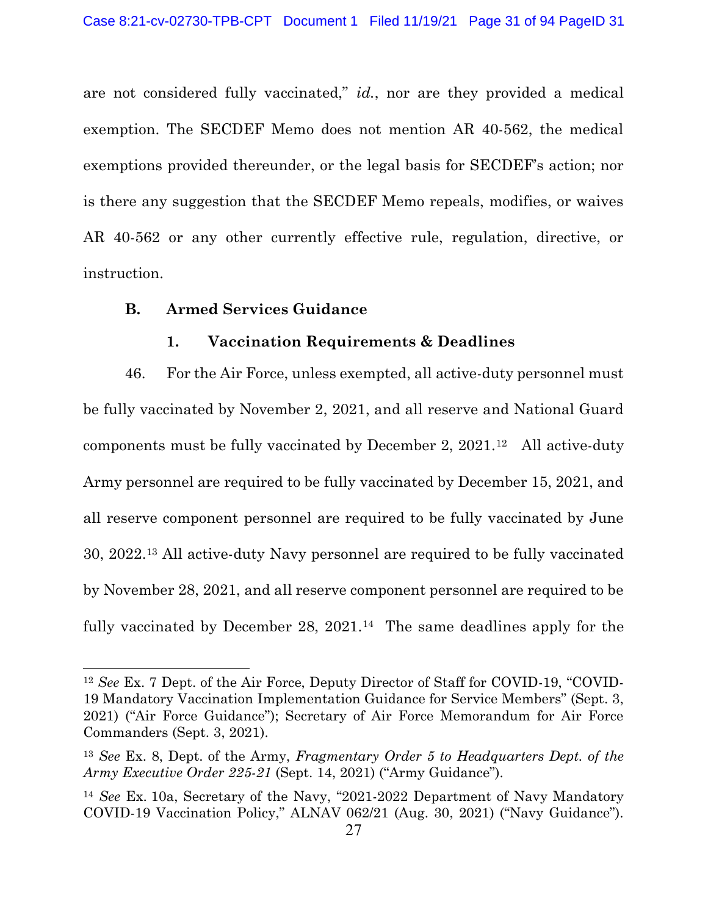are not considered fully vaccinated," *id.*, nor are they provided a medical exemption. The SECDEF Memo does not mention AR 40-562, the medical exemptions provided thereunder, or the legal basis for SECDEF's action; nor is there any suggestion that the SECDEF Memo repeals, modifies, or waives AR 40-562 or any other currently effective rule, regulation, directive, or instruction.

### B. Armed Services Guidance

#### 1. Vaccination Requirements & Deadlines

46. For the Air Force, unless exempted, all active-duty personnel must be fully vaccinated by November 2, 2021, and all reserve and National Guard components must be fully vaccinated by December 2, 2021.[12] All active-duty Army personnel are required to be fully vaccinated by December 15, 2021, and all reserve component personnel are required to be fully vaccinated by June 30, 2022.[13] All active-duty Navy personnel are required to be fully vaccinated by November 28, 2021, and all reserve component personnel are required to be fully vaccinated by December 28, 2021.[14] The same deadlines apply for the

---

[12] *See* Ex. 7 Dept. of the Air Force, Deputy Director of Staff for COVID-19, "COVID-19 Mandatory Vaccination Implementation Guidance for Service Members" (Sept. 3, 2021) ("Air Force Guidance"); Secretary of Air Force Memorandum for Air Force Commanders (Sept. 3, 2021).

[13] *See* Ex. 8, Dept. of the Army, *Fragmentary Order 5 to Headquarters Dept. of the Army Executive Order 225-21* (Sept. 14, 2021) ("Army Guidance").

[14] *See* Ex. 10a, Secretary of the Navy, "2021-2022 Department of Navy Mandatory COVID-19 Vaccination Policy," ALNAV 062/21 (Aug. 30, 2021) ("Navy Guidance").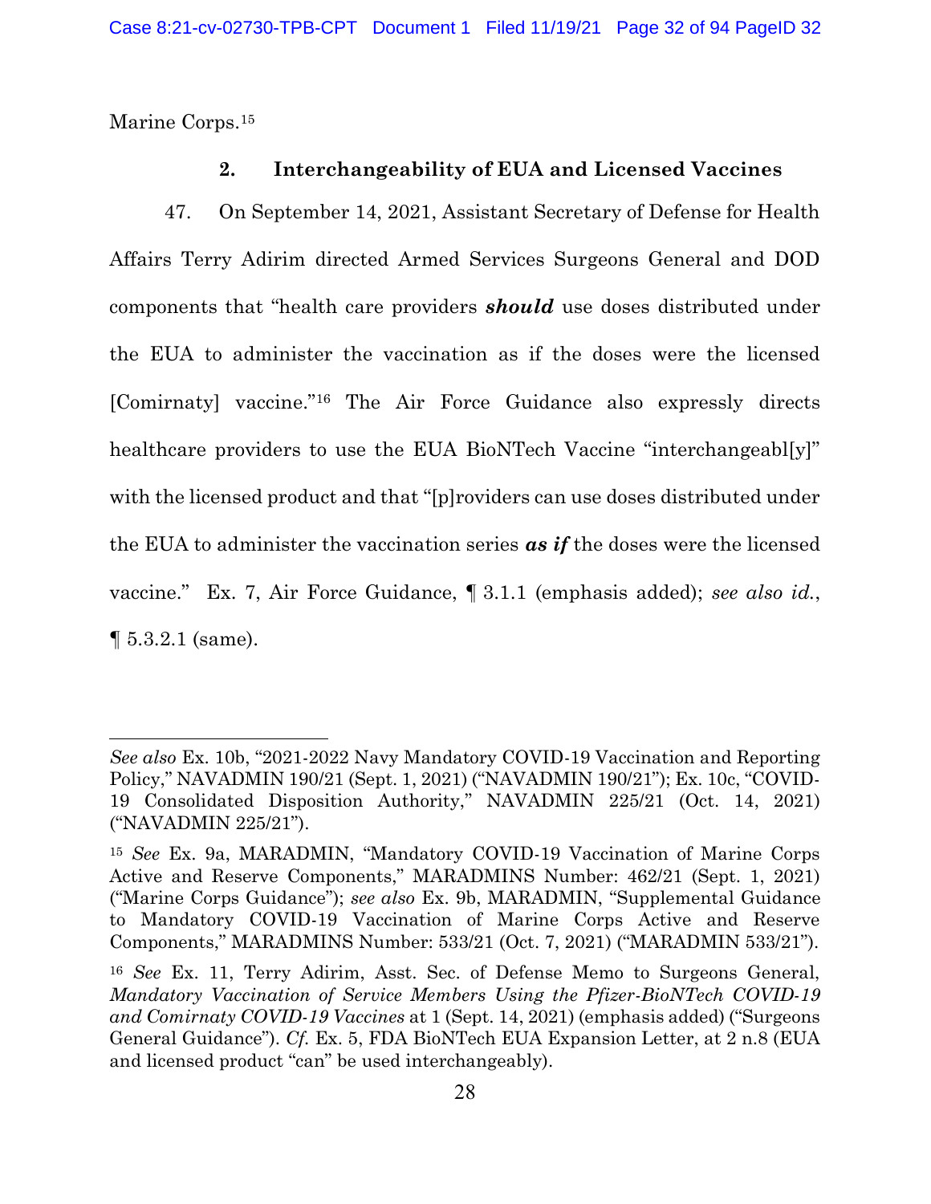Marine Corps.[15]

### 2. Interchangeability of EUA and Licensed Vaccines

47. On September 14, 2021, Assistant Secretary of Defense for Health Affairs Terry Adirim directed Armed Services Surgeons General and DOD components that "health care providers ***should*** use doses distributed under the EUA to administer the vaccination as if the doses were the licensed [Comirnaty] vaccine."[16] The Air Force Guidance also expressly directs healthcare providers to use the EUA BioNTech Vaccine "interchangeabl[y]" with the licensed product and that "[p]roviders can use doses distributed under the EUA to administer the vaccination series ***as if*** the doses were the licensed vaccine." Ex. 7, Air Force Guidance, ¶ 3.1.1 (emphasis added); *see also id.*, ¶ 5.3.2.1 (same).

---

*See also* Ex. 10b, "2021-2022 Navy Mandatory COVID-19 Vaccination and Reporting Policy," NAVADMIN 190/21 (Sept. 1, 2021) ("NAVADMIN 190/21"); Ex. 10c, "COVID-19 Consolidated Disposition Authority," NAVADMIN 225/21 (Oct. 14, 2021) ("NAVADMIN 225/21").

[15] *See* Ex. 9a, MARADMIN, "Mandatory COVID-19 Vaccination of Marine Corps Active and Reserve Components," MARADMINS Number: 462/21 (Sept. 1, 2021) ("Marine Corps Guidance"); *see also* Ex. 9b, MARADMIN, "Supplemental Guidance to Mandatory COVID-19 Vaccination of Marine Corps Active and Reserve Components," MARADMINS Number: 533/21 (Oct. 7, 2021) ("MARADMIN 533/21").

[16] *See* Ex. 11, Terry Adirim, Asst. Sec. of Defense Memo to Surgeons General, *Mandatory Vaccination of Service Members Using the Pfizer-BioNTech COVID-19 and Comirnaty COVID-19 Vaccines* at 1 (Sept. 14, 2021) (emphasis added) ("Surgeons General Guidance"). *Cf.* Ex. 5, FDA BioNTech EUA Expansion Letter, at 2 n.8 (EUA and licensed product "can" be used interchangeably).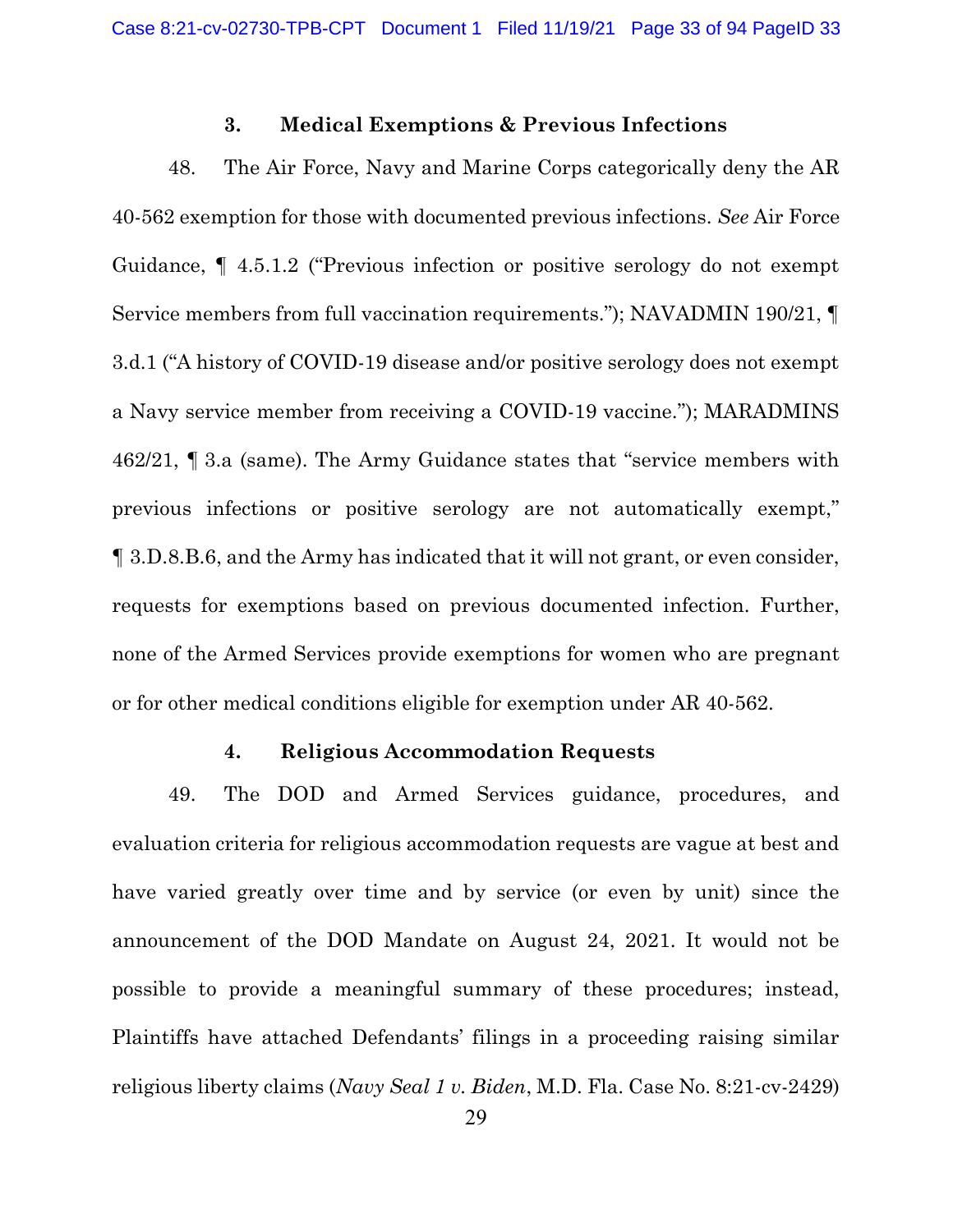### 3. Medical Exemptions & Previous Infections

48. The Air Force, Navy and Marine Corps categorically deny the AR 40-562 exemption for those with documented previous infections. *See* Air Force Guidance, ¶ 4.5.1.2 ("Previous infection or positive serology do not exempt Service members from full vaccination requirements."); NAVADMIN 190/21, ¶ 3.d.1 ("A history of COVID-19 disease and/or positive serology does not exempt a Navy service member from receiving a COVID-19 vaccine."); MARADMINS 462/21, ¶ 3.a (same). The Army Guidance states that "service members with previous infections or positive serology are not automatically exempt," ¶ 3.D.8.B.6, and the Army has indicated that it will not grant, or even consider, requests for exemptions based on previous documented infection. Further, none of the Armed Services provide exemptions for women who are pregnant or for other medical conditions eligible for exemption under AR 40-562.

### 4. Religious Accommodation Requests

49. The DOD and Armed Services guidance, procedures, and evaluation criteria for religious accommodation requests are vague at best and have varied greatly over time and by service (or even by unit) since the announcement of the DOD Mandate on August 24, 2021. It would not be possible to provide a meaningful summary of these procedures; instead, Plaintiffs have attached Defendants' filings in a proceeding raising similar religious liberty claims (*Navy Seal 1 v. Biden*, M.D. Fla. Case No. 8:21-cv-2429)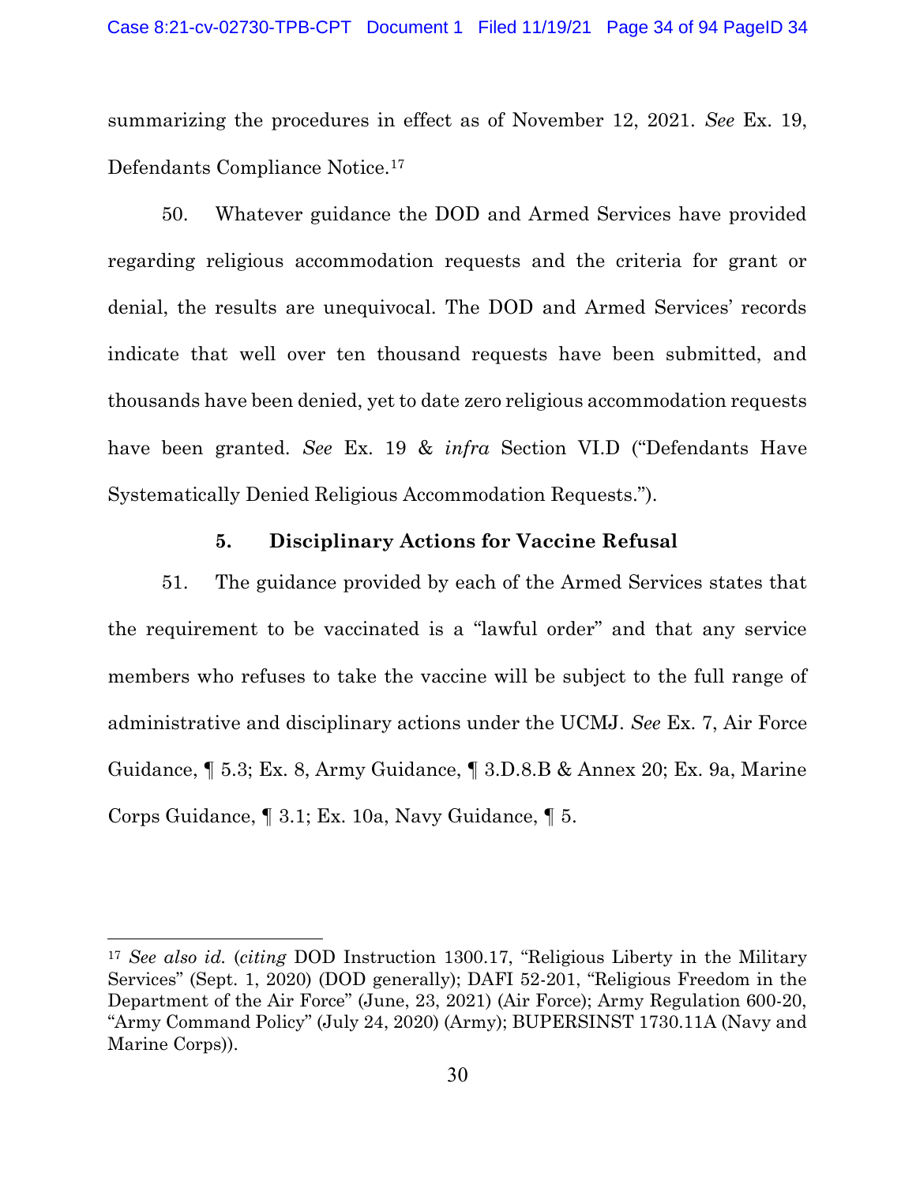summarizing the procedures in effect as of November 12, 2021. *See* Ex. 19, Defendants Compliance Notice.[17]

50. Whatever guidance the DOD and Armed Services have provided regarding religious accommodation requests and the criteria for grant or denial, the results are unequivocal. The DOD and Armed Services' records indicate that well over ten thousand requests have been submitted, and thousands have been denied, yet to date zero religious accommodation requests have been granted. *See* Ex. 19 & *infra* Section VI.D ("Defendants Have Systematically Denied Religious Accommodation Requests.").

### 5. Disciplinary Actions for Vaccine Refusal

51. The guidance provided by each of the Armed Services states that the requirement to be vaccinated is a "lawful order" and that any service members who refuses to take the vaccine will be subject to the full range of administrative and disciplinary actions under the UCMJ. *See* Ex. 7, Air Force Guidance, ¶ 5.3; Ex. 8, Army Guidance, ¶ 3.D.8.B & Annex 20; Ex. 9a, Marine Corps Guidance, ¶ 3.1; Ex. 10a, Navy Guidance, ¶ 5.

---

[17] *See also id.* (*citing* DOD Instruction 1300.17, "Religious Liberty in the Military Services" (Sept. 1, 2020) (DOD generally); DAFI 52-201, "Religious Freedom in the Department of the Air Force" (June, 23, 2021) (Air Force); Army Regulation 600-20, "Army Command Policy" (July 24, 2020) (Army); BUPERSINST 1730.11A (Navy and Marine Corps)).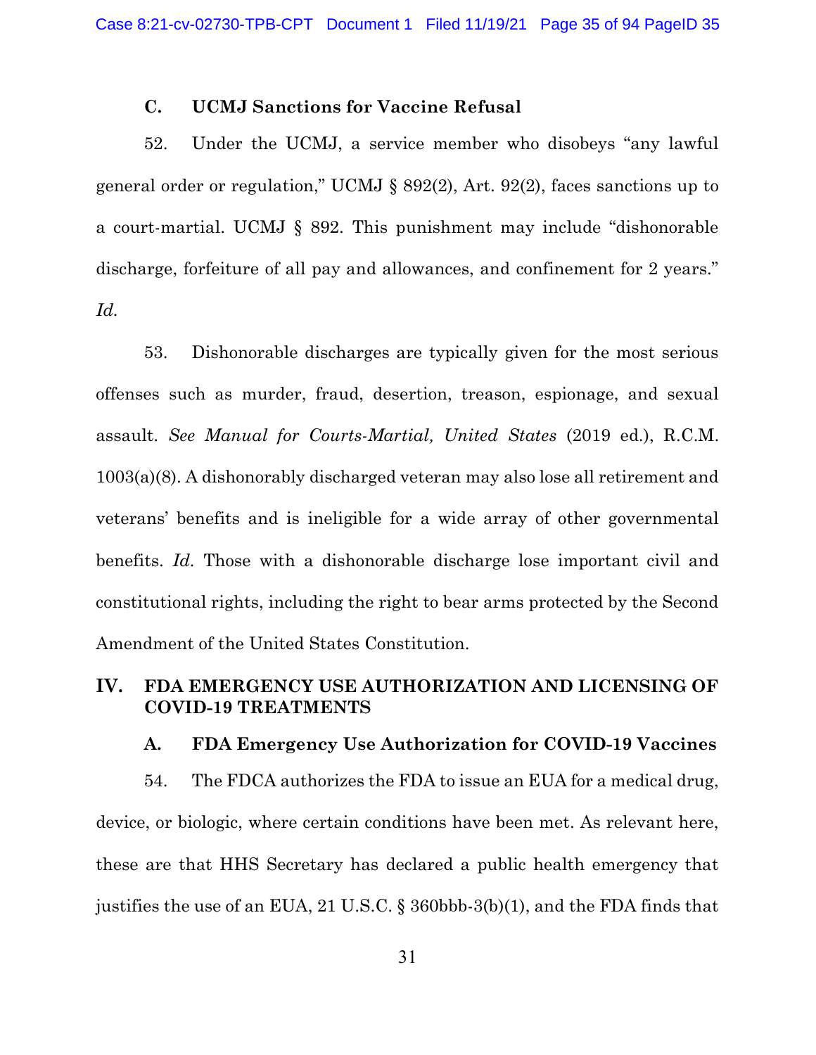### C. UCMJ Sanctions for Vaccine Refusal

52. Under the UCMJ, a service member who disobeys "any lawful general order or regulation," UCMJ § 892(2), Art. 92(2), faces sanctions up to a court-martial. UCMJ § 892. This punishment may include "dishonorable discharge, forfeiture of all pay and allowances, and confinement for 2 years." *Id.*

53. Dishonorable discharges are typically given for the most serious offenses such as murder, fraud, desertion, treason, espionage, and sexual assault. *See Manual for Courts-Martial, United States* (2019 ed.), R.C.M. 1003(a)(8). A dishonorably discharged veteran may also lose all retirement and veterans' benefits and is ineligible for a wide array of other governmental benefits. *Id.* Those with a dishonorable discharge lose important civil and constitutional rights, including the right to bear arms protected by the Second Amendment of the United States Constitution.

## IV. FDA EMERGENCY USE AUTHORIZATION AND LICENSING OF COVID-19 TREATMENTS

### A. FDA Emergency Use Authorization for COVID-19 Vaccines

54. The FDCA authorizes the FDA to issue an EUA for a medical drug, device, or biologic, where certain conditions have been met. As relevant here, these are that HHS Secretary has declared a public health emergency that justifies the use of an EUA, 21 U.S.C. § 360bbb-3(b)(1), and the FDA finds that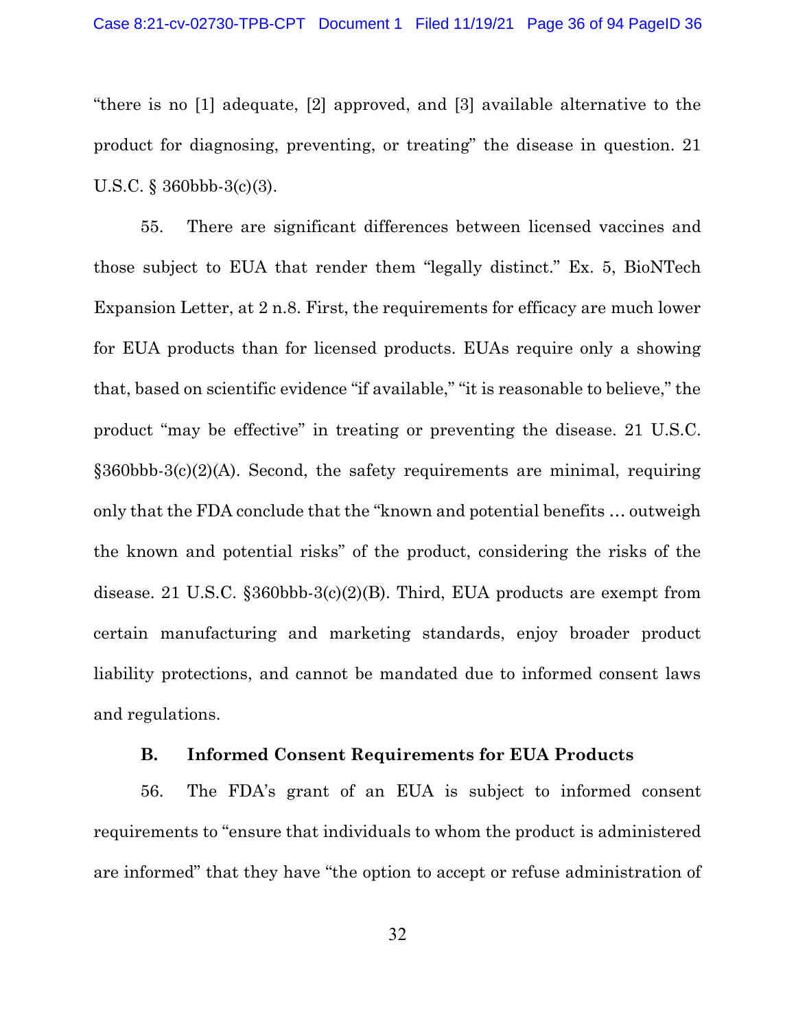"there is no [1] adequate, [2] approved, and [3] available alternative to the product for diagnosing, preventing, or treating" the disease in question. 21 U.S.C. § 360bbb-3(c)(3).

55. There are significant differences between licensed vaccines and those subject to EUA that render them "legally distinct." Ex. 5, BioNTech Expansion Letter, at 2 n.8. First, the requirements for efficacy are much lower for EUA products than for licensed products. EUAs require only a showing that, based on scientific evidence "if available," "it is reasonable to believe," the product "may be effective" in treating or preventing the disease. 21 U.S.C. §360bbb-3(c)(2)(A). Second, the safety requirements are minimal, requiring only that the FDA conclude that the "known and potential benefits … outweigh the known and potential risks" of the product, considering the risks of the disease. 21 U.S.C. §360bbb-3(c)(2)(B). Third, EUA products are exempt from certain manufacturing and marketing standards, enjoy broader product liability protections, and cannot be mandated due to informed consent laws and regulations.

### B. Informed Consent Requirements for EUA Products

56. The FDA's grant of an EUA is subject to informed consent requirements to "ensure that individuals to whom the product is administered are informed" that they have "the option to accept or refuse administration of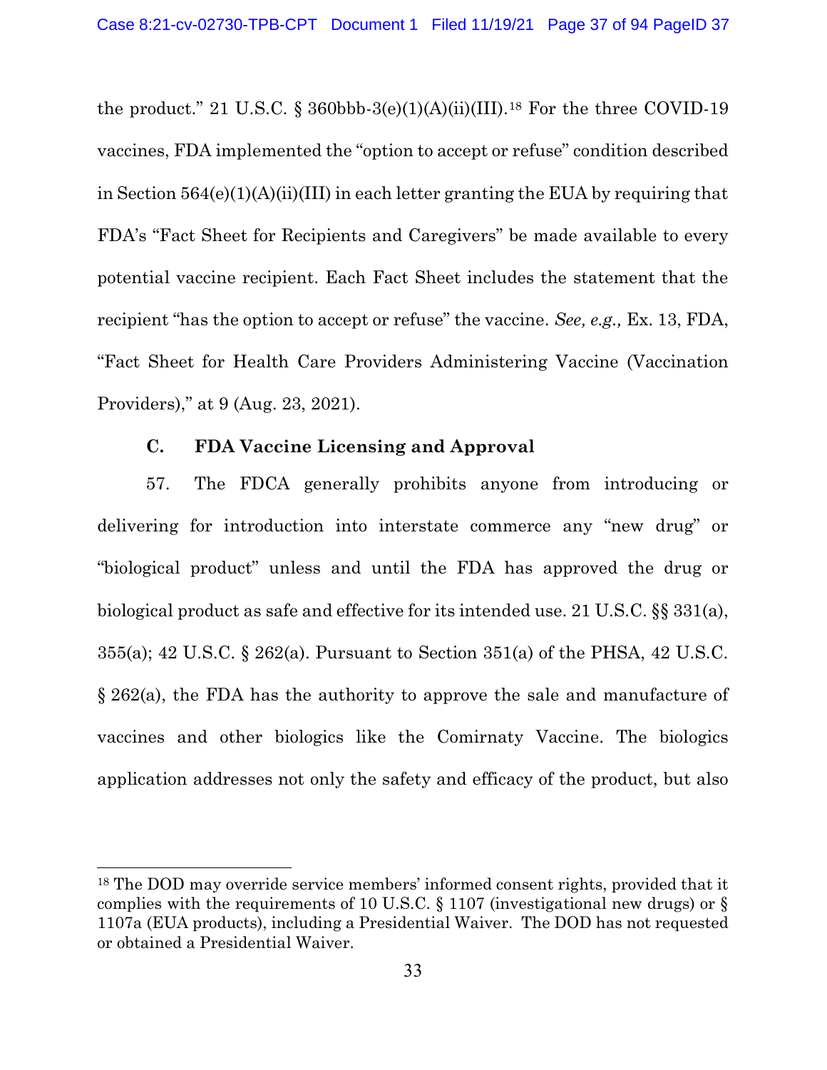the product." 21 U.S.C. § 360bbb-3(e)(1)(A)(ii)(III).[18] For the three COVID-19 vaccines, FDA implemented the "option to accept or refuse" condition described in Section 564(e)(1)(A)(ii)(III) in each letter granting the EUA by requiring that FDA's "Fact Sheet for Recipients and Caregivers" be made available to every potential vaccine recipient. Each Fact Sheet includes the statement that the recipient "has the option to accept or refuse" the vaccine. *See, e.g.,* Ex. 13, FDA, "Fact Sheet for Health Care Providers Administering Vaccine (Vaccination Providers)," at 9 (Aug. 23, 2021).

### C. FDA Vaccine Licensing and Approval

57. The FDCA generally prohibits anyone from introducing or delivering for introduction into interstate commerce any "new drug" or "biological product" unless and until the FDA has approved the drug or biological product as safe and effective for its intended use. 21 U.S.C. §§ 331(a), 355(a); 42 U.S.C. § 262(a). Pursuant to Section 351(a) of the PHSA, 42 U.S.C. § 262(a), the FDA has the authority to approve the sale and manufacture of vaccines and other biologics like the Comirnaty Vaccine. The biologics application addresses not only the safety and efficacy of the product, but also

---

[18] The DOD may override service members' informed consent rights, provided that it complies with the requirements of 10 U.S.C. § 1107 (investigational new drugs) or § 1107a (EUA products), including a Presidential Waiver. The DOD has not requested or obtained a Presidential Waiver.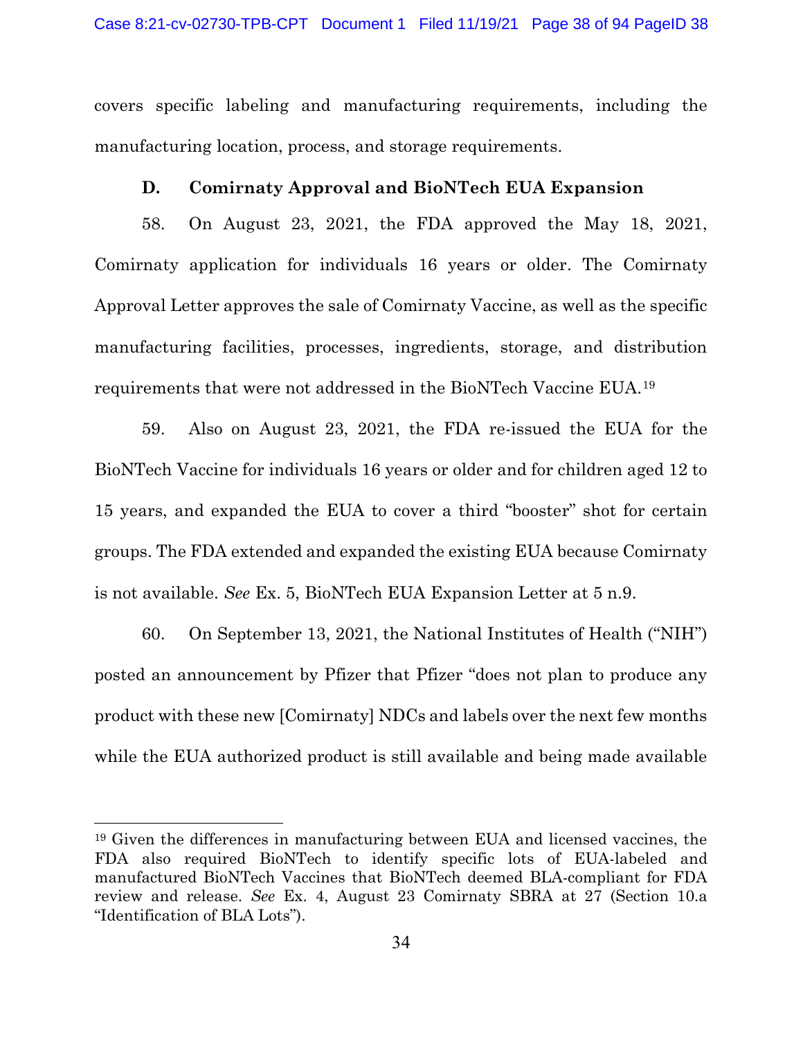covers specific labeling and manufacturing requirements, including the manufacturing location, process, and storage requirements.

### D. Comirnaty Approval and BioNTech EUA Expansion

58. On August 23, 2021, the FDA approved the May 18, 2021, Comirnaty application for individuals 16 years or older. The Comirnaty Approval Letter approves the sale of Comirnaty Vaccine, as well as the specific manufacturing facilities, processes, ingredients, storage, and distribution requirements that were not addressed in the BioNTech Vaccine EUA.[19]

59. Also on August 23, 2021, the FDA re-issued the EUA for the BioNTech Vaccine for individuals 16 years or older and for children aged 12 to 15 years, and expanded the EUA to cover a third "booster" shot for certain groups. The FDA extended and expanded the existing EUA because Comirnaty is not available. *See* Ex. 5, BioNTech EUA Expansion Letter at 5 n.9.

60. On September 13, 2021, the National Institutes of Health ("NIH") posted an announcement by Pfizer that Pfizer "does not plan to produce any product with these new [Comirnaty] NDCs and labels over the next few months while the EUA authorized product is still available and being made available

---

[19] Given the differences in manufacturing between EUA and licensed vaccines, the FDA also required BioNTech to identify specific lots of EUA-labeled and manufactured BioNTech Vaccines that BioNTech deemed BLA-compliant for FDA review and release. *See* Ex. 4, August 23 Comirnaty SBRA at 27 (Section 10.a "Identification of BLA Lots").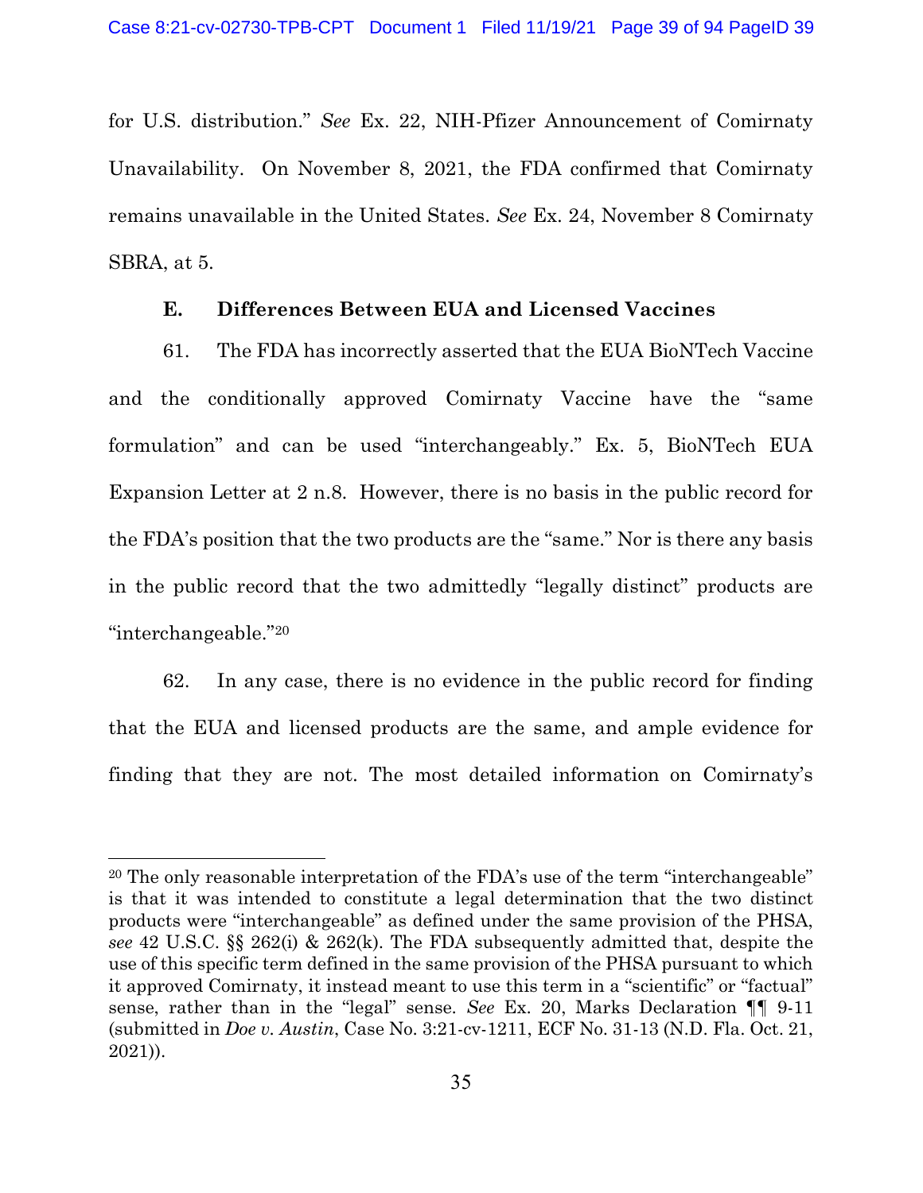for U.S. distribution." *See* Ex. 22, NIH-Pfizer Announcement of Comirnaty Unavailability. On November 8, 2021, the FDA confirmed that Comirnaty remains unavailable in the United States. *See* Ex. 24, November 8 Comirnaty SBRA, at 5.

### E. Differences Between EUA and Licensed Vaccines

61. The FDA has incorrectly asserted that the EUA BioNTech Vaccine and the conditionally approved Comirnaty Vaccine have the "same formulation" and can be used "interchangeably." Ex. 5, BioNTech EUA Expansion Letter at 2 n.8. However, there is no basis in the public record for the FDA's position that the two products are the "same." Nor is there any basis in the public record that the two admittedly "legally distinct" products are "interchangeable."[20]

62. In any case, there is no evidence in the public record for finding that the EUA and licensed products are the same, and ample evidence for finding that they are not. The most detailed information on Comirnaty's

---

[20] The only reasonable interpretation of the FDA's use of the term "interchangeable" is that it was intended to constitute a legal determination that the two distinct products were "interchangeable" as defined under the same provision of the PHSA, *see* 42 U.S.C. §§ 262(i) & 262(k). The FDA subsequently admitted that, despite the use of this specific term defined in the same provision of the PHSA pursuant to which it approved Comirnaty, it instead meant to use this term in a "scientific" or "factual" sense, rather than in the "legal" sense. *See* Ex. 20, Marks Declaration ¶¶ 9-11 (submitted in *Doe v. Austin*, Case No. 3:21-cv-1211, ECF No. 31-13 (N.D. Fla. Oct. 21, 2021)).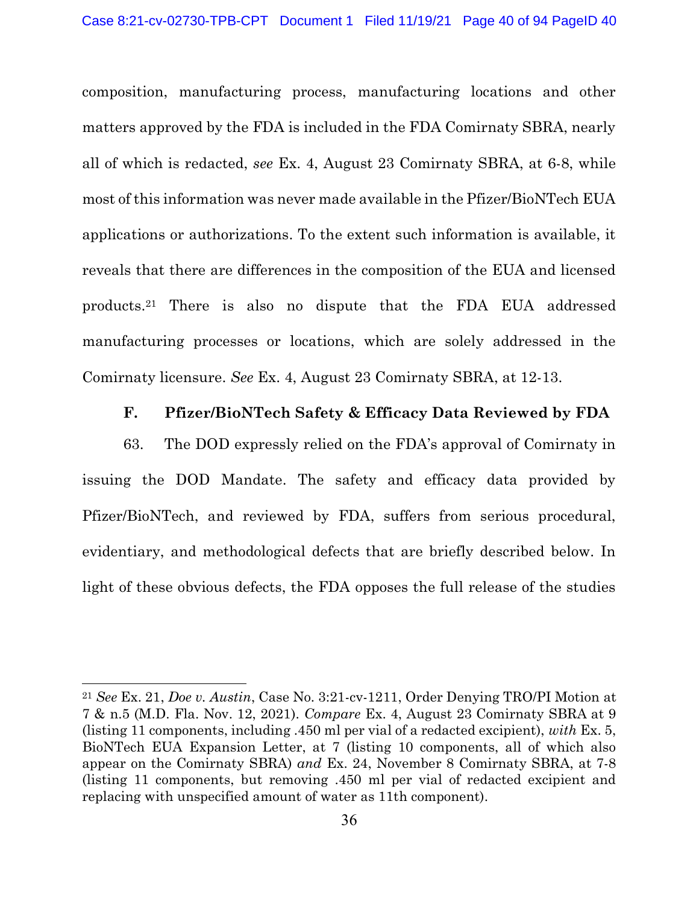composition, manufacturing process, manufacturing locations and other matters approved by the FDA is included in the FDA Comirnaty SBRA, nearly all of which is redacted, *see* Ex. 4, August 23 Comirnaty SBRA, at 6-8, while most of this information was never made available in the Pfizer/BioNTech EUA applications or authorizations. To the extent such information is available, it reveals that there are differences in the composition of the EUA and licensed products.[21] There is also no dispute that the FDA EUA addressed manufacturing processes or locations, which are solely addressed in the Comirnaty licensure. *See* Ex. 4, August 23 Comirnaty SBRA, at 12-13.

### F. Pfizer/BioNTech Safety & Efficacy Data Reviewed by FDA

63. The DOD expressly relied on the FDA's approval of Comirnaty in issuing the DOD Mandate. The safety and efficacy data provided by Pfizer/BioNTech, and reviewed by FDA, suffers from serious procedural, evidentiary, and methodological defects that are briefly described below. In light of these obvious defects, the FDA opposes the full release of the studies

---

[21] *See* Ex. 21, *Doe v. Austin*, Case No. 3:21-cv-1211, Order Denying TRO/PI Motion at 7 & n.5 (M.D. Fla. Nov. 12, 2021). *Compare* Ex. 4, August 23 Comirnaty SBRA at 9 (listing 11 components, including .450 ml per vial of a redacted excipient), *with* Ex. 5, BioNTech EUA Expansion Letter, at 7 (listing 10 components, all of which also appear on the Comirnaty SBRA) *and* Ex. 24, November 8 Comirnaty SBRA, at 7-8 (listing 11 components, but removing .450 ml per vial of redacted excipient and replacing with unspecified amount of water as 11th component).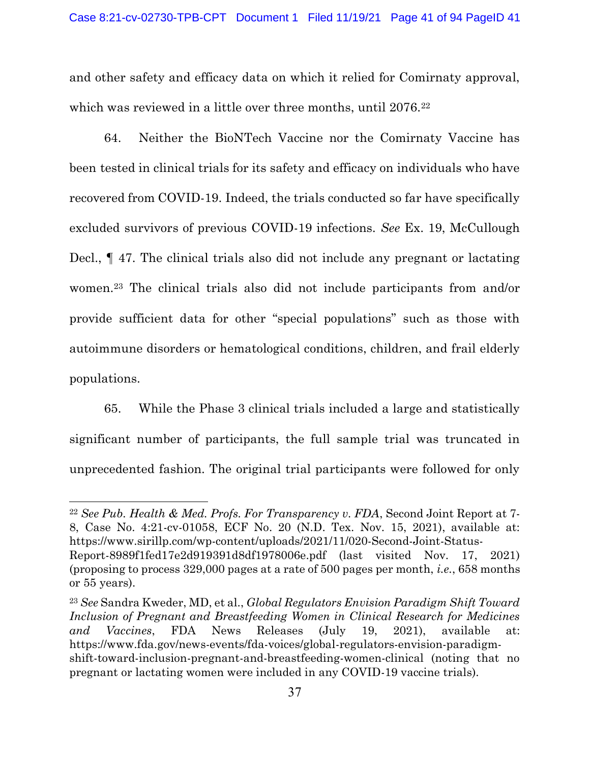and other safety and efficacy data on which it relied for Comirnaty approval, which was reviewed in a little over three months, until 2076.[22]

64. Neither the BioNTech Vaccine nor the Comirnaty Vaccine has been tested in clinical trials for its safety and efficacy on individuals who have recovered from COVID-19. Indeed, the trials conducted so far have specifically excluded survivors of previous COVID-19 infections. *See* Ex. 19, McCullough Decl., ¶ 47. The clinical trials also did not include any pregnant or lactating women.[23] The clinical trials also did not include participants from and/or provide sufficient data for other "special populations" such as those with autoimmune disorders or hematological conditions, children, and frail elderly populations.

65. While the Phase 3 clinical trials included a large and statistically significant number of participants, the full sample trial was truncated in unprecedented fashion. The original trial participants were followed for only

---

[22] *See Pub. Health & Med. Profs. For Transparency v. FDA*, Second Joint Report at 7-8, Case No. 4:21-cv-01058, ECF No. 20 (N.D. Tex. Nov. 15, 2021), available at: https://www.sirillp.com/wp-content/uploads/2021/11/020-Second-Joint-Status-Report-8989f1fed17e2d919391d8df1978006e.pdf (last visited Nov. 17, 2021) (proposing to process 329,000 pages at a rate of 500 pages per month, *i.e.*, 658 months or 55 years).

[23] *See* Sandra Kweder, MD, et al., *Global Regulators Envision Paradigm Shift Toward Inclusion of Pregnant and Breastfeeding Women in Clinical Research for Medicines and Vaccines*, FDA News Releases (July 19, 2021), available at: https://www.fda.gov/news-events/fda-voices/global-regulators-envision-paradigm-shift-toward-inclusion-pregnant-and-breastfeeding-women-clinical (noting that no pregnant or lactating women were included in any COVID-19 vaccine trials).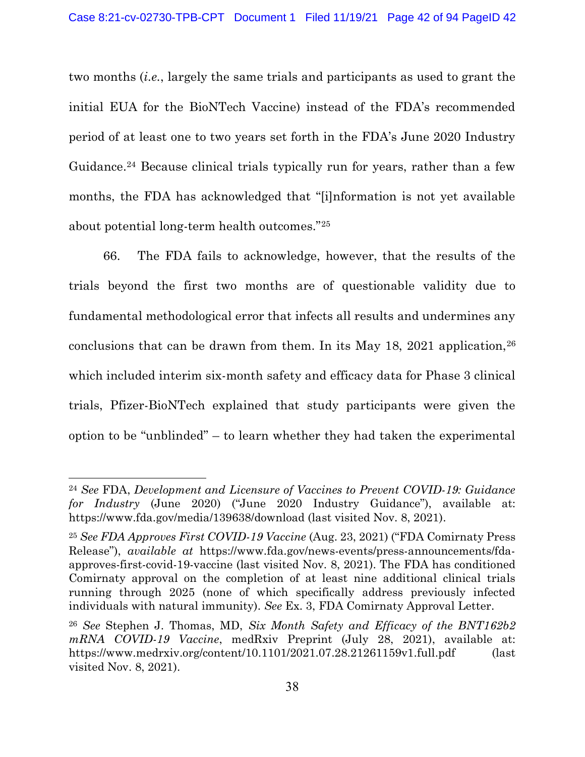two months (*i.e.*, largely the same trials and participants as used to grant the initial EUA for the BioNTech Vaccine) instead of the FDA's recommended period of at least one to two years set forth in the FDA's June 2020 Industry Guidance.[24] Because clinical trials typically run for years, rather than a few months, the FDA has acknowledged that "[i]nformation is not yet available about potential long-term health outcomes."[25]

66. The FDA fails to acknowledge, however, that the results of the trials beyond the first two months are of questionable validity due to fundamental methodological error that infects all results and undermines any conclusions that can be drawn from them. In its May 18, 2021 application,[26] which included interim six-month safety and efficacy data for Phase 3 clinical trials, Pfizer-BioNTech explained that study participants were given the option to be "unblinded" – to learn whether they had taken the experimental

---

[24] *See* FDA, *Development and Licensure of Vaccines to Prevent COVID-19: Guidance for Industry* (June 2020) ("June 2020 Industry Guidance"), available at: https://www.fda.gov/media/139638/download (last visited Nov. 8, 2021).

[25] *See FDA Approves First COVID-19 Vaccine* (Aug. 23, 2021) ("FDA Comirnaty Press Release"), *available at* https://www.fda.gov/news-events/press-announcements/fda-approves-first-covid-19-vaccine (last visited Nov. 8, 2021). The FDA has conditioned Comirnaty approval on the completion of at least nine additional clinical trials running through 2025 (none of which specifically address previously infected individuals with natural immunity). *See* Ex. 3, FDA Comirnaty Approval Letter.

[26] *See* Stephen J. Thomas, MD, *Six Month Safety and Efficacy of the BNT162b2 mRNA COVID-19 Vaccine*, medRxiv Preprint (July 28, 2021), available at: https://www.medrxiv.org/content/10.1101/2021.07.28.21261159v1.full.pdf (last visited Nov. 8, 2021).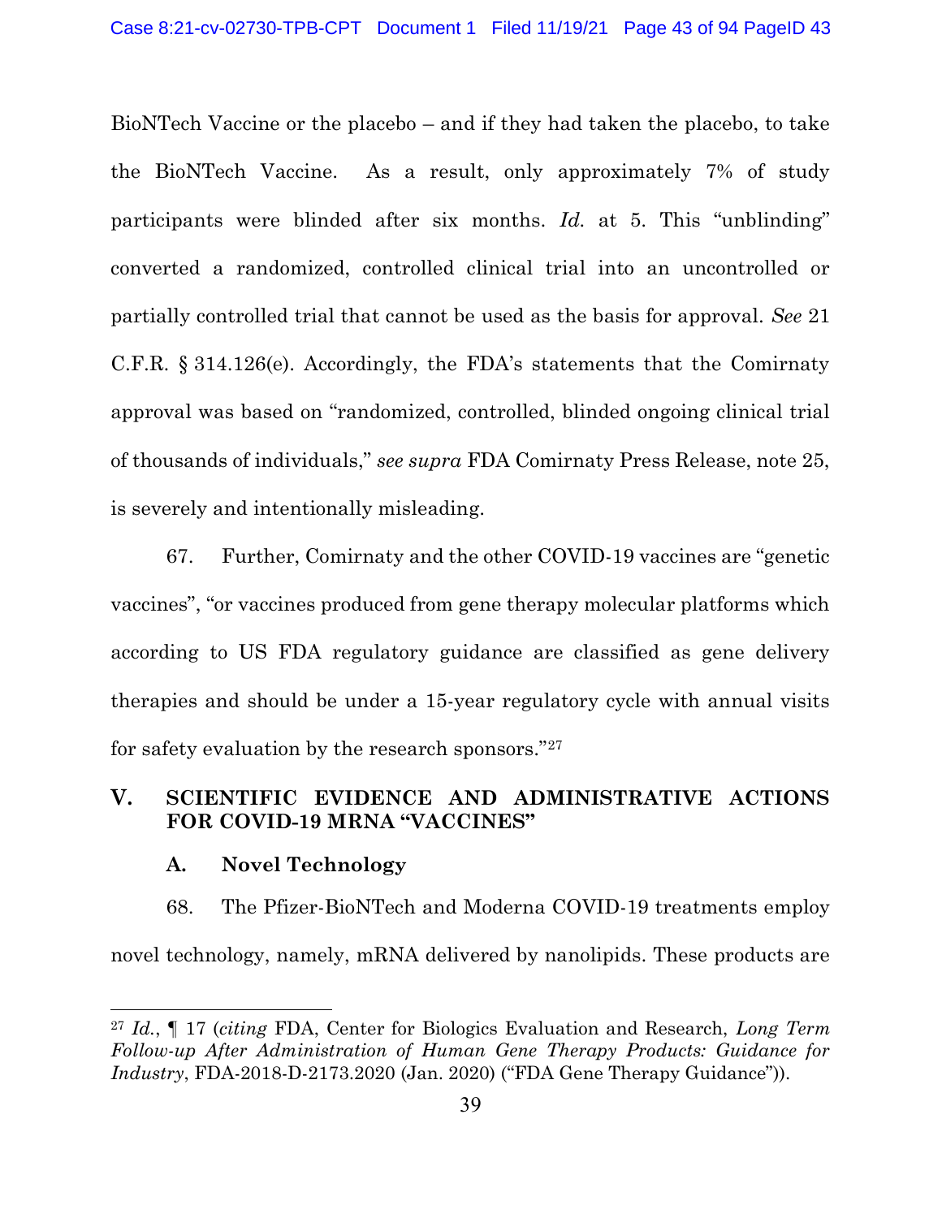BioNTech Vaccine or the placebo – and if they had taken the placebo, to take the BioNTech Vaccine. As a result, only approximately 7% of study participants were blinded after six months. *Id.* at 5. This "unblinding" converted a randomized, controlled clinical trial into an uncontrolled or partially controlled trial that cannot be used as the basis for approval. *See* 21 C.F.R. § 314.126(e). Accordingly, the FDA's statements that the Comirnaty approval was based on "randomized, controlled, blinded ongoing clinical trial of thousands of individuals," *see supra* FDA Comirnaty Press Release, note 25, is severely and intentionally misleading.

67. Further, Comirnaty and the other COVID-19 vaccines are "genetic vaccines", "or vaccines produced from gene therapy molecular platforms which according to US FDA regulatory guidance are classified as gene delivery therapies and should be under a 15-year regulatory cycle with annual visits for safety evaluation by the research sponsors."[27]

## V. SCIENTIFIC EVIDENCE AND ADMINISTRATIVE ACTIONS FOR COVID-19 MRNA "VACCINES"

### A. Novel Technology

68. The Pfizer-BioNTech and Moderna COVID-19 treatments employ novel technology, namely, mRNA delivered by nanolipids. These products are

---

[27] *Id.*, ¶ 17 (*citing* FDA, Center for Biologics Evaluation and Research, *Long Term Follow-up After Administration of Human Gene Therapy Products: Guidance for Industry*, FDA-2018-D-2173.2020 (Jan. 2020) ("FDA Gene Therapy Guidance")).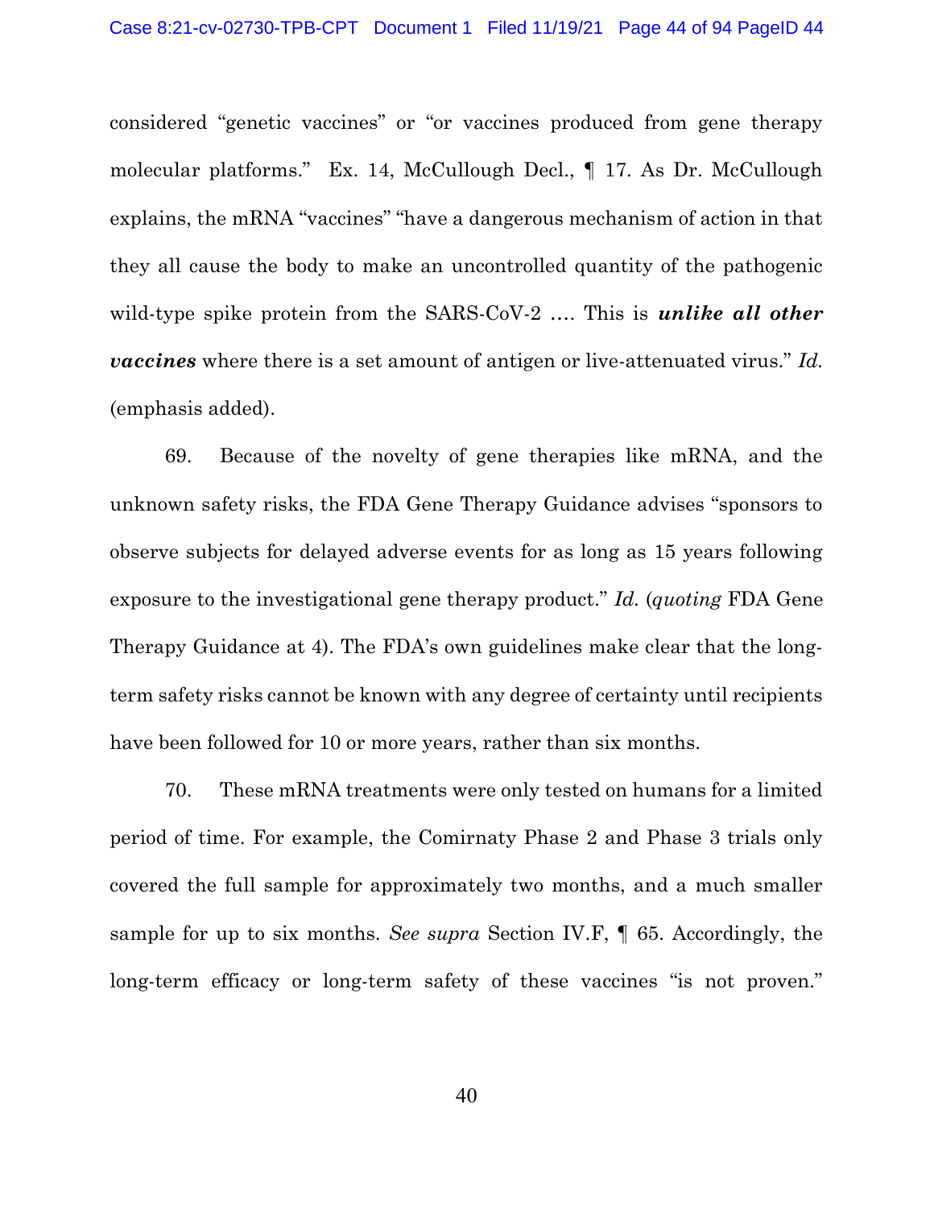considered "genetic vaccines" or "or vaccines produced from gene therapy molecular platforms." Ex. 14, McCullough Decl., ¶ 17. As Dr. McCullough explains, the mRNA "vaccines" "have a dangerous mechanism of action in that they all cause the body to make an uncontrolled quantity of the pathogenic wild-type spike protein from the SARS-CoV-2 .... This is ***unlike all other vaccines*** where there is a set amount of antigen or live-attenuated virus." *Id.* (emphasis added).

69. Because of the novelty of gene therapies like mRNA, and the unknown safety risks, the FDA Gene Therapy Guidance advises "sponsors to observe subjects for delayed adverse events for as long as 15 years following exposure to the investigational gene therapy product." *Id.* (*quoting* FDA Gene Therapy Guidance at 4). The FDA's own guidelines make clear that the long-term safety risks cannot be known with any degree of certainty until recipients have been followed for 10 or more years, rather than six months.

70. These mRNA treatments were only tested on humans for a limited period of time. For example, the Comirnaty Phase 2 and Phase 3 trials only covered the full sample for approximately two months, and a much smaller sample for up to six months. *See supra* Section IV.F, ¶ 65. Accordingly, the long-term efficacy or long-term safety of these vaccines "is not proven."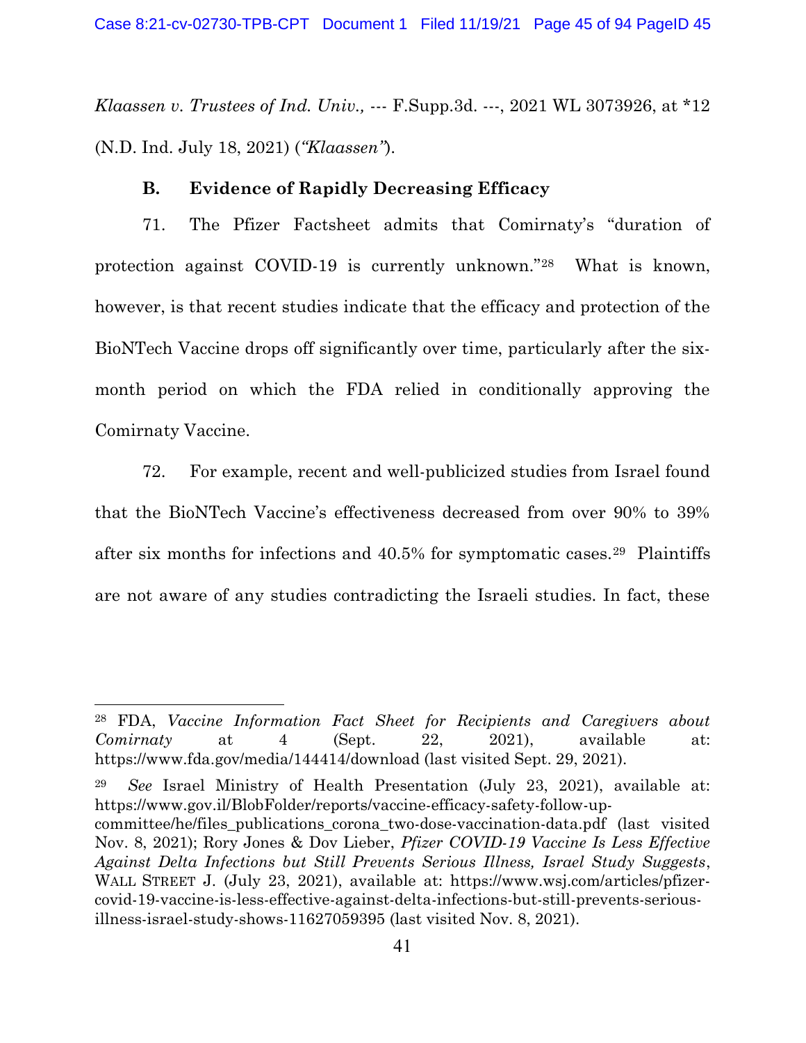*Klaassen v. Trustees of Ind. Univ.*, --- F.Supp.3d. ---, 2021 WL 3073926, at *12 (N.D. Ind. July 18, 2021) (*"Klaassen"*).

### B. Evidence of Rapidly Decreasing Efficacy

71. The Pfizer Factsheet admits that Comirnaty's "duration of protection against COVID-19 is currently unknown."[28] What is known, however, is that recent studies indicate that the efficacy and protection of the BioNTech Vaccine drops off significantly over time, particularly after the six-month period on which the FDA relied in conditionally approving the Comirnaty Vaccine.

72. For example, recent and well-publicized studies from Israel found that the BioNTech Vaccine's effectiveness decreased from over 90% to 39% after six months for infections and 40.5% for symptomatic cases.[29] Plaintiffs are not aware of any studies contradicting the Israeli studies. In fact, these

---

[28] FDA, *Vaccine Information Fact Sheet for Recipients and Caregivers about Comirnaty* at 4 (Sept. 22, 2021), available at: https://www.fda.gov/media/144414/download (last visited Sept. 29, 2021).

[29] *See* Israel Ministry of Health Presentation (July 23, 2021), available at: https://www.gov.il/BlobFolder/reports/vaccine-efficacy-safety-follow-up-committee/he/files_publications_corona_two-dose-vaccination-data.pdf (last visited Nov. 8, 2021); Rory Jones & Dov Lieber, *Pfizer COVID-19 Vaccine Is Less Effective Against Delta Infections but Still Prevents Serious Illness, Israel Study Suggests*, WALL STREET J. (July 23, 2021), available at: https://www.wsj.com/articles/pfizer-covid-19-vaccine-is-less-effective-against-delta-infections-but-still-prevents-serious-illness-israel-study-shows-11627059395 (last visited Nov. 8, 2021).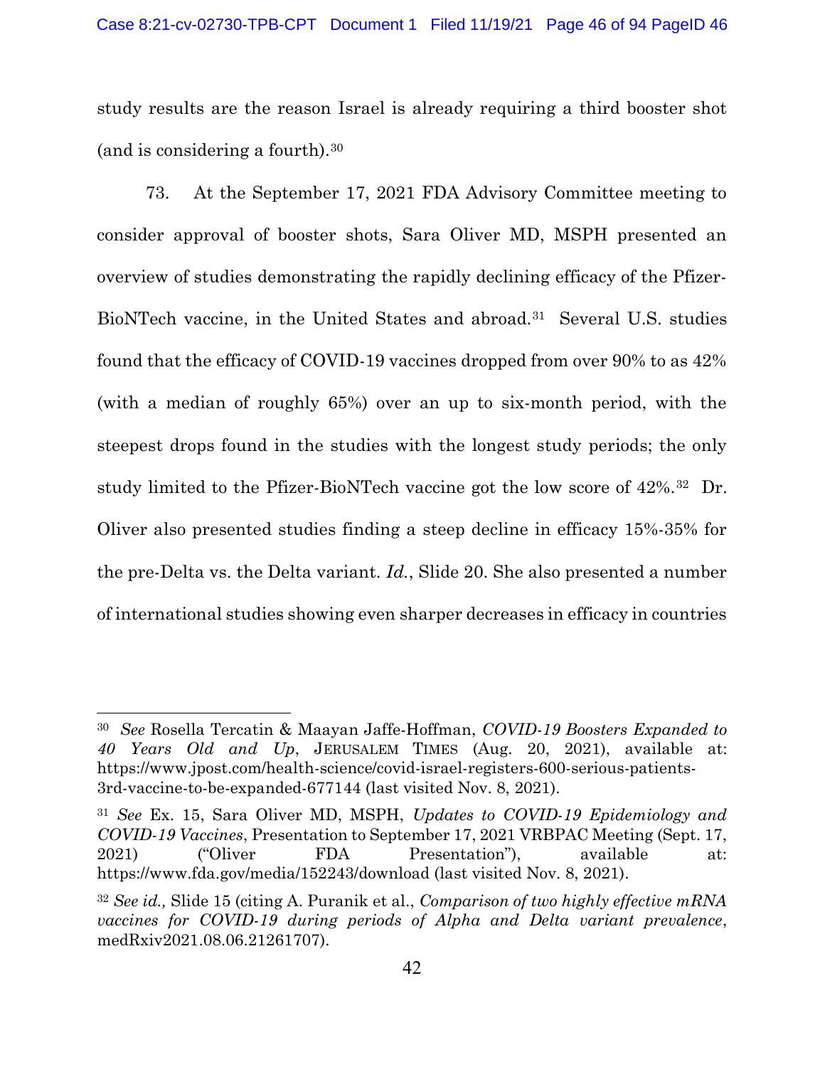study results are the reason Israel is already requiring a third booster shot (and is considering a fourth).[30]

73. At the September 17, 2021 FDA Advisory Committee meeting to consider approval of booster shots, Sara Oliver MD, MSPH presented an overview of studies demonstrating the rapidly declining efficacy of the Pfizer-BioNTech vaccine, in the United States and abroad.[31] Several U.S. studies found that the efficacy of COVID-19 vaccines dropped from over 90% to as 42% (with a median of roughly 65%) over an up to six-month period, with the steepest drops found in the studies with the longest study periods; the only study limited to the Pfizer-BioNTech vaccine got the low score of 42%.[32] Dr. Oliver also presented studies finding a steep decline in efficacy 15%-35% for the pre-Delta vs. the Delta variant. *Id.*, Slide 20. She also presented a number of international studies showing even sharper decreases in efficacy in countries

---

[30] *See* Rosella Tercatin & Maayan Jaffe-Hoffman, *COVID-19 Boosters Expanded to 40 Years Old and Up*, JERUSALEM TIMES (Aug. 20, 2021), available at: https://www.jpost.com/health-science/covid-israel-registers-600-serious-patients-3rd-vaccine-to-be-expanded-677144 (last visited Nov. 8, 2021).

[31] *See* Ex. 15, Sara Oliver MD, MSPH, *Updates to COVID-19 Epidemiology and COVID-19 Vaccines*, Presentation to September 17, 2021 VRBPAC Meeting (Sept. 17, 2021) ("Oliver FDA Presentation"), available at: https://www.fda.gov/media/152243/download (last visited Nov. 8, 2021).

[32] *See id.,* Slide 15 (citing A. Puranik et al., *Comparison of two highly effective mRNA vaccines for COVID-19 during periods of Alpha and Delta variant prevalence*, medRxiv2021.08.06.21261707).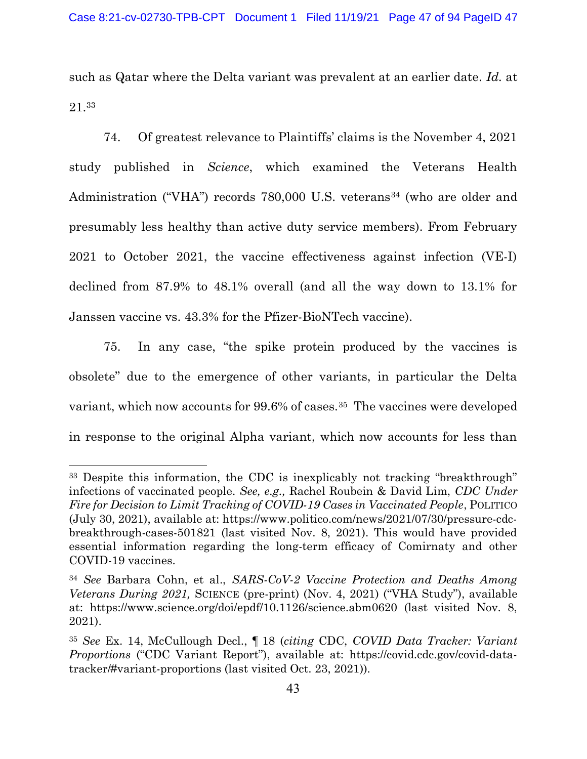such as Qatar where the Delta variant was prevalent at an earlier date. *Id.* at 21.[33]

74. Of greatest relevance to Plaintiffs' claims is the November 4, 2021 study published in *Science*, which examined the Veterans Health Administration ("VHA") records 780,000 U.S. veterans[34] (who are older and presumably less healthy than active duty service members). From February 2021 to October 2021, the vaccine effectiveness against infection (VE-I) declined from 87.9% to 48.1% overall (and all the way down to 13.1% for Janssen vaccine vs. 43.3% for the Pfizer-BioNTech vaccine).

75. In any case, "the spike protein produced by the vaccines is obsolete" due to the emergence of other variants, in particular the Delta variant, which now accounts for 99.6% of cases.[35] The vaccines were developed in response to the original Alpha variant, which now accounts for less than

---

[33] Despite this information, the CDC is inexplicably not tracking "breakthrough" infections of vaccinated people. *See, e.g.,* Rachel Roubein & David Lim, *CDC Under Fire for Decision to Limit Tracking of COVID-19 Cases in Vaccinated People*, POLITICO (July 30, 2021), available at: https://www.politico.com/news/2021/07/30/pressure-cdc-breakthrough-cases-501821 (last visited Nov. 8, 2021). This would have provided essential information regarding the long-term efficacy of Comirnaty and other COVID-19 vaccines.

[34] *See* Barbara Cohn, et al., *SARS-CoV-2 Vaccine Protection and Deaths Among Veterans During 2021,* SCIENCE (pre-print) (Nov. 4, 2021) ("VHA Study"), available at: https://www.science.org/doi/epdf/10.1126/science.abm0620 (last visited Nov. 8, 2021).

[35] *See* Ex. 14, McCullough Decl., ¶ 18 (*citing* CDC, *COVID Data Tracker: Variant Proportions* ("CDC Variant Report"), available at: https://covid.cdc.gov/covid-data-tracker/#variant-proportions (last visited Oct. 23, 2021)).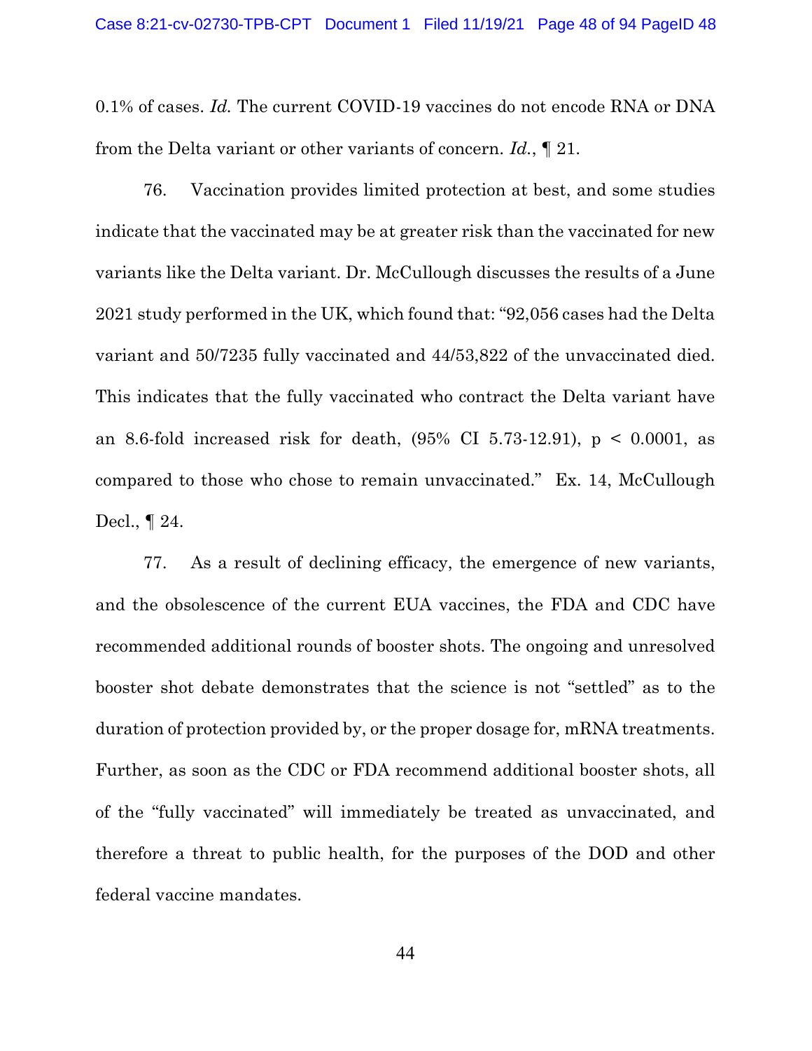0.1% of cases. *Id.* The current COVID-19 vaccines do not encode RNA or DNA from the Delta variant or other variants of concern. *Id.*, ¶ 21.

76. Vaccination provides limited protection at best, and some studies indicate that the vaccinated may be at greater risk than the vaccinated for new variants like the Delta variant. Dr. McCullough discusses the results of a June 2021 study performed in the UK, which found that: "92,056 cases had the Delta variant and 50/7235 fully vaccinated and 44/53,822 of the unvaccinated died. This indicates that the fully vaccinated who contract the Delta variant have an 8.6-fold increased risk for death, (95% CI 5.73-12.91), $p < 0.0001$, as compared to those who chose to remain unvaccinated." Ex. 14, McCullough Decl., ¶ 24.

77. As a result of declining efficacy, the emergence of new variants, and the obsolescence of the current EUA vaccines, the FDA and CDC have recommended additional rounds of booster shots. The ongoing and unresolved booster shot debate demonstrates that the science is not "settled" as to the duration of protection provided by, or the proper dosage for, mRNA treatments. Further, as soon as the CDC or FDA recommend additional booster shots, all of the "fully vaccinated" will immediately be treated as unvaccinated, and therefore a threat to public health, for the purposes of the DOD and other federal vaccine mandates.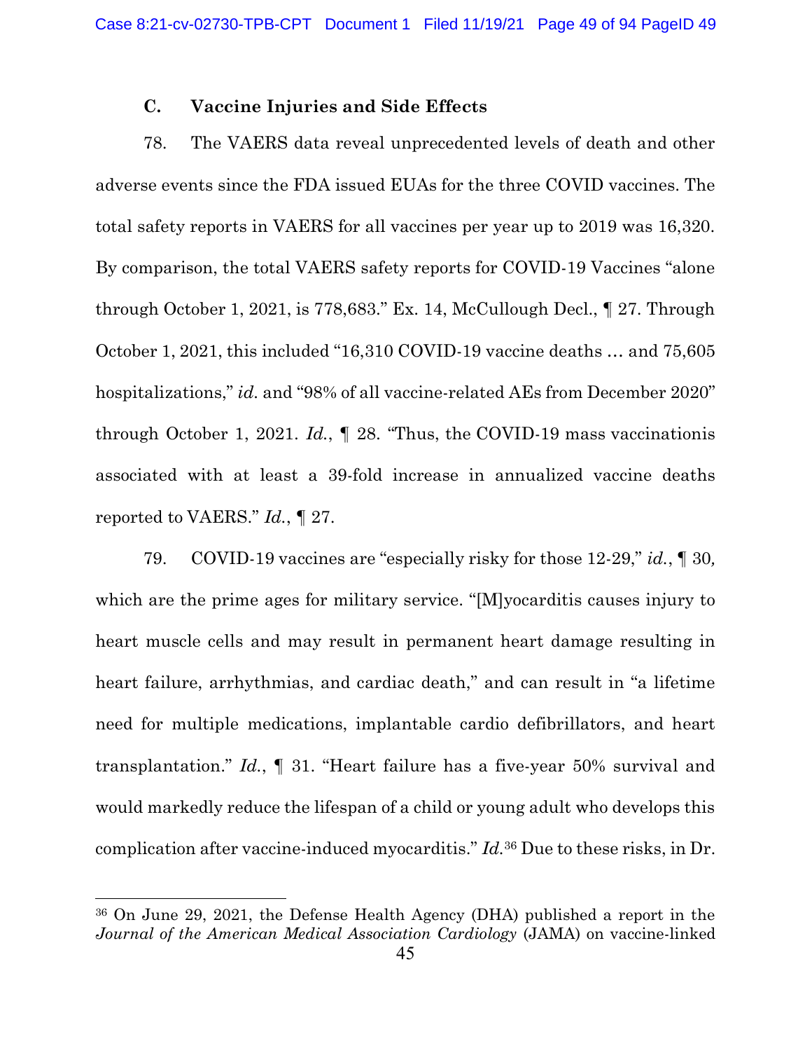### C. Vaccine Injuries and Side Effects

78. The VAERS data reveal unprecedented levels of death and other adverse events since the FDA issued EUAs for the three COVID vaccines. The total safety reports in VAERS for all vaccines per year up to 2019 was 16,320. By comparison, the total VAERS safety reports for COVID-19 Vaccines "alone through October 1, 2021, is 778,683." Ex. 14, McCullough Decl., ¶ 27. Through October 1, 2021, this included "16,310 COVID-19 vaccine deaths … and 75,605 hospitalizations," *id.* and "98% of all vaccine-related AEs from December 2020" through October 1, 2021. *Id.*, ¶ 28. "Thus, the COVID-19 mass vaccinationis associated with at least a 39-fold increase in annualized vaccine deaths reported to VAERS." *Id.*, ¶ 27.

79. COVID-19 vaccines are "especially risky for those 12-29," *id.*, ¶ 30, which are the prime ages for military service. "[M]yocarditis causes injury to heart muscle cells and may result in permanent heart damage resulting in heart failure, arrhythmias, and cardiac death," and can result in "a lifetime need for multiple medications, implantable cardio defibrillators, and heart transplantation." *Id.*, ¶ 31. "Heart failure has a five-year 50% survival and would markedly reduce the lifespan of a child or young adult who develops this complication after vaccine-induced myocarditis." *Id.*[36] Due to these risks, in Dr.

---

[36] On June 29, 2021, the Defense Health Agency (DHA) published a report in the *Journal of the American Medical Association Cardiology* (JAMA) on vaccine-linked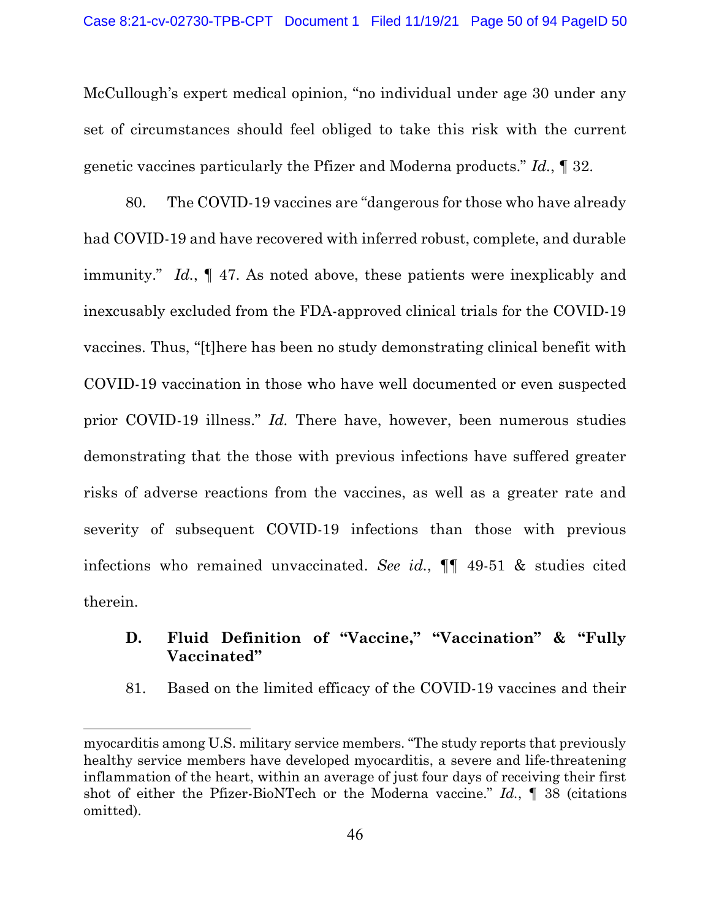McCullough's expert medical opinion, "no individual under age 30 under any set of circumstances should feel obliged to take this risk with the current genetic vaccines particularly the Pfizer and Moderna products." *Id.*, ¶ 32.

80. The COVID-19 vaccines are "dangerous for those who have already had COVID-19 and have recovered with inferred robust, complete, and durable immunity." *Id.*, ¶ 47. As noted above, these patients were inexplicably and inexcusably excluded from the FDA-approved clinical trials for the COVID-19 vaccines. Thus, "[t]here has been no study demonstrating clinical benefit with COVID-19 vaccination in those who have well documented or even suspected prior COVID-19 illness." *Id.* There have, however, been numerous studies demonstrating that the those with previous infections have suffered greater risks of adverse reactions from the vaccines, as well as a greater rate and severity of subsequent COVID-19 infections than those with previous infections who remained unvaccinated. *See id.*, ¶¶ 49-51 & studies cited therein.

### D. Fluid Definition of "Vaccine," "Vaccination" & "Fully Vaccinated"

81. Based on the limited efficacy of the COVID-19 vaccines and their

---

myocarditis among U.S. military service members. "The study reports that previously healthy service members have developed myocarditis, a severe and life-threatening inflammation of the heart, within an average of just four days of receiving their first shot of either the Pfizer-BioNTech or the Moderna vaccine." *Id.*, ¶ 38 (citations omitted).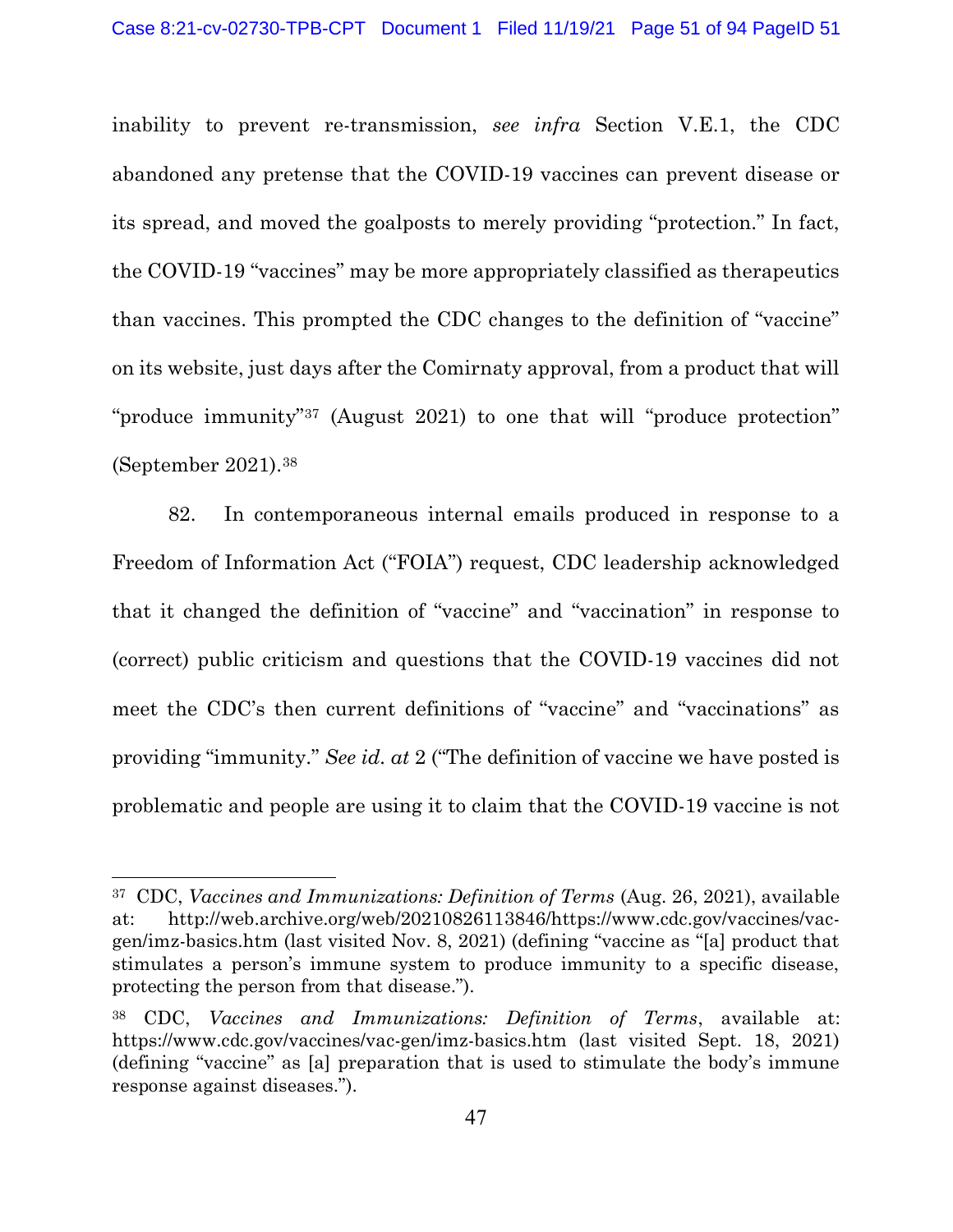inability to prevent re-transmission, *see infra* Section V.E.1, the CDC abandoned any pretense that the COVID-19 vaccines can prevent disease or its spread, and moved the goalposts to merely providing "protection." In fact, the COVID-19 "vaccines" may be more appropriately classified as therapeutics than vaccines. This prompted the CDC changes to the definition of "vaccine" on its website, just days after the Comirnaty approval, from a product that will "produce immunity"[37] (August 2021) to one that will "produce protection" (September 2021).[38]

82. In contemporaneous internal emails produced in response to a Freedom of Information Act ("FOIA") request, CDC leadership acknowledged that it changed the definition of "vaccine" and "vaccination" in response to (correct) public criticism and questions that the COVID-19 vaccines did not meet the CDC's then current definitions of "vaccine" and "vaccinations" as providing "immunity." *See id. at* 2 ("The definition of vaccine we have posted is problematic and people are using it to claim that the COVID-19 vaccine is not

---

[37] CDC, *Vaccines and Immunizations: Definition of Terms* (Aug. 26, 2021), available at: http://web.archive.org/web/20210826113846/https://www.cdc.gov/vaccines/vac-gen/imz-basics.htm (last visited Nov. 8, 2021) (defining "vaccine as "[a] product that stimulates a person's immune system to produce immunity to a specific disease, protecting the person from that disease.").

[38] CDC, *Vaccines and Immunizations: Definition of Terms*, available at: https://www.cdc.gov/vaccines/vac-gen/imz-basics.htm (last visited Sept. 18, 2021) (defining "vaccine" as [a] preparation that is used to stimulate the body's immune response against diseases.").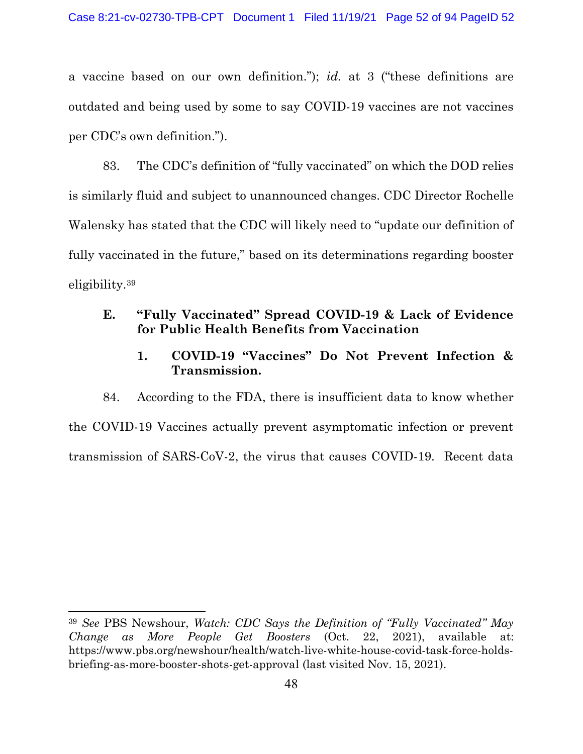a vaccine based on our own definition."); *id.* at 3 ("these definitions are outdated and being used by some to say COVID-19 vaccines are not vaccines per CDC's own definition.").

83. The CDC's definition of "fully vaccinated" on which the DOD relies is similarly fluid and subject to unannounced changes. CDC Director Rochelle Walensky has stated that the CDC will likely need to "update our definition of fully vaccinated in the future," based on its determinations regarding booster eligibility.[39]

### E. "Fully Vaccinated" Spread COVID-19 & Lack of Evidence for Public Health Benefits from Vaccination

#### 1. COVID-19 "Vaccines" Do Not Prevent Infection & Transmission.

84. According to the FDA, there is insufficient data to know whether the COVID-19 Vaccines actually prevent asymptomatic infection or prevent transmission of SARS-CoV-2, the virus that causes COVID-19. Recent data

---

[39] *See* PBS Newshour, *Watch: CDC Says the Definition of "Fully Vaccinated" May Change as More People Get Boosters* (Oct. 22, 2021), available at: https://www.pbs.org/newshour/health/watch-live-white-house-covid-task-force-holds-briefing-as-more-booster-shots-get-approval (last visited Nov. 15, 2021).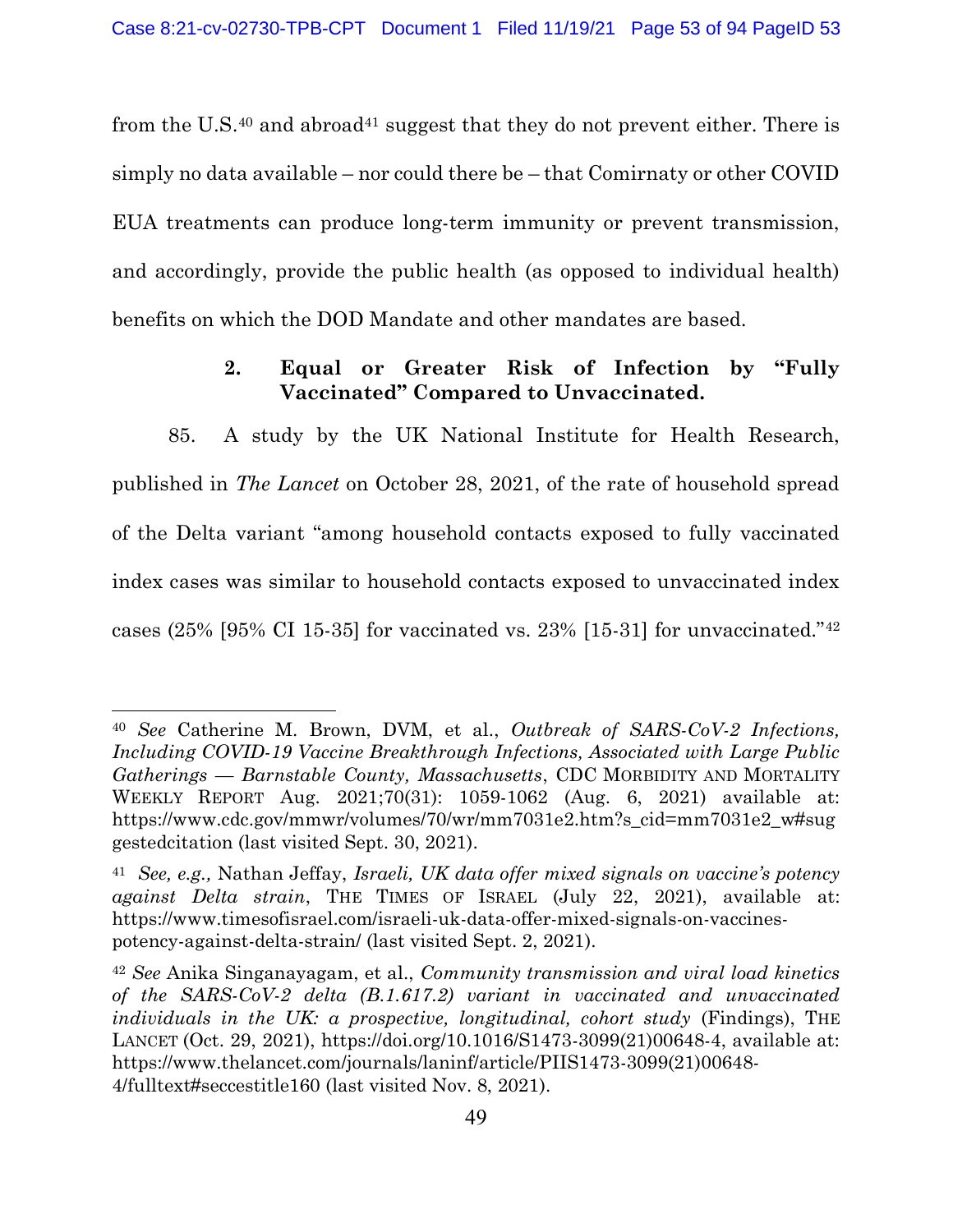from the U.S.[40] and abroad[41] suggest that they do not prevent either. There is simply no data available – nor could there be – that Comirnaty or other COVID EUA treatments can produce long-term immunity or prevent transmission, and accordingly, provide the public health (as opposed to individual health) benefits on which the DOD Mandate and other mandates are based.

### 2. Equal or Greater Risk of Infection by "Fully Vaccinated" Compared to Unvaccinated.

85. A study by the UK National Institute for Health Research, published in *The Lancet* on October 28, 2021, of the rate of household spread of the Delta variant "among household contacts exposed to fully vaccinated index cases was similar to household contacts exposed to unvaccinated index cases (25% [95% CI 15-35] for vaccinated vs. 23% [15-31] for unvaccinated."[42]

---

[40] *See* Catherine M. Brown, DVM, et al., *Outbreak of SARS-CoV-2 Infections, Including COVID-19 Vaccine Breakthrough Infections, Associated with Large Public Gatherings — Barnstable County, Massachusetts*, CDC MORBIDITY AND MORTALITY WEEKLY REPORT Aug. 2021;70(31): 1059-1062 (Aug. 6, 2021) available at: https://www.cdc.gov/mmwr/volumes/70/wr/mm7031e2.htm?s_cid=mm7031e2_w#suggestedcitation (last visited Sept. 30, 2021).

[41] *See, e.g.,* Nathan Jeffay, *Israeli, UK data offer mixed signals on vaccine's potency against Delta strain*, THE TIMES OF ISRAEL (July 22, 2021), available at: https://www.timesofisrael.com/israeli-uk-data-offer-mixed-signals-on-vaccines-potency-against-delta-strain/ (last visited Sept. 2, 2021).

[42] *See* Anika Singanayagam, et al., *Community transmission and viral load kinetics of the SARS-CoV-2 delta (B.1.617.2) variant in vaccinated and unvaccinated individuals in the UK: a prospective, longitudinal, cohort study* (Findings), THE LANCET (Oct. 29, 2021), https://doi.org/10.1016/S1473-3099(21)00648-4, available at: https://www.thelancet.com/journals/laninf/article/PIIS1473-3099(21)00648-4/fulltext#seccestitle160 (last visited Nov. 8, 2021).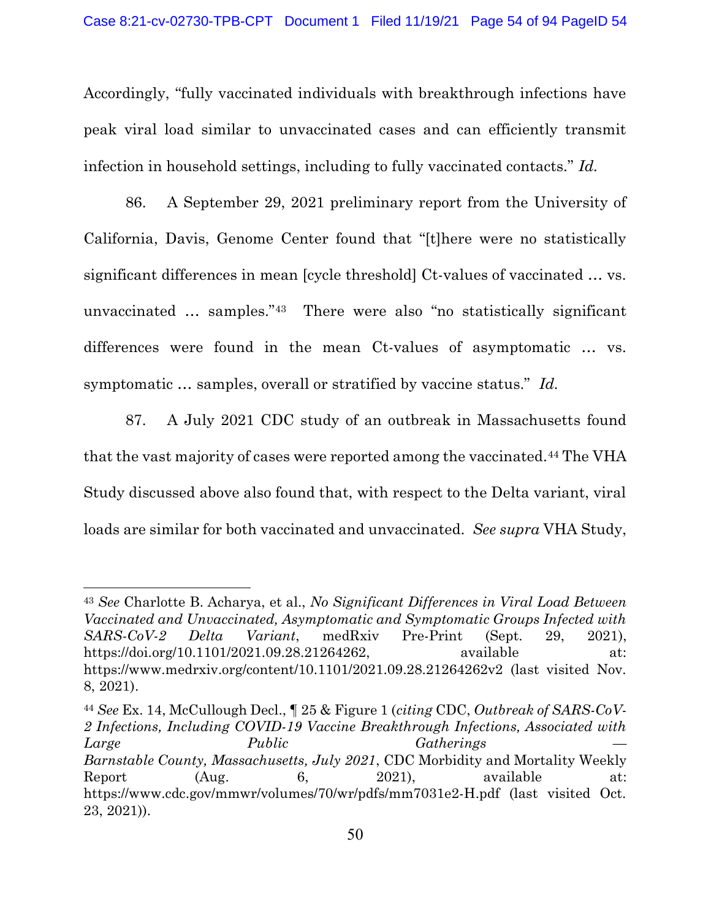Accordingly, "fully vaccinated individuals with breakthrough infections have peak viral load similar to unvaccinated cases and can efficiently transmit infection in household settings, including to fully vaccinated contacts." *Id.*

86. A September 29, 2021 preliminary report from the University of California, Davis, Genome Center found that "[t]here were no statistically significant differences in mean [cycle threshold] Ct-values of vaccinated … vs. unvaccinated … samples."[43] There were also "no statistically significant differences were found in the mean Ct-values of asymptomatic … vs. symptomatic … samples, overall or stratified by vaccine status." *Id.*

87. A July 2021 CDC study of an outbreak in Massachusetts found that the vast majority of cases were reported among the vaccinated.[44] The VHA Study discussed above also found that, with respect to the Delta variant, viral loads are similar for both vaccinated and unvaccinated. *See supra* VHA Study,

---

[43] *See* Charlotte B. Acharya, et al., *No Significant Differences in Viral Load Between Vaccinated and Unvaccinated, Asymptomatic and Symptomatic Groups Infected with SARS-CoV-2 Delta Variant*, medRxiv Pre-Print (Sept. 29, 2021), https://doi.org/10.1101/2021.09.28.21264262, available at: https://www.medrxiv.org/content/10.1101/2021.09.28.21264262v2 (last visited Nov. 8, 2021).

[44] *See* Ex. 14, McCullough Decl., ¶ 25 & Figure 1 (*citing* CDC, *Outbreak of SARS-CoV-2 Infections, Including COVID-19 Vaccine Breakthrough Infections, Associated with Large Public Gatherings — Barnstable County, Massachusetts, July 2021*, CDC Morbidity and Mortality Weekly Report (Aug. 6, 2021), available at: https://www.cdc.gov/mmwr/volumes/70/wr/pdfs/mm7031e2-H.pdf (last visited Oct. 23, 2021)).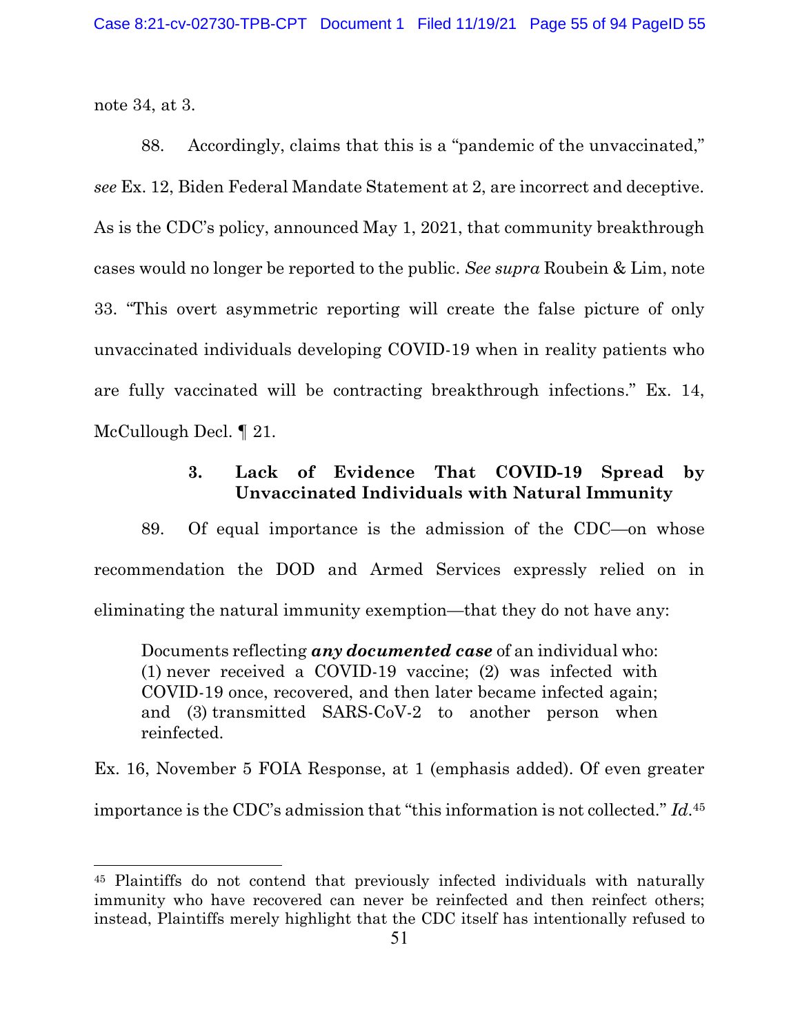note 34, at 3.

88. Accordingly, claims that this is a "pandemic of the unvaccinated," *see* Ex. 12, Biden Federal Mandate Statement at 2, are incorrect and deceptive. As is the CDC's policy, announced May 1, 2021, that community breakthrough cases would no longer be reported to the public. *See supra* Roubein & Lim, note 33. "This overt asymmetric reporting will create the false picture of only unvaccinated individuals developing COVID-19 when in reality patients who are fully vaccinated will be contracting breakthrough infections." Ex. 14, McCullough Decl. ¶ 21.

### 3. Lack of Evidence That COVID-19 Spread by Unvaccinated Individuals with Natural Immunity

89. Of equal importance is the admission of the CDC—on whose recommendation the DOD and Armed Services expressly relied on in eliminating the natural immunity exemption—that they do not have any:

> Documents reflecting ***any documented case*** of an individual who: (1) never received a COVID-19 vaccine; (2) was infected with COVID-19 once, recovered, and then later became infected again; and (3) transmitted SARS-CoV-2 to another person when reinfected.

Ex. 16, November 5 FOIA Response, at 1 (emphasis added). Of even greater importance is the CDC's admission that "this information is not collected." *Id.*[45]

---

[45] Plaintiffs do not contend that previously infected individuals with naturally immunity who have recovered can never be reinfected and then reinfect others; instead, Plaintiffs merely highlight that the CDC itself has intentionally refused to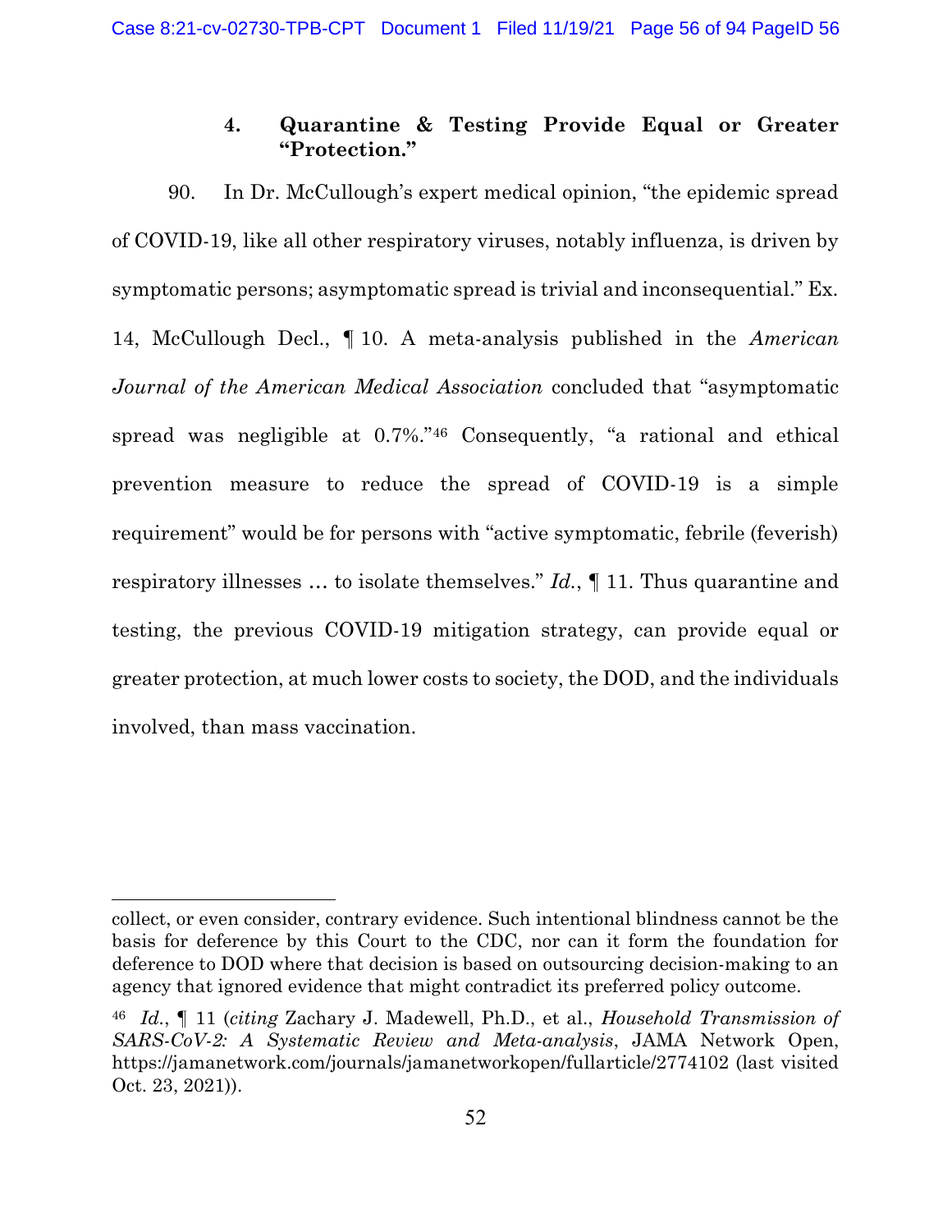### 4. Quarantine & Testing Provide Equal or Greater "Protection."

90. In Dr. McCullough's expert medical opinion, "the epidemic spread of COVID-19, like all other respiratory viruses, notably influenza, is driven by symptomatic persons; asymptomatic spread is trivial and inconsequential." Ex. 14, McCullough Decl., ¶ 10. A meta-analysis published in the *American Journal of the American Medical Association* concluded that "asymptomatic spread was negligible at 0.7%."[46] Consequently, "a rational and ethical prevention measure to reduce the spread of COVID-19 is a simple requirement" would be for persons with "active symptomatic, febrile (feverish) respiratory illnesses … to isolate themselves." *Id.*, ¶ 11. Thus quarantine and testing, the previous COVID-19 mitigation strategy, can provide equal or greater protection, at much lower costs to society, the DOD, and the individuals involved, than mass vaccination.

---

collect, or even consider, contrary evidence. Such intentional blindness cannot be the basis for deference by this Court to the CDC, nor can it form the foundation for deference to DOD where that decision is based on outsourcing decision-making to an agency that ignored evidence that might contradict its preferred policy outcome.

[46] *Id.*, ¶ 11 (*citing* Zachary J. Madewell, Ph.D., et al., *Household Transmission of SARS-CoV-2: A Systematic Review and Meta-analysis*, JAMA Network Open, https://jamanetwork.com/journals/jamanetworkopen/fullarticle/2774102 (last visited Oct. 23, 2021)).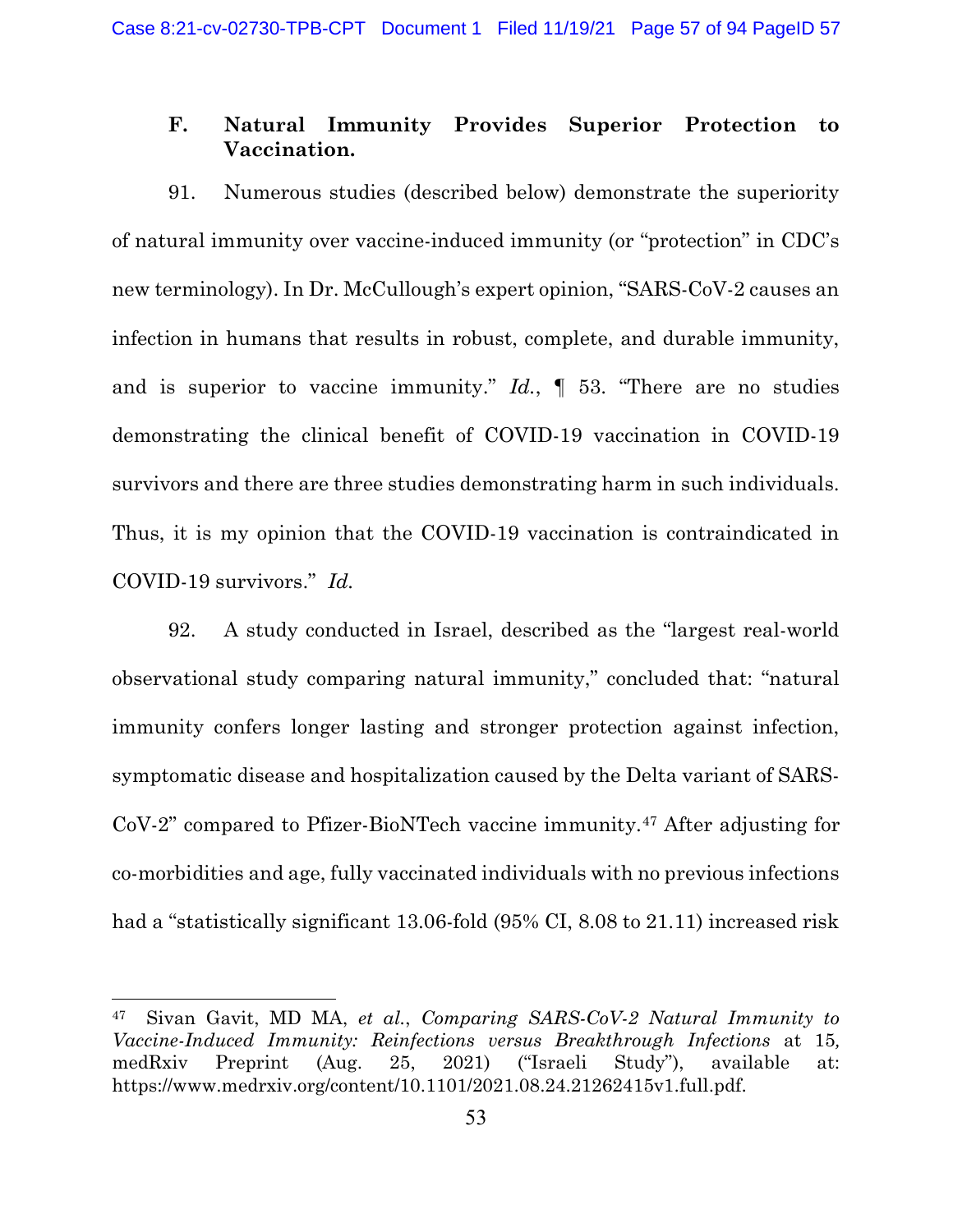### F. Natural Immunity Provides Superior Protection to Vaccination.

91. Numerous studies (described below) demonstrate the superiority of natural immunity over vaccine-induced immunity (or "protection" in CDC's new terminology). In Dr. McCullough's expert opinion, "SARS-CoV-2 causes an infection in humans that results in robust, complete, and durable immunity, and is superior to vaccine immunity." *Id.*, ¶ 53. "There are no studies demonstrating the clinical benefit of COVID-19 vaccination in COVID-19 survivors and there are three studies demonstrating harm in such individuals. Thus, it is my opinion that the COVID-19 vaccination is contraindicated in COVID-19 survivors." *Id.*

92. A study conducted in Israel, described as the "largest real-world observational study comparing natural immunity," concluded that: "natural immunity confers longer lasting and stronger protection against infection, symptomatic disease and hospitalization caused by the Delta variant of SARS-CoV-2" compared to Pfizer-BioNTech vaccine immunity.[47] After adjusting for co-morbidities and age, fully vaccinated individuals with no previous infections had a "statistically significant 13.06-fold (95% CI, 8.08 to 21.11) increased risk

---

[47] Sivan Gavit, MD MA, *et al.*, *Comparing SARS-CoV-2 Natural Immunity to Vaccine-Induced Immunity: Reinfections versus Breakthrough Infections* at 15, medRxiv Preprint (Aug. 25, 2021) ("Israeli Study"), available at: https://www.medrxiv.org/content/10.1101/2021.08.24.21262415v1.full.pdf.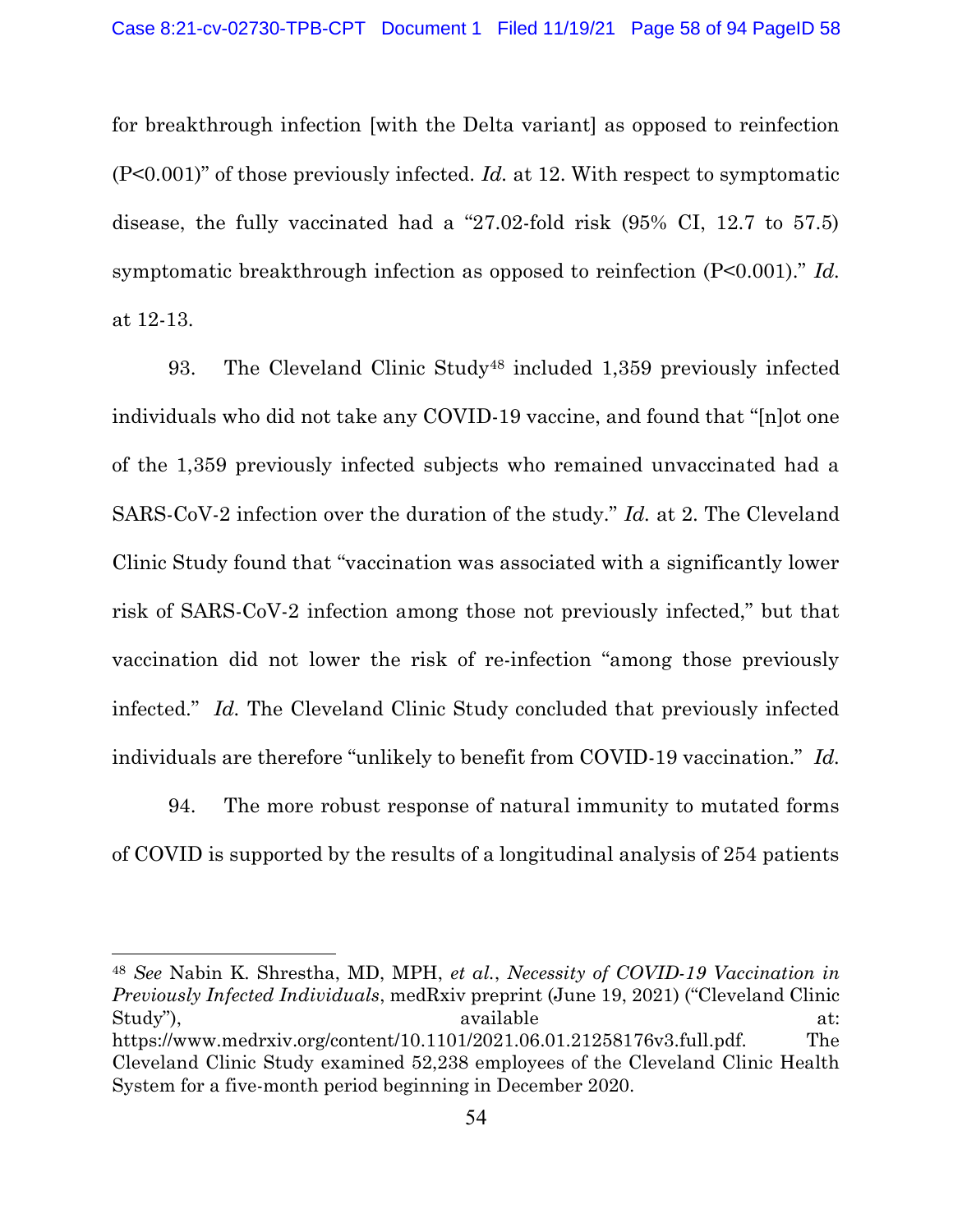for breakthrough infection [with the Delta variant] as opposed to reinfection (P<0.001)" of those previously infected. *Id.* at 12. With respect to symptomatic disease, the fully vaccinated had a "27.02-fold risk (95% CI, 12.7 to 57.5) symptomatic breakthrough infection as opposed to reinfection (P<0.001)." *Id.* at 12-13.

93. The Cleveland Clinic Study[48] included 1,359 previously infected individuals who did not take any COVID-19 vaccine, and found that "[n]ot one of the 1,359 previously infected subjects who remained unvaccinated had a SARS-CoV-2 infection over the duration of the study." *Id.* at 2. The Cleveland Clinic Study found that "vaccination was associated with a significantly lower risk of SARS-CoV-2 infection among those not previously infected," but that vaccination did not lower the risk of re-infection "among those previously infected." *Id.* The Cleveland Clinic Study concluded that previously infected individuals are therefore "unlikely to benefit from COVID-19 vaccination." *Id.*

94. The more robust response of natural immunity to mutated forms of COVID is supported by the results of a longitudinal analysis of 254 patients

---

[48] *See* Nabin K. Shrestha, MD, MPH, *et al.*, *Necessity of COVID-19 Vaccination in Previously Infected Individuals*, medRxiv preprint (June 19, 2021) ("Cleveland Clinic Study"), available at: https://www.medrxiv.org/content/10.1101/2021.06.01.21258176v3.full.pdf. The Cleveland Clinic Study examined 52,238 employees of the Cleveland Clinic Health System for a five-month period beginning in December 2020.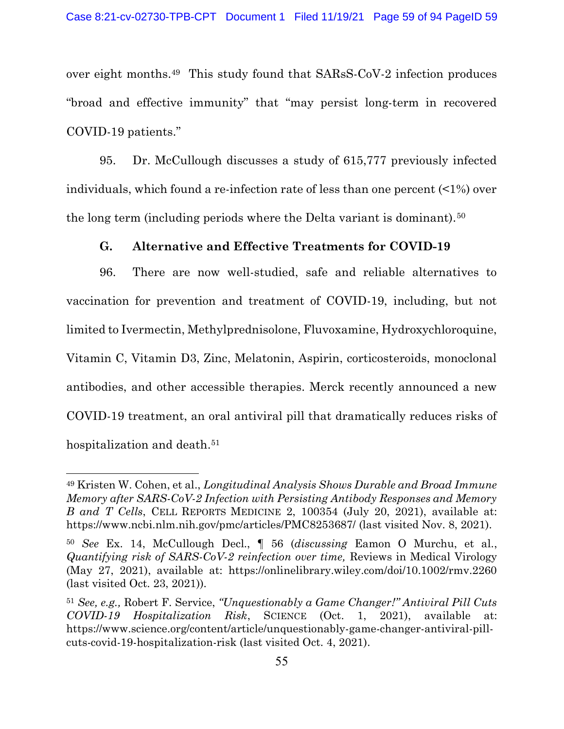over eight months.[49] This study found that SARsS-CoV-2 infection produces "broad and effective immunity" that "may persist long-term in recovered COVID-19 patients."

95. Dr. McCullough discusses a study of 615,777 previously infected individuals, which found a re-infection rate of less than one percent (<1%) over the long term (including periods where the Delta variant is dominant).[50]

### G. Alternative and Effective Treatments for COVID-19

96. There are now well-studied, safe and reliable alternatives to vaccination for prevention and treatment of COVID-19, including, but not limited to Ivermectin, Methylprednisolone, Fluvoxamine, Hydroxychloroquine, Vitamin C, Vitamin D3, Zinc, Melatonin, Aspirin, corticosteroids, monoclonal antibodies, and other accessible therapies. Merck recently announced a new COVID-19 treatment, an oral antiviral pill that dramatically reduces risks of hospitalization and death.[51]

---

[49] Kristen W. Cohen, et al., *Longitudinal Analysis Shows Durable and Broad Immune Memory after SARS-CoV-2 Infection with Persisting Antibody Responses and Memory B and T Cells*, CELL REPORTS MEDICINE 2, 100354 (July 20, 2021), available at: https://www.ncbi.nlm.nih.gov/pmc/articles/PMC8253687/ (last visited Nov. 8, 2021).

[50] *See* Ex. 14, McCullough Decl., ¶ 56 (*discussing* Eamon O Murchu, et al., *Quantifying risk of SARS-CoV-2 reinfection over time,* Reviews in Medical Virology (May 27, 2021), available at: https://onlinelibrary.wiley.com/doi/10.1002/rmv.2260 (last visited Oct. 23, 2021)).

[51] *See, e.g.,* Robert F. Service, *"Unquestionably a Game Changer!" Antiviral Pill Cuts COVID-19 Hospitalization Risk*, SCIENCE (Oct. 1, 2021), available at: https://www.science.org/content/article/unquestionably-game-changer-antiviral-pill-cuts-covid-19-hospitalization-risk (last visited Oct. 4, 2021).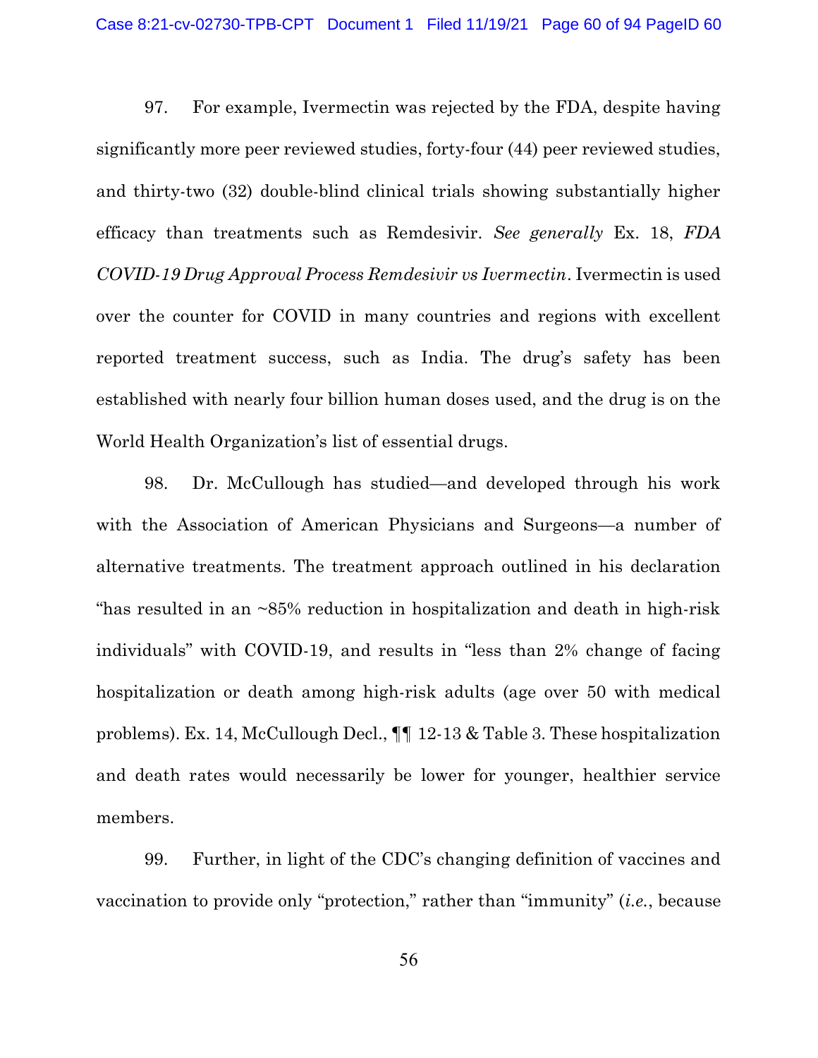97. For example, Ivermectin was rejected by the FDA, despite having significantly more peer reviewed studies, forty-four (44) peer reviewed studies, and thirty-two (32) double-blind clinical trials showing substantially higher efficacy than treatments such as Remdesivir. *See generally* Ex. 18, *FDA COVID-19 Drug Approval Process Remdesivir vs Ivermectin*. Ivermectin is used over the counter for COVID in many countries and regions with excellent reported treatment success, such as India. The drug's safety has been established with nearly four billion human doses used, and the drug is on the World Health Organization's list of essential drugs.

98. Dr. McCullough has studied—and developed through his work with the Association of American Physicians and Surgeons—a number of alternative treatments. The treatment approach outlined in his declaration "has resulted in an ~85% reduction in hospitalization and death in high-risk individuals" with COVID-19, and results in "less than 2% change of facing hospitalization or death among high-risk adults (age over 50 with medical problems). Ex. 14, McCullough Decl., ¶¶ 12-13 & Table 3. These hospitalization and death rates would necessarily be lower for younger, healthier service members.

99. Further, in light of the CDC's changing definition of vaccines and vaccination to provide only "protection," rather than "immunity" (*i.e.*, because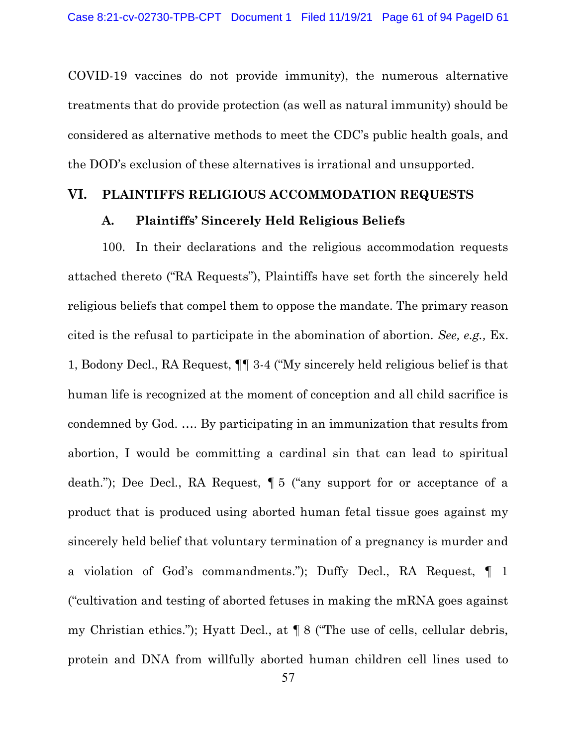COVID-19 vaccines do not provide immunity), the numerous alternative treatments that do provide protection (as well as natural immunity) should be considered as alternative methods to meet the CDC's public health goals, and the DOD's exclusion of these alternatives is irrational and unsupported.

## VI. PLAINTIFFS RELIGIOUS ACCOMMODATION REQUESTS

### A. Plaintiffs' Sincerely Held Religious Beliefs

100. In their declarations and the religious accommodation requests attached thereto ("RA Requests"), Plaintiffs have set forth the sincerely held religious beliefs that compel them to oppose the mandate. The primary reason cited is the refusal to participate in the abomination of abortion. *See, e.g.,* Ex. 1, Bodony Decl., RA Request, ¶¶ 3-4 ("My sincerely held religious belief is that human life is recognized at the moment of conception and all child sacrifice is condemned by God. …. By participating in an immunization that results from abortion, I would be committing a cardinal sin that can lead to spiritual death."); Dee Decl., RA Request, ¶ 5 ("any support for or acceptance of a product that is produced using aborted human fetal tissue goes against my sincerely held belief that voluntary termination of a pregnancy is murder and a violation of God's commandments."); Duffy Decl., RA Request, ¶ 1 ("cultivation and testing of aborted fetuses in making the mRNA goes against my Christian ethics."); Hyatt Decl., at ¶ 8 ("The use of cells, cellular debris, protein and DNA from willfully aborted human children cell lines used to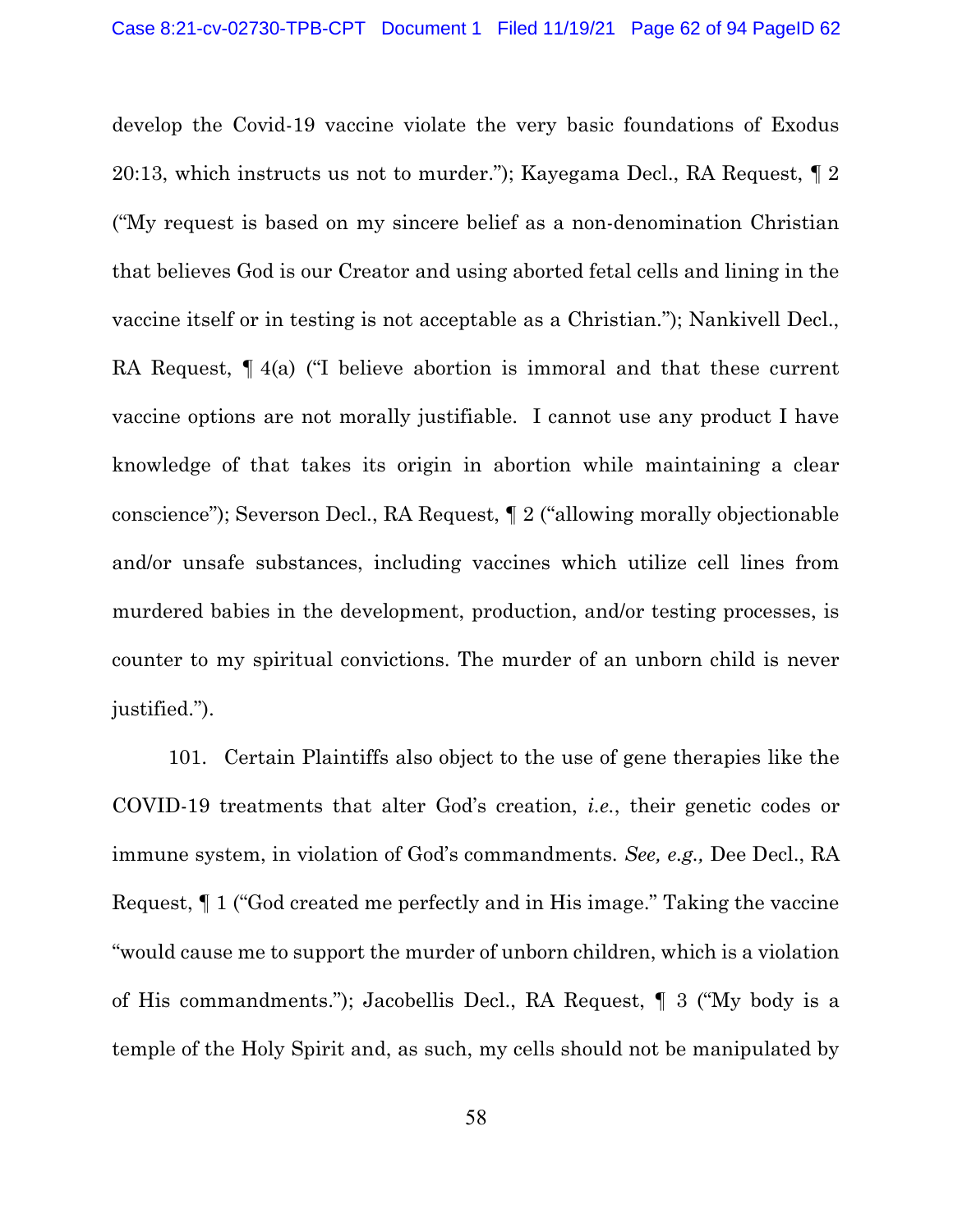develop the Covid-19 vaccine violate the very basic foundations of Exodus 20:13, which instructs us not to murder."); Kayegama Decl., RA Request, ¶ 2 ("My request is based on my sincere belief as a non-denomination Christian that believes God is our Creator and using aborted fetal cells and lining in the vaccine itself or in testing is not acceptable as a Christian."); Nankivell Decl., RA Request, ¶ 4(a) ("I believe abortion is immoral and that these current vaccine options are not morally justifiable. I cannot use any product I have knowledge of that takes its origin in abortion while maintaining a clear conscience"); Severson Decl., RA Request, ¶ 2 ("allowing morally objectionable and/or unsafe substances, including vaccines which utilize cell lines from murdered babies in the development, production, and/or testing processes, is counter to my spiritual convictions. The murder of an unborn child is never justified.").

101. Certain Plaintiffs also object to the use of gene therapies like the COVID-19 treatments that alter God's creation, *i.e.*, their genetic codes or immune system, in violation of God's commandments. *See, e.g.,* Dee Decl., RA Request, ¶ 1 ("God created me perfectly and in His image." Taking the vaccine "would cause me to support the murder of unborn children, which is a violation of His commandments."); Jacobellis Decl., RA Request, ¶ 3 ("My body is a temple of the Holy Spirit and, as such, my cells should not be manipulated by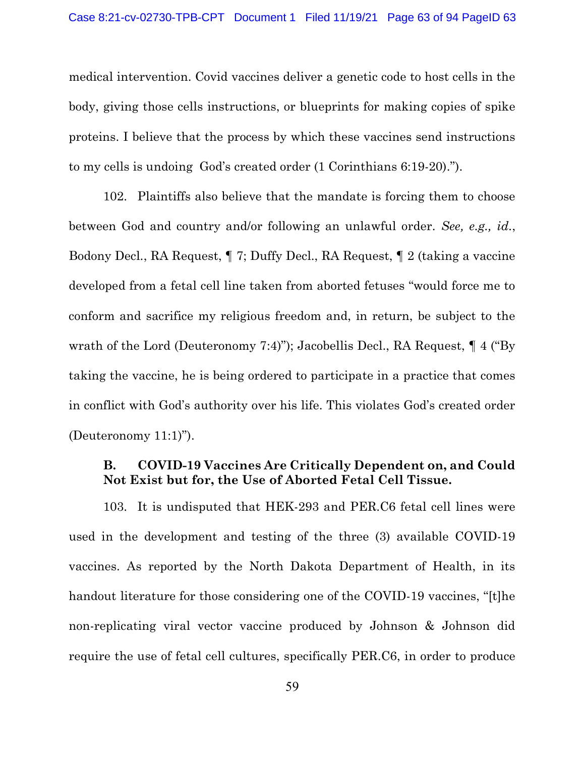medical intervention. Covid vaccines deliver a genetic code to host cells in the body, giving those cells instructions, or blueprints for making copies of spike proteins. I believe that the process by which these vaccines send instructions to my cells is undoing God's created order (1 Corinthians 6:19-20).").

102. Plaintiffs also believe that the mandate is forcing them to choose between God and country and/or following an unlawful order. *See, e.g., id.*, Bodony Decl., RA Request, ¶ 7; Duffy Decl., RA Request, ¶ 2 (taking a vaccine developed from a fetal cell line taken from aborted fetuses "would force me to conform and sacrifice my religious freedom and, in return, be subject to the wrath of the Lord (Deuteronomy 7:4)"); Jacobellis Decl., RA Request, ¶ 4 ("By taking the vaccine, he is being ordered to participate in a practice that comes in conflict with God's authority over his life. This violates God's created order (Deuteronomy 11:1)").

### B. COVID-19 Vaccines Are Critically Dependent on, and Could Not Exist but for, the Use of Aborted Fetal Cell Tissue.

103. It is undisputed that HEK-293 and PER.C6 fetal cell lines were used in the development and testing of the three (3) available COVID-19 vaccines. As reported by the North Dakota Department of Health, in its handout literature for those considering one of the COVID-19 vaccines, "[t]he non-replicating viral vector vaccine produced by Johnson & Johnson did require the use of fetal cell cultures, specifically PER.C6, in order to produce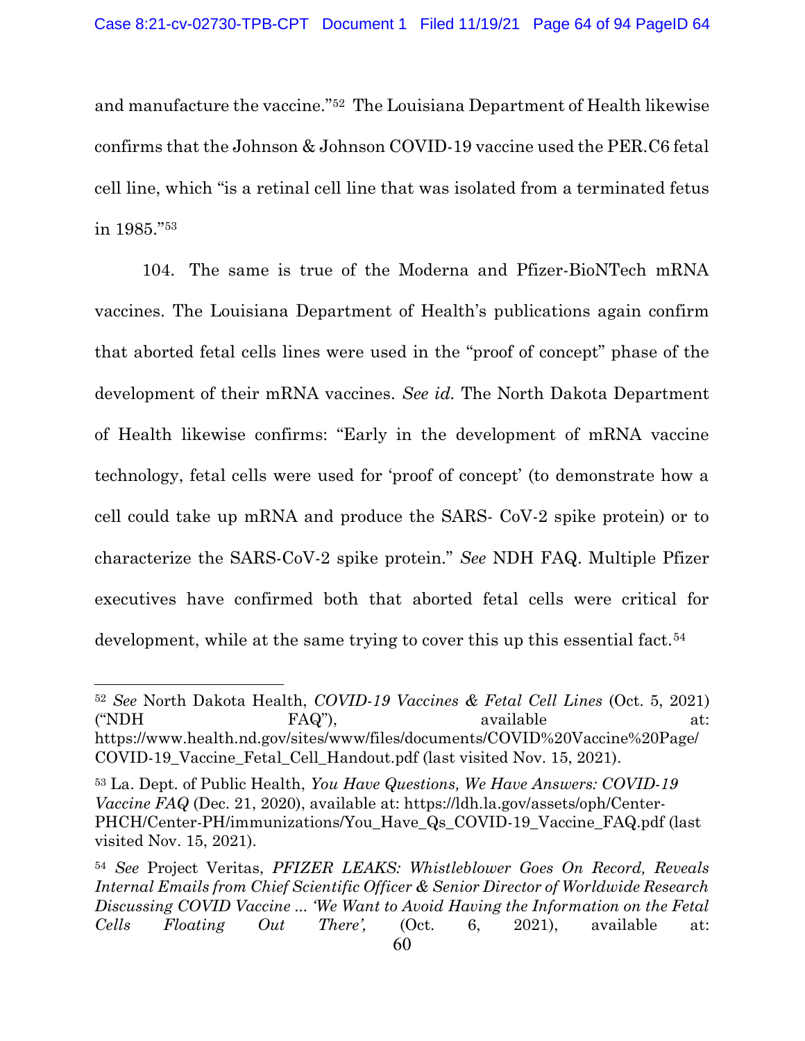and manufacture the vaccine."[52] The Louisiana Department of Health likewise confirms that the Johnson & Johnson COVID-19 vaccine used the PER.C6 fetal cell line, which "is a retinal cell line that was isolated from a terminated fetus in 1985."[53]

104. The same is true of the Moderna and Pfizer-BioNTech mRNA vaccines. The Louisiana Department of Health's publications again confirm that aborted fetal cells lines were used in the "proof of concept" phase of the development of their mRNA vaccines. *See id.* The North Dakota Department of Health likewise confirms: "Early in the development of mRNA vaccine technology, fetal cells were used for 'proof of concept' (to demonstrate how a cell could take up mRNA and produce the SARS- CoV-2 spike protein) or to characterize the SARS-CoV-2 spike protein." *See* NDH FAQ. Multiple Pfizer executives have confirmed both that aborted fetal cells were critical for development, while at the same trying to cover this up this essential fact.[54]

---

[52] *See* North Dakota Health, *COVID-19 Vaccines & Fetal Cell Lines* (Oct. 5, 2021) ("NDH FAQ"), available at: https://www.health.nd.gov/sites/www/files/documents/COVID%20Vaccine%20Page/COVID-19_Vaccine_Fetal_Cell_Handout.pdf (last visited Nov. 15, 2021).

[53] La. Dept. of Public Health, *You Have Questions, We Have Answers: COVID-19 Vaccine FAQ* (Dec. 21, 2020), available at: https://ldh.la.gov/assets/oph/Center-PHCH/Center-PH/immunizations/You_Have_Qs_COVID-19_Vaccine_FAQ.pdf (last visited Nov. 15, 2021).

[54] *See* Project Veritas, *PFIZER LEAKS: Whistleblower Goes On Record, Reveals Internal Emails from Chief Scientific Officer & Senior Director of Worldwide Research Discussing COVID Vaccine ... 'We Want to Avoid Having the Information on the Fetal Cells Floating Out There',* (Oct. 6, 2021), available at: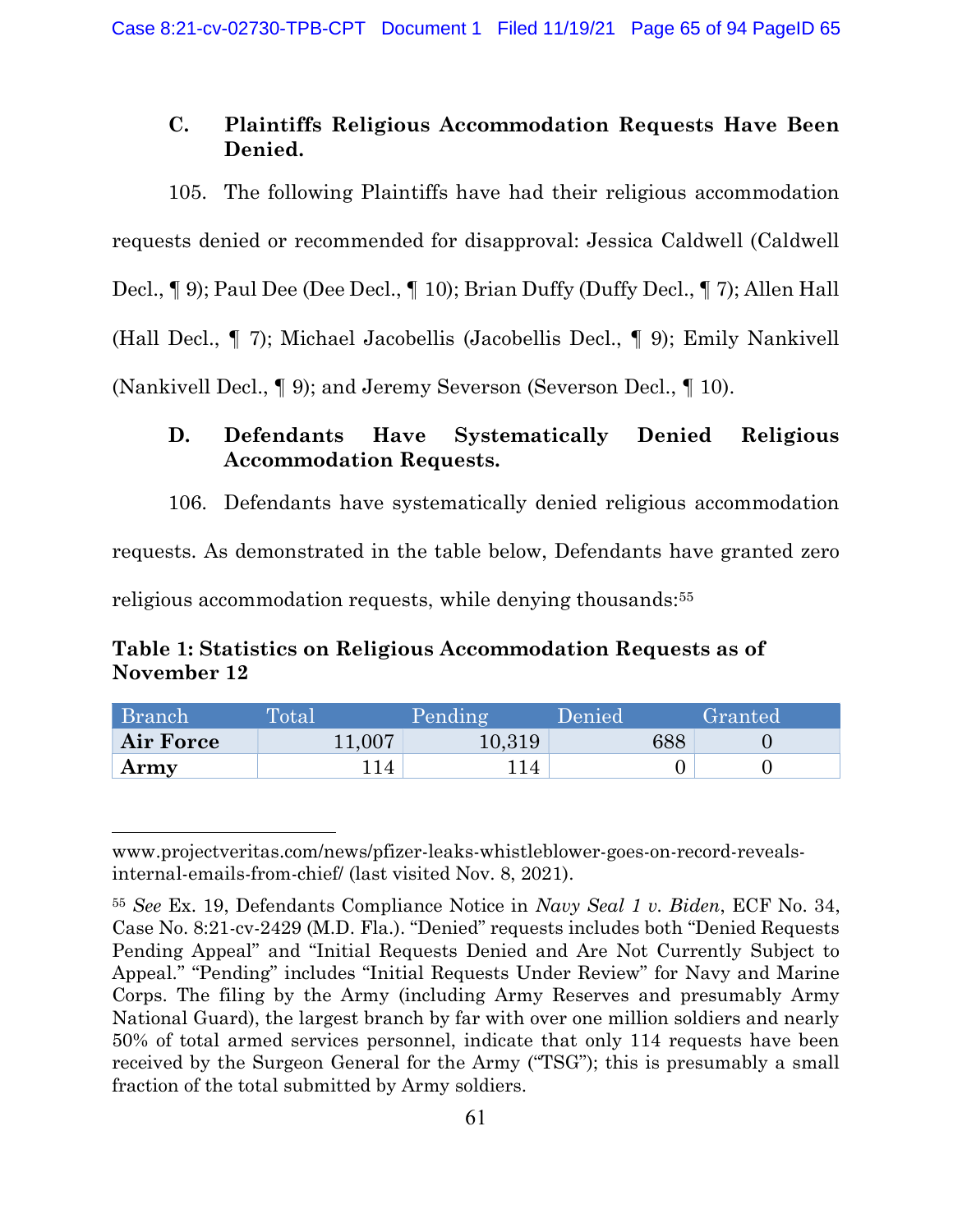### C. Plaintiffs Religious Accommodation Requests Have Been Denied.

105. The following Plaintiffs have had their religious accommodation requests denied or recommended for disapproval: Jessica Caldwell (Caldwell Decl., ¶ 9); Paul Dee (Dee Decl., ¶ 10); Brian Duffy (Duffy Decl., ¶ 7); Allen Hall (Hall Decl., ¶ 7); Michael Jacobellis (Jacobellis Decl., ¶ 9); Emily Nankivell (Nankivell Decl., ¶ 9); and Jeremy Severson (Severson Decl., ¶ 10).

### D. Defendants Have Systematically Denied Religious Accommodation Requests.

106. Defendants have systematically denied religious accommodation requests. As demonstrated in the table below, Defendants have granted zero religious accommodation requests, while denying thousands:[55]

**Table 1: Statistics on Religious Accommodation Requests as of November 12**

| Branch | Total | Pending | Denied | Granted |
| --- | --- | --- | --- | --- |
| **Air Force** | 11,007 | 10,319 | 688 | 0 |
| **Army** | 114 | 114 | 0 | 0 |

---

www.projectveritas.com/news/pfizer-leaks-whistleblower-goes-on-record-reveals-internal-emails-from-chief/ (last visited Nov. 8, 2021).

[55] *See* Ex. 19, Defendants Compliance Notice in *Navy Seal 1 v. Biden*, ECF No. 34, Case No. 8:21-cv-2429 (M.D. Fla.). "Denied" requests includes both "Denied Requests Pending Appeal" and "Initial Requests Denied and Are Not Currently Subject to Appeal." "Pending" includes "Initial Requests Under Review" for Navy and Marine Corps. The filing by the Army (including Army Reserves and presumably Army National Guard), the largest branch by far with over one million soldiers and nearly 50% of total armed services personnel, indicate that only 114 requests have been received by the Surgeon General for the Army ("TSG"); this is presumably a small fraction of the total submitted by Army soldiers.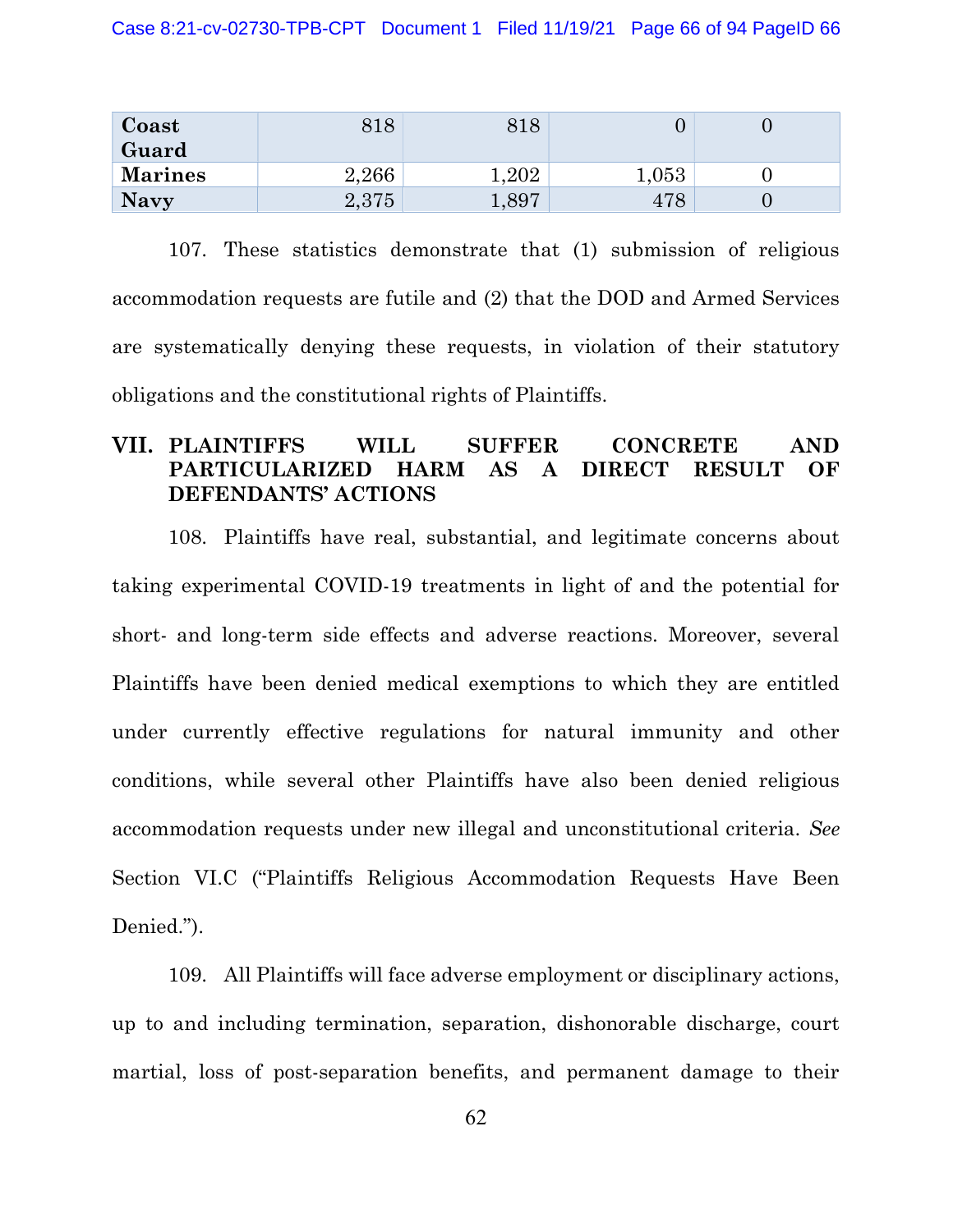| Coast Guard | 818 | 818 | 0 | 0 |
|---|---|---|---|---|
| **Marines** | 2,266 | 1,202 | 1,053 | 0 |
| **Navy** | 2,375 | 1,897 | 478 | 0 |

107. These statistics demonstrate that (1) submission of religious accommodation requests are futile and (2) that the DOD and Armed Services are systematically denying these requests, in violation of their statutory obligations and the constitutional rights of Plaintiffs.

## VII. PLAINTIFFS WILL SUFFER CONCRETE AND PARTICULARIZED HARM AS A DIRECT RESULT OF DEFENDANTS' ACTIONS

108. Plaintiffs have real, substantial, and legitimate concerns about taking experimental COVID-19 treatments in light of and the potential for short- and long-term side effects and adverse reactions. Moreover, several Plaintiffs have been denied medical exemptions to which they are entitled under currently effective regulations for natural immunity and other conditions, while several other Plaintiffs have also been denied religious accommodation requests under new illegal and unconstitutional criteria. *See* Section VI.C ("Plaintiffs Religious Accommodation Requests Have Been Denied.").

109. All Plaintiffs will face adverse employment or disciplinary actions, up to and including termination, separation, dishonorable discharge, court martial, loss of post-separation benefits, and permanent damage to their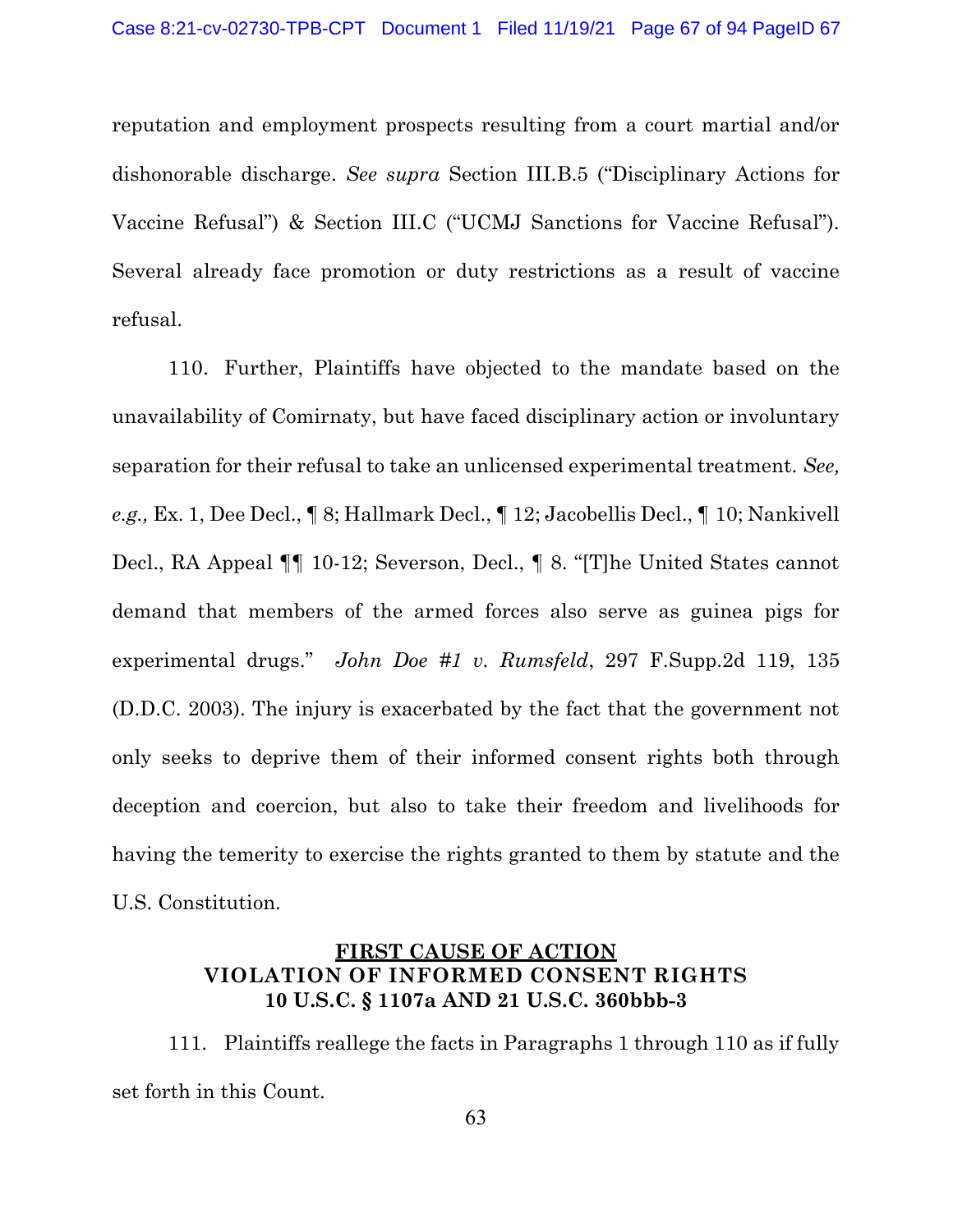reputation and employment prospects resulting from a court martial and/or dishonorable discharge. *See supra* Section III.B.5 ("Disciplinary Actions for Vaccine Refusal") & Section III.C ("UCMJ Sanctions for Vaccine Refusal"). Several already face promotion or duty restrictions as a result of vaccine refusal.

110. Further, Plaintiffs have objected to the mandate based on the unavailability of Comirnaty, but have faced disciplinary action or involuntary separation for their refusal to take an unlicensed experimental treatment. *See, e.g.,* Ex. 1, Dee Decl., ¶ 8; Hallmark Decl., ¶ 12; Jacobellis Decl., ¶ 10; Nankivell Decl., RA Appeal ¶¶ 10-12; Severson, Decl., ¶ 8. "[T]he United States cannot demand that members of the armed forces also serve as guinea pigs for experimental drugs." *John Doe #1 v. Rumsfeld*, 297 F.Supp.2d 119, 135 (D.D.C. 2003). The injury is exacerbated by the fact that the government not only seeks to deprive them of their informed consent rights both through deception and coercion, but also to take their freedom and livelihoods for having the temerity to exercise the rights granted to them by statute and the U.S. Constitution.

## FIRST CAUSE OF ACTION
## VIOLATION OF INFORMED CONSENT RIGHTS
## 10 U.S.C. § 1107a AND 21 U.S.C. 360bbb-3

111. Plaintiffs reallege the facts in Paragraphs 1 through 110 as if fully set forth in this Count.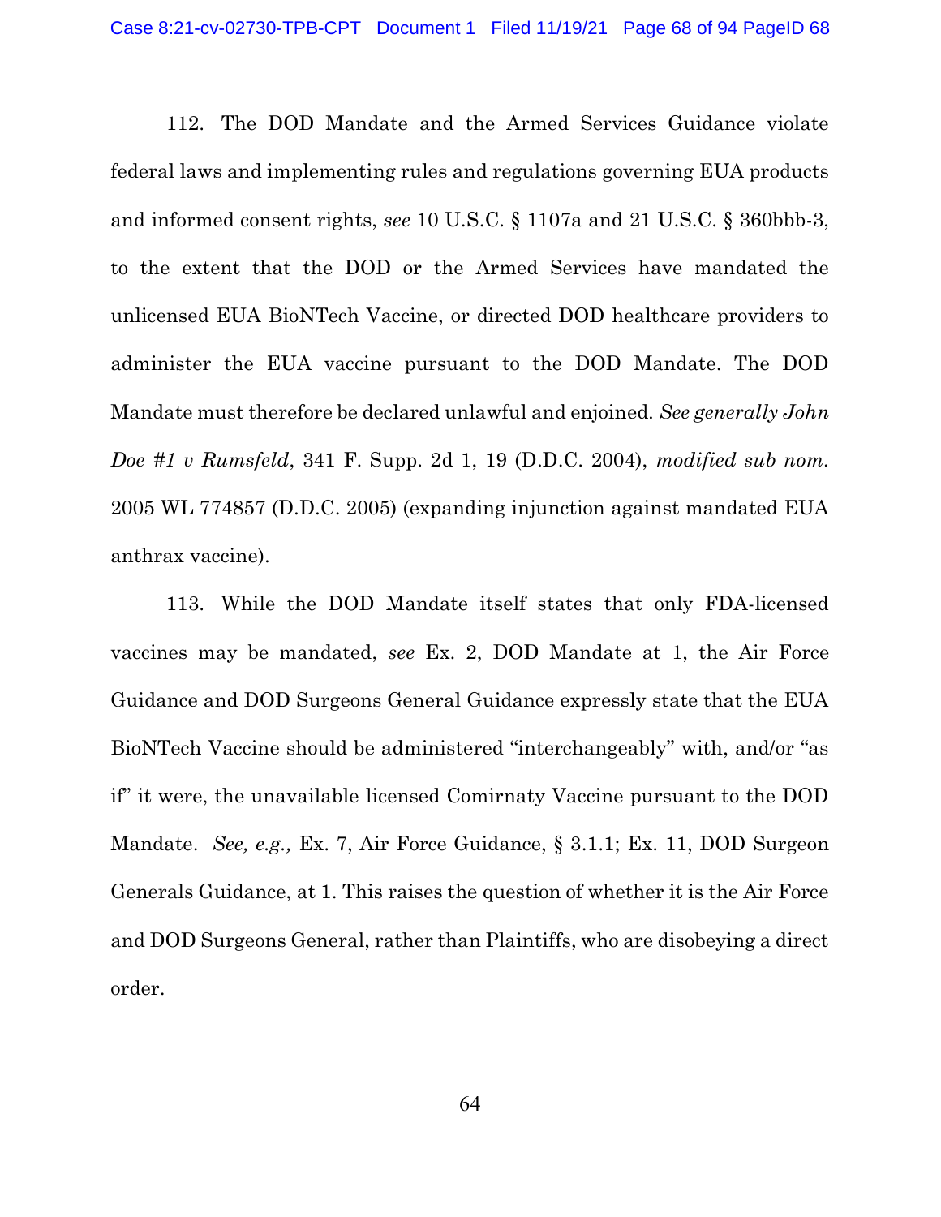112. The DOD Mandate and the Armed Services Guidance violate federal laws and implementing rules and regulations governing EUA products and informed consent rights, *see* 10 U.S.C. § 1107a and 21 U.S.C. § 360bbb-3, to the extent that the DOD or the Armed Services have mandated the unlicensed EUA BioNTech Vaccine, or directed DOD healthcare providers to administer the EUA vaccine pursuant to the DOD Mandate. The DOD Mandate must therefore be declared unlawful and enjoined. *See generally John Doe #1 v Rumsfeld*, 341 F. Supp. 2d 1, 19 (D.D.C. 2004), *modified sub nom.* 2005 WL 774857 (D.D.C. 2005) (expanding injunction against mandated EUA anthrax vaccine).

113. While the DOD Mandate itself states that only FDA-licensed vaccines may be mandated, *see* Ex. 2, DOD Mandate at 1, the Air Force Guidance and DOD Surgeons General Guidance expressly state that the EUA BioNTech Vaccine should be administered "interchangeably" with, and/or "as if" it were, the unavailable licensed Comirnaty Vaccine pursuant to the DOD Mandate. *See, e.g.,* Ex. 7, Air Force Guidance, § 3.1.1; Ex. 11, DOD Surgeon Generals Guidance, at 1. This raises the question of whether it is the Air Force and DOD Surgeons General, rather than Plaintiffs, who are disobeying a direct order.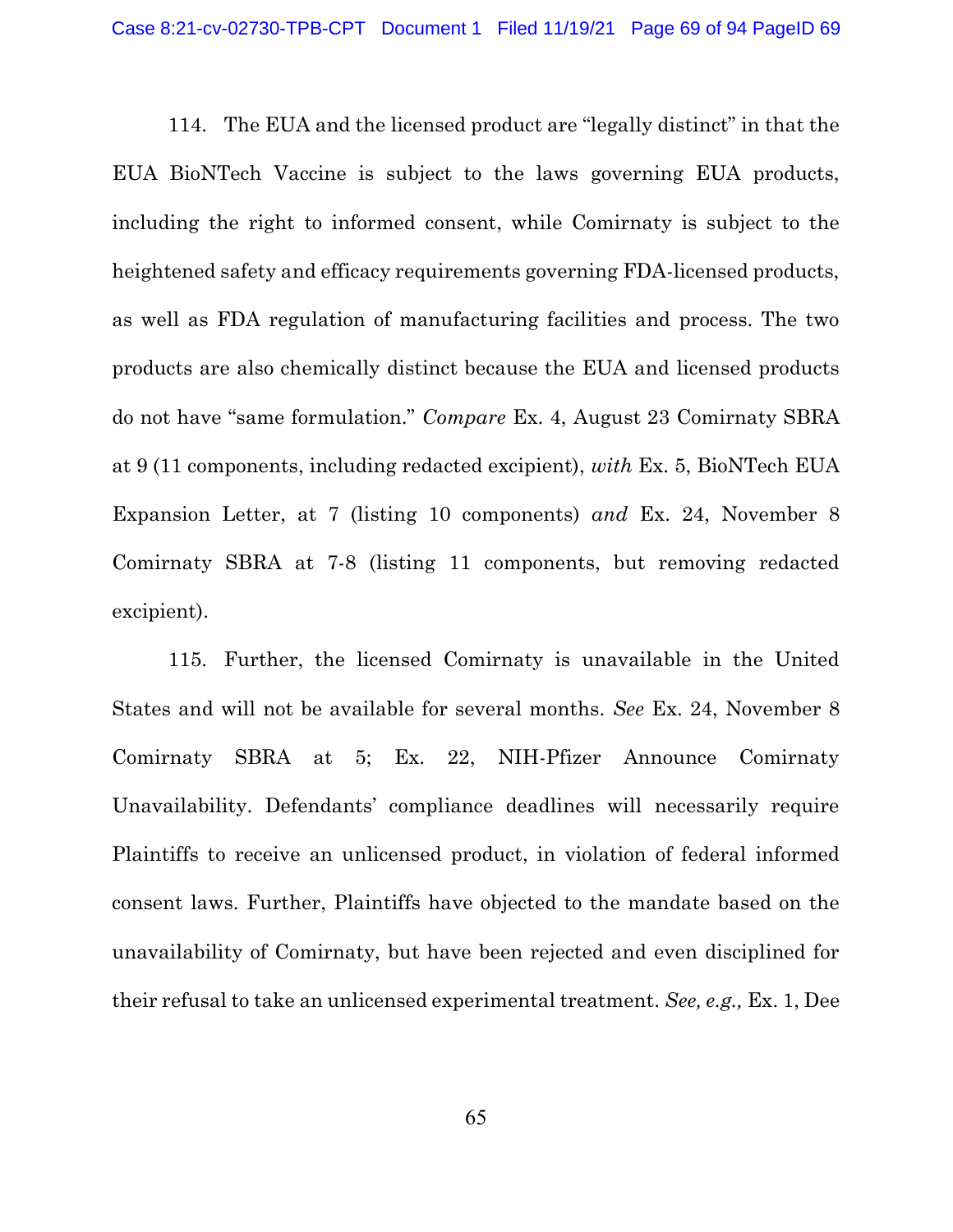114. The EUA and the licensed product are "legally distinct" in that the EUA BioNTech Vaccine is subject to the laws governing EUA products, including the right to informed consent, while Comirnaty is subject to the heightened safety and efficacy requirements governing FDA-licensed products, as well as FDA regulation of manufacturing facilities and process. The two products are also chemically distinct because the EUA and licensed products do not have "same formulation." *Compare* Ex. 4, August 23 Comirnaty SBRA at 9 (11 components, including redacted excipient), *with* Ex. 5, BioNTech EUA Expansion Letter, at 7 (listing 10 components) *and* Ex. 24, November 8 Comirnaty SBRA at 7-8 (listing 11 components, but removing redacted excipient).

115. Further, the licensed Comirnaty is unavailable in the United States and will not be available for several months. *See* Ex. 24, November 8 Comirnaty SBRA at 5; Ex. 22, NIH-Pfizer Announce Comirnaty Unavailability. Defendants' compliance deadlines will necessarily require Plaintiffs to receive an unlicensed product, in violation of federal informed consent laws. Further, Plaintiffs have objected to the mandate based on the unavailability of Comirnaty, but have been rejected and even disciplined for their refusal to take an unlicensed experimental treatment. *See, e.g.,* Ex. 1, Dee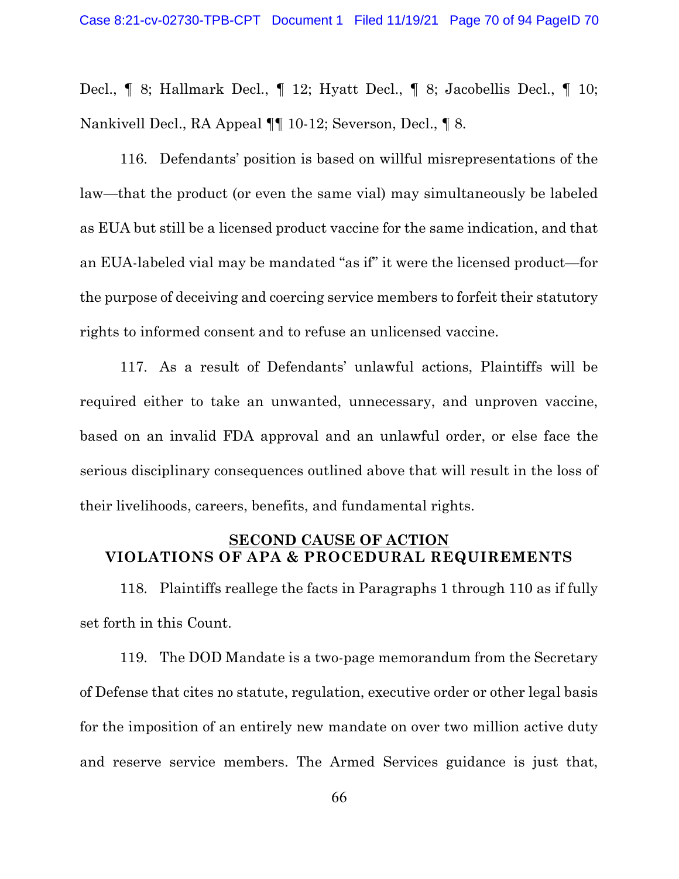Decl., ¶ 8; Hallmark Decl., ¶ 12; Hyatt Decl., ¶ 8; Jacobellis Decl., ¶ 10; Nankivell Decl., RA Appeal ¶¶ 10-12; Severson, Decl., ¶ 8.

116. Defendants' position is based on willful misrepresentations of the law—that the product (or even the same vial) may simultaneously be labeled as EUA but still be a licensed product vaccine for the same indication, and that an EUA-labeled vial may be mandated "as if" it were the licensed product—for the purpose of deceiving and coercing service members to forfeit their statutory rights to informed consent and to refuse an unlicensed vaccine.

117. As a result of Defendants' unlawful actions, Plaintiffs will be required either to take an unwanted, unnecessary, and unproven vaccine, based on an invalid FDA approval and an unlawful order, or else face the serious disciplinary consequences outlined above that will result in the loss of their livelihoods, careers, benefits, and fundamental rights.

## SECOND CAUSE OF ACTION
## VIOLATIONS OF APA & PROCEDURAL REQUIREMENTS

118. Plaintiffs reallege the facts in Paragraphs 1 through 110 as if fully set forth in this Count.

119. The DOD Mandate is a two-page memorandum from the Secretary of Defense that cites no statute, regulation, executive order or other legal basis for the imposition of an entirely new mandate on over two million active duty and reserve service members. The Armed Services guidance is just that,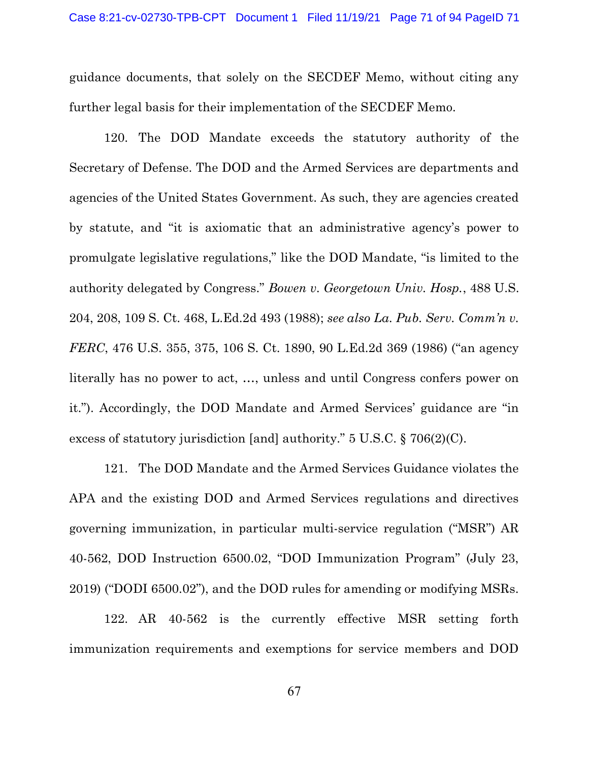guidance documents, that solely on the SECDEF Memo, without citing any further legal basis for their implementation of the SECDEF Memo.

120. The DOD Mandate exceeds the statutory authority of the Secretary of Defense. The DOD and the Armed Services are departments and agencies of the United States Government. As such, they are agencies created by statute, and "it is axiomatic that an administrative agency's power to promulgate legislative regulations," like the DOD Mandate, "is limited to the authority delegated by Congress." *Bowen v. Georgetown Univ. Hosp.*, 488 U.S. 204, 208, 109 S. Ct. 468, L.Ed.2d 493 (1988); *see also La. Pub. Serv. Comm'n v. FERC*, 476 U.S. 355, 375, 106 S. Ct. 1890, 90 L.Ed.2d 369 (1986) ("an agency literally has no power to act, …, unless and until Congress confers power on it."). Accordingly, the DOD Mandate and Armed Services' guidance are "in excess of statutory jurisdiction [and] authority." 5 U.S.C. § 706(2)(C).

121. The DOD Mandate and the Armed Services Guidance violates the APA and the existing DOD and Armed Services regulations and directives governing immunization, in particular multi-service regulation ("MSR") AR 40-562, DOD Instruction 6500.02, "DOD Immunization Program" (July 23, 2019) ("DODI 6500.02"), and the DOD rules for amending or modifying MSRs.

122. AR 40-562 is the currently effective MSR setting forth immunization requirements and exemptions for service members and DOD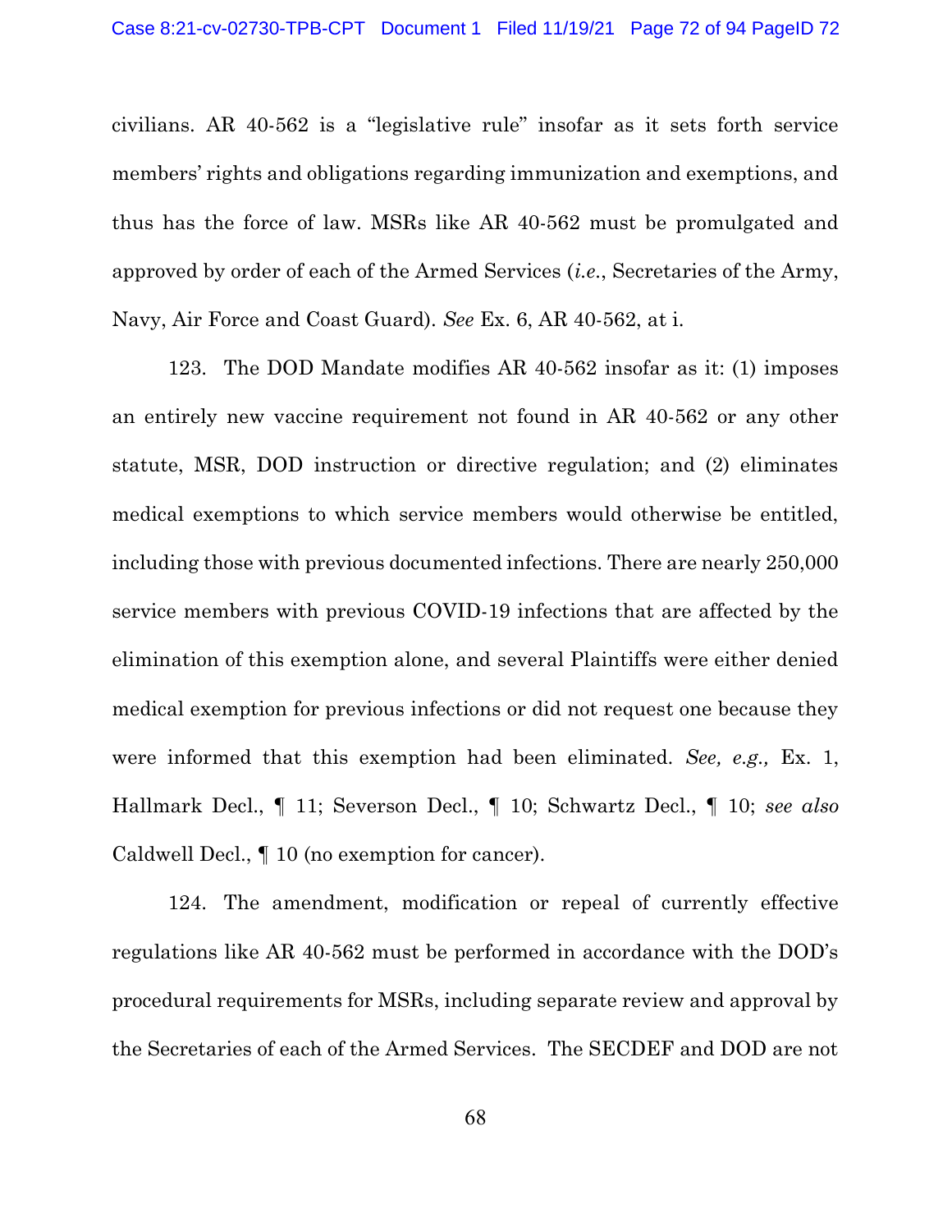civilians. AR 40-562 is a "legislative rule" insofar as it sets forth service members' rights and obligations regarding immunization and exemptions, and thus has the force of law. MSRs like AR 40-562 must be promulgated and approved by order of each of the Armed Services (*i.e.*, Secretaries of the Army, Navy, Air Force and Coast Guard). *See* Ex. 6, AR 40-562, at i.

123. The DOD Mandate modifies AR 40-562 insofar as it: (1) imposes an entirely new vaccine requirement not found in AR 40-562 or any other statute, MSR, DOD instruction or directive regulation; and (2) eliminates medical exemptions to which service members would otherwise be entitled, including those with previous documented infections. There are nearly 250,000 service members with previous COVID-19 infections that are affected by the elimination of this exemption alone, and several Plaintiffs were either denied medical exemption for previous infections or did not request one because they were informed that this exemption had been eliminated. *See, e.g.,* Ex. 1, Hallmark Decl., ¶ 11; Severson Decl., ¶ 10; Schwartz Decl., ¶ 10; *see also* Caldwell Decl., ¶ 10 (no exemption for cancer).

124. The amendment, modification or repeal of currently effective regulations like AR 40-562 must be performed in accordance with the DOD's procedural requirements for MSRs, including separate review and approval by the Secretaries of each of the Armed Services. The SECDEF and DOD are not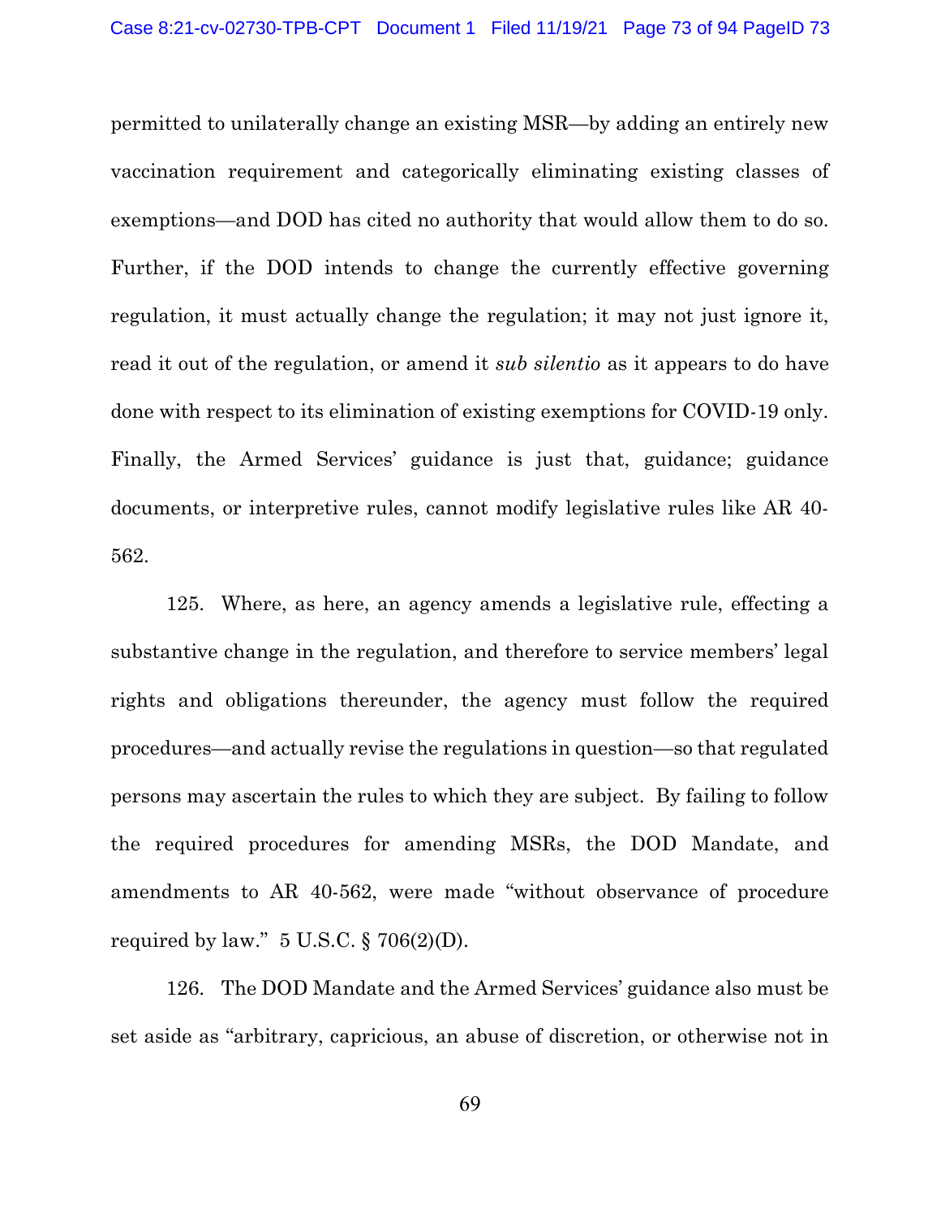permitted to unilaterally change an existing MSR—by adding an entirely new vaccination requirement and categorically eliminating existing classes of exemptions—and DOD has cited no authority that would allow them to do so. Further, if the DOD intends to change the currently effective governing regulation, it must actually change the regulation; it may not just ignore it, read it out of the regulation, or amend it *sub silentio* as it appears to do have done with respect to its elimination of existing exemptions for COVID-19 only. Finally, the Armed Services' guidance is just that, guidance; guidance documents, or interpretive rules, cannot modify legislative rules like AR 40-562.

125. Where, as here, an agency amends a legislative rule, effecting a substantive change in the regulation, and therefore to service members' legal rights and obligations thereunder, the agency must follow the required procedures—and actually revise the regulations in question—so that regulated persons may ascertain the rules to which they are subject. By failing to follow the required procedures for amending MSRs, the DOD Mandate, and amendments to AR 40-562, were made "without observance of procedure required by law." 5 U.S.C. § 706(2)(D).

126. The DOD Mandate and the Armed Services' guidance also must be set aside as "arbitrary, capricious, an abuse of discretion, or otherwise not in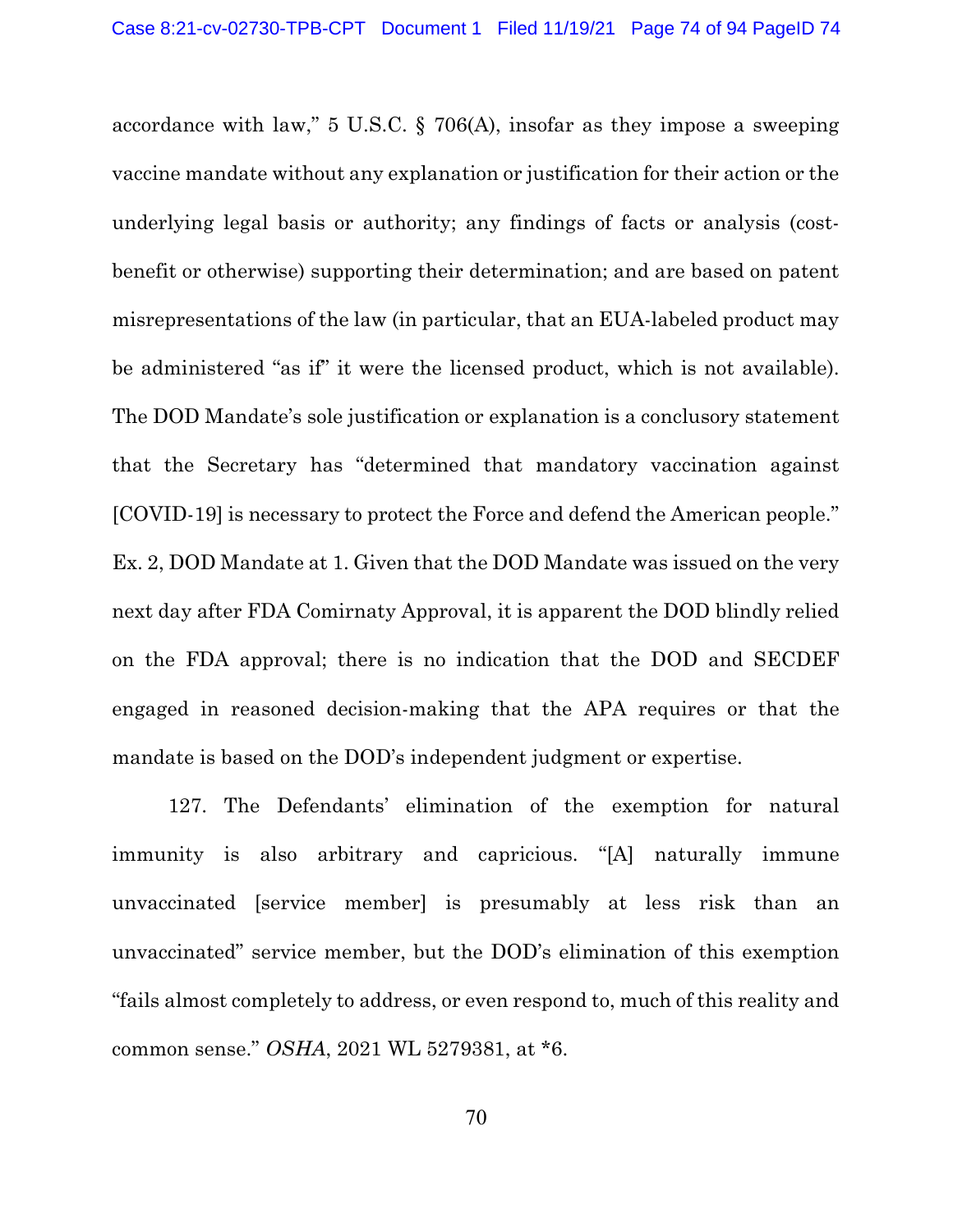accordance with law," 5 U.S.C. § 706(A), insofar as they impose a sweeping vaccine mandate without any explanation or justification for their action or the underlying legal basis or authority; any findings of facts or analysis (cost-benefit or otherwise) supporting their determination; and are based on patent misrepresentations of the law (in particular, that an EUA-labeled product may be administered "as if" it were the licensed product, which is not available). The DOD Mandate's sole justification or explanation is a conclusory statement that the Secretary has "determined that mandatory vaccination against [COVID-19] is necessary to protect the Force and defend the American people." Ex. 2, DOD Mandate at 1. Given that the DOD Mandate was issued on the very next day after FDA Comirnaty Approval, it is apparent the DOD blindly relied on the FDA approval; there is no indication that the DOD and SECDEF engaged in reasoned decision-making that the APA requires or that the mandate is based on the DOD's independent judgment or expertise.

127. The Defendants' elimination of the exemption for natural immunity is also arbitrary and capricious. "[A] naturally immune unvaccinated [service member] is presumably at less risk than an unvaccinated" service member, but the DOD's elimination of this exemption "fails almost completely to address, or even respond to, much of this reality and common sense." *OSHA*, 2021 WL 5279381, at *6.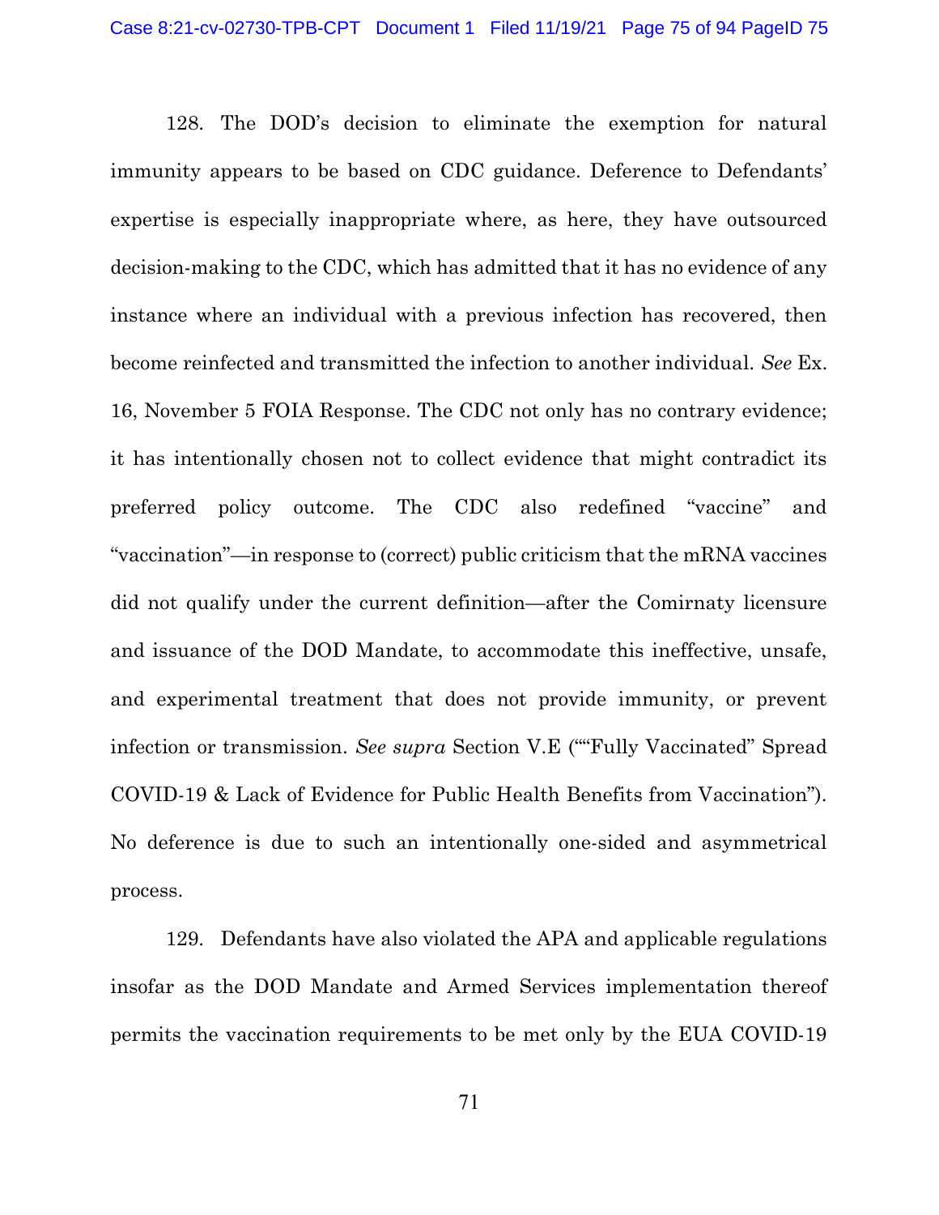128. The DOD's decision to eliminate the exemption for natural immunity appears to be based on CDC guidance. Deference to Defendants' expertise is especially inappropriate where, as here, they have outsourced decision-making to the CDC, which has admitted that it has no evidence of any instance where an individual with a previous infection has recovered, then become reinfected and transmitted the infection to another individual. *See* Ex. 16, November 5 FOIA Response. The CDC not only has no contrary evidence; it has intentionally chosen not to collect evidence that might contradict its preferred policy outcome. The CDC also redefined "vaccine" and "vaccination"—in response to (correct) public criticism that the mRNA vaccines did not qualify under the current definition—after the Comirnaty licensure and issuance of the DOD Mandate, to accommodate this ineffective, unsafe, and experimental treatment that does not provide immunity, or prevent infection or transmission. *See supra* Section V.E (""Fully Vaccinated" Spread COVID-19 & Lack of Evidence for Public Health Benefits from Vaccination"). No deference is due to such an intentionally one-sided and asymmetrical process.

129. Defendants have also violated the APA and applicable regulations insofar as the DOD Mandate and Armed Services implementation thereof permits the vaccination requirements to be met only by the EUA COVID-19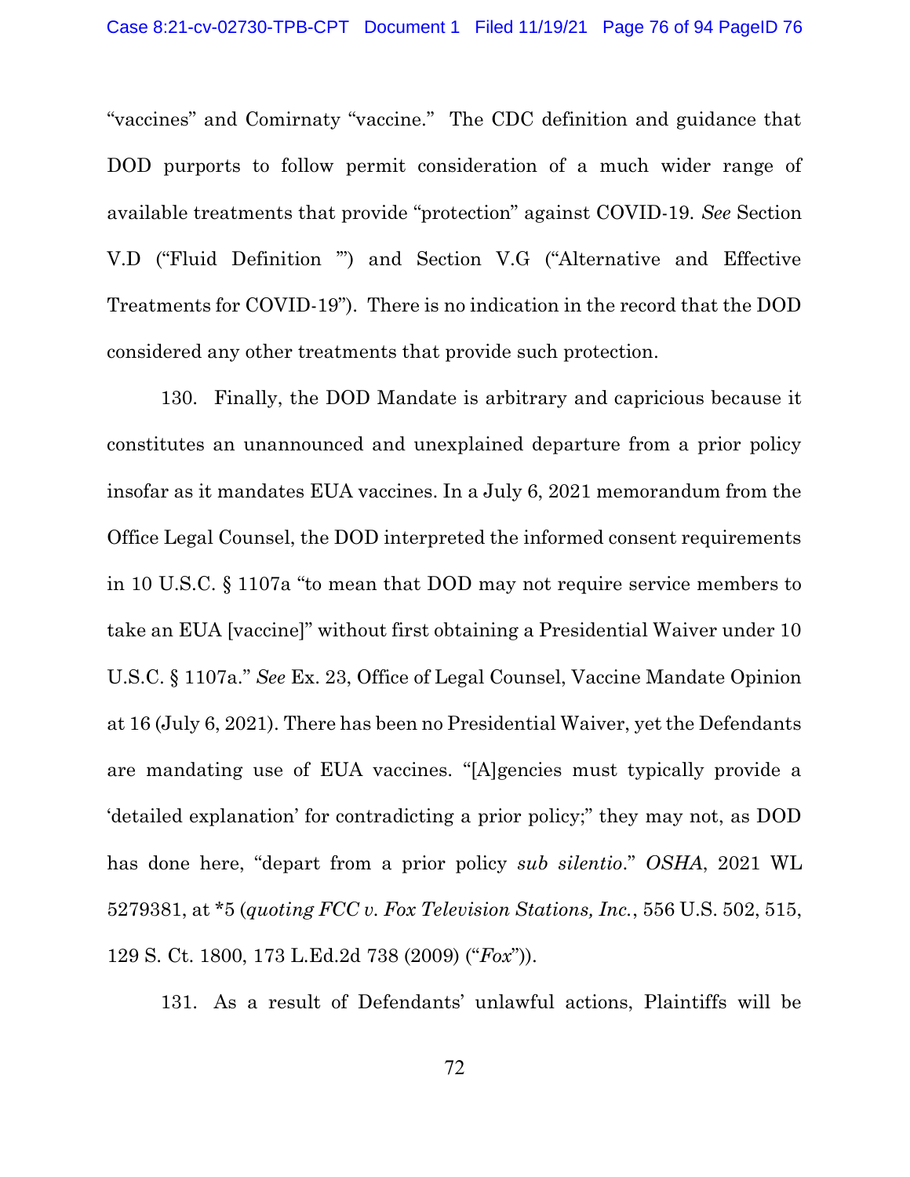"vaccines" and Comirnaty "vaccine." The CDC definition and guidance that DOD purports to follow permit consideration of a much wider range of available treatments that provide "protection" against COVID-19. *See* Section V.D ("Fluid Definition "") and Section V.G ("Alternative and Effective Treatments for COVID-19"). There is no indication in the record that the DOD considered any other treatments that provide such protection.

130. Finally, the DOD Mandate is arbitrary and capricious because it constitutes an unannounced and unexplained departure from a prior policy insofar as it mandates EUA vaccines. In a July 6, 2021 memorandum from the Office Legal Counsel, the DOD interpreted the informed consent requirements in 10 U.S.C. § 1107a "to mean that DOD may not require service members to take an EUA [vaccine]" without first obtaining a Presidential Waiver under 10 U.S.C. § 1107a." *See* Ex. 23, Office of Legal Counsel, Vaccine Mandate Opinion at 16 (July 6, 2021). There has been no Presidential Waiver, yet the Defendants are mandating use of EUA vaccines. "[A]gencies must typically provide a 'detailed explanation' for contradicting a prior policy;" they may not, as DOD has done here, "depart from a prior policy *sub silentio*." *OSHA*, 2021 WL 5279381, at *5 (*quoting FCC v. Fox Television Stations, Inc.*, 556 U.S. 502, 515, 129 S. Ct. 1800, 173 L.Ed.2d 738 (2009) ("*Fox*")).

131. As a result of Defendants' unlawful actions, Plaintiffs will be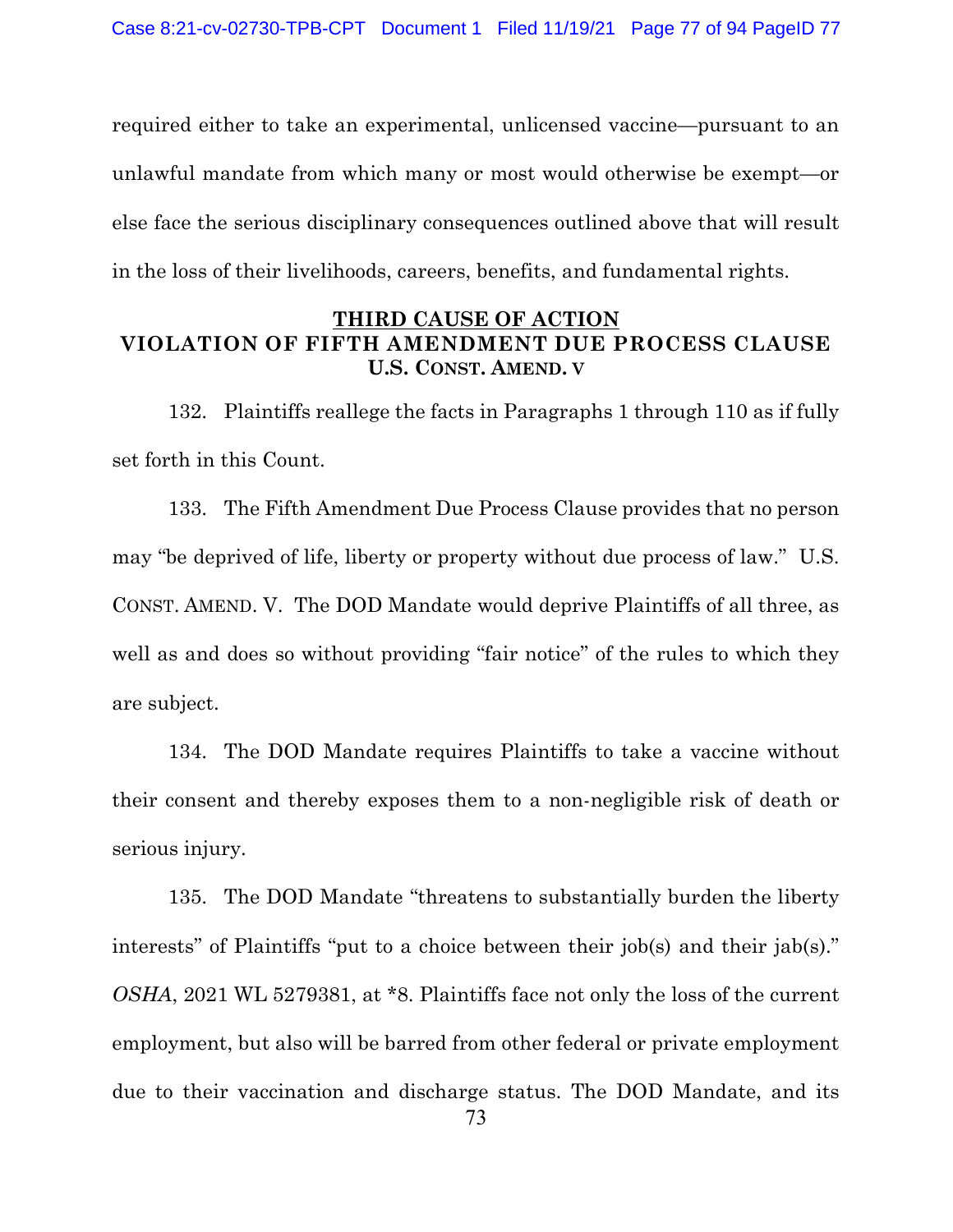required either to take an experimental, unlicensed vaccine—pursuant to an unlawful mandate from which many or most would otherwise be exempt—or else face the serious disciplinary consequences outlined above that will result in the loss of their livelihoods, careers, benefits, and fundamental rights.

## THIRD CAUSE OF ACTION
## VIOLATION OF FIFTH AMENDMENT DUE PROCESS CLAUSE
### U.S. CONST. AMEND. V

132. Plaintiffs reallege the facts in Paragraphs 1 through 110 as if fully set forth in this Count.

133. The Fifth Amendment Due Process Clause provides that no person may "be deprived of life, liberty or property without due process of law." U.S. CONST. AMEND. V. The DOD Mandate would deprive Plaintiffs of all three, as well as and does so without providing "fair notice" of the rules to which they are subject.

134. The DOD Mandate requires Plaintiffs to take a vaccine without their consent and thereby exposes them to a non-negligible risk of death or serious injury.

135. The DOD Mandate "threatens to substantially burden the liberty interests" of Plaintiffs "put to a choice between their job(s) and their jab(s)." *OSHA*, 2021 WL 5279381, at *8. Plaintiffs face not only the loss of the current employment, but also will be barred from other federal or private employment due to their vaccination and discharge status. The DOD Mandate, and its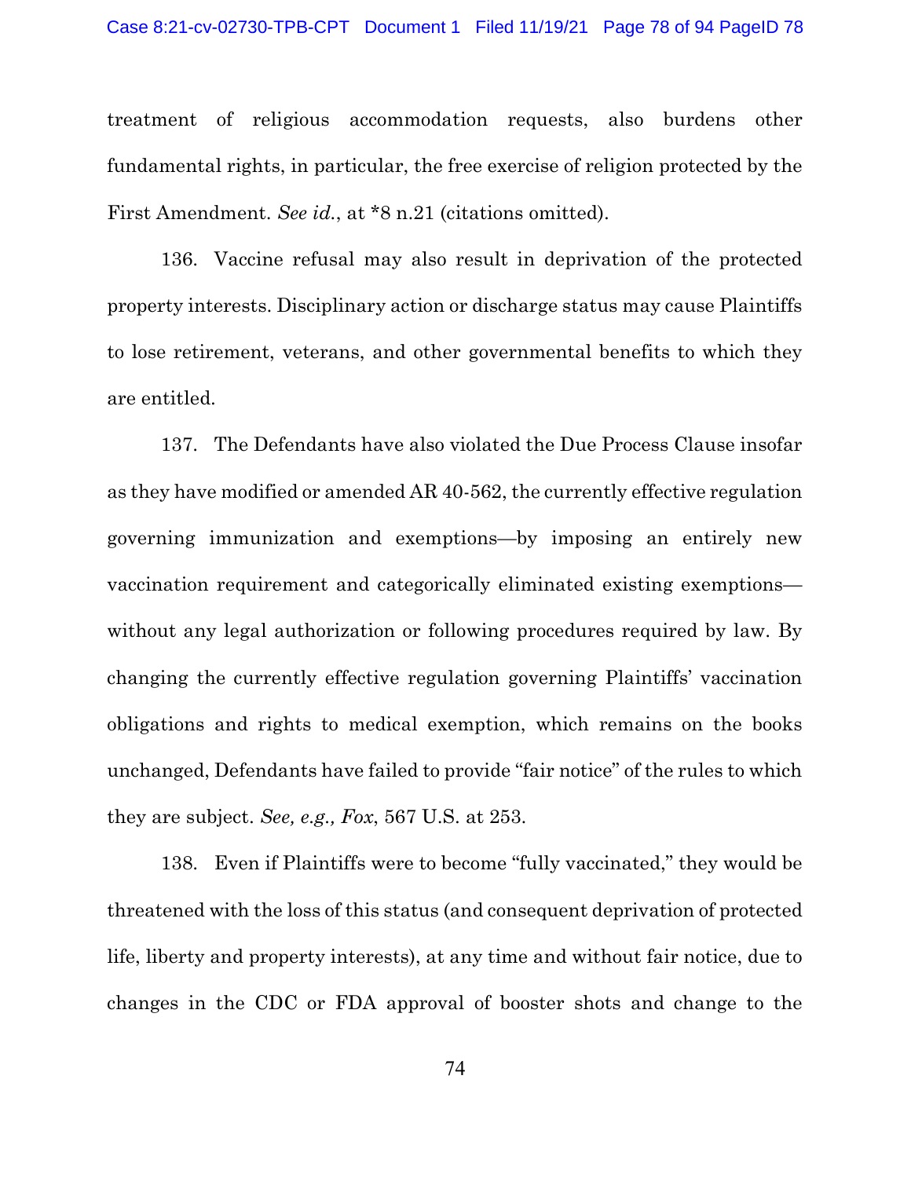treatment of religious accommodation requests, also burdens other fundamental rights, in particular, the free exercise of religion protected by the First Amendment. *See id.*, at *8 n.21 (citations omitted).

136. Vaccine refusal may also result in deprivation of the protected property interests. Disciplinary action or discharge status may cause Plaintiffs to lose retirement, veterans, and other governmental benefits to which they are entitled.

137. The Defendants have also violated the Due Process Clause insofar as they have modified or amended AR 40-562, the currently effective regulation governing immunization and exemptions—by imposing an entirely new vaccination requirement and categorically eliminated existing exemptions—without any legal authorization or following procedures required by law. By changing the currently effective regulation governing Plaintiffs' vaccination obligations and rights to medical exemption, which remains on the books unchanged, Defendants have failed to provide "fair notice" of the rules to which they are subject. *See, e.g., Fox*, 567 U.S. at 253.

138. Even if Plaintiffs were to become "fully vaccinated," they would be threatened with the loss of this status (and consequent deprivation of protected life, liberty and property interests), at any time and without fair notice, due to changes in the CDC or FDA approval of booster shots and change to the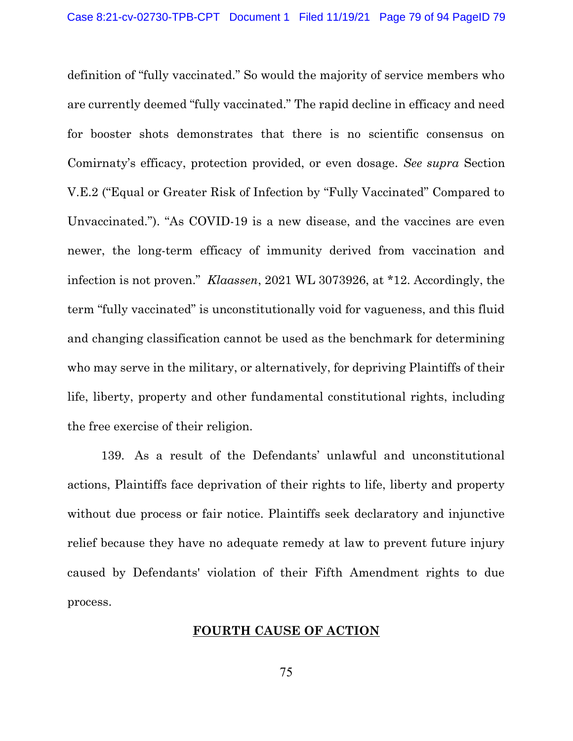definition of "fully vaccinated." So would the majority of service members who are currently deemed "fully vaccinated." The rapid decline in efficacy and need for booster shots demonstrates that there is no scientific consensus on Comirnaty's efficacy, protection provided, or even dosage. *See supra* Section V.E.2 ("Equal or Greater Risk of Infection by "Fully Vaccinated" Compared to Unvaccinated."). "As COVID-19 is a new disease, and the vaccines are even newer, the long-term efficacy of immunity derived from vaccination and infection is not proven." *Klaassen*, 2021 WL 3073926, at *12. Accordingly, the term "fully vaccinated" is unconstitutionally void for vagueness, and this fluid and changing classification cannot be used as the benchmark for determining who may serve in the military, or alternatively, for depriving Plaintiffs of their life, liberty, property and other fundamental constitutional rights, including the free exercise of their religion.

139. As a result of the Defendants' unlawful and unconstitutional actions, Plaintiffs face deprivation of their rights to life, liberty and property without due process or fair notice. Plaintiffs seek declaratory and injunctive relief because they have no adequate remedy at law to prevent future injury caused by Defendants' violation of their Fifth Amendment rights to due process.

## FOURTH CAUSE OF ACTION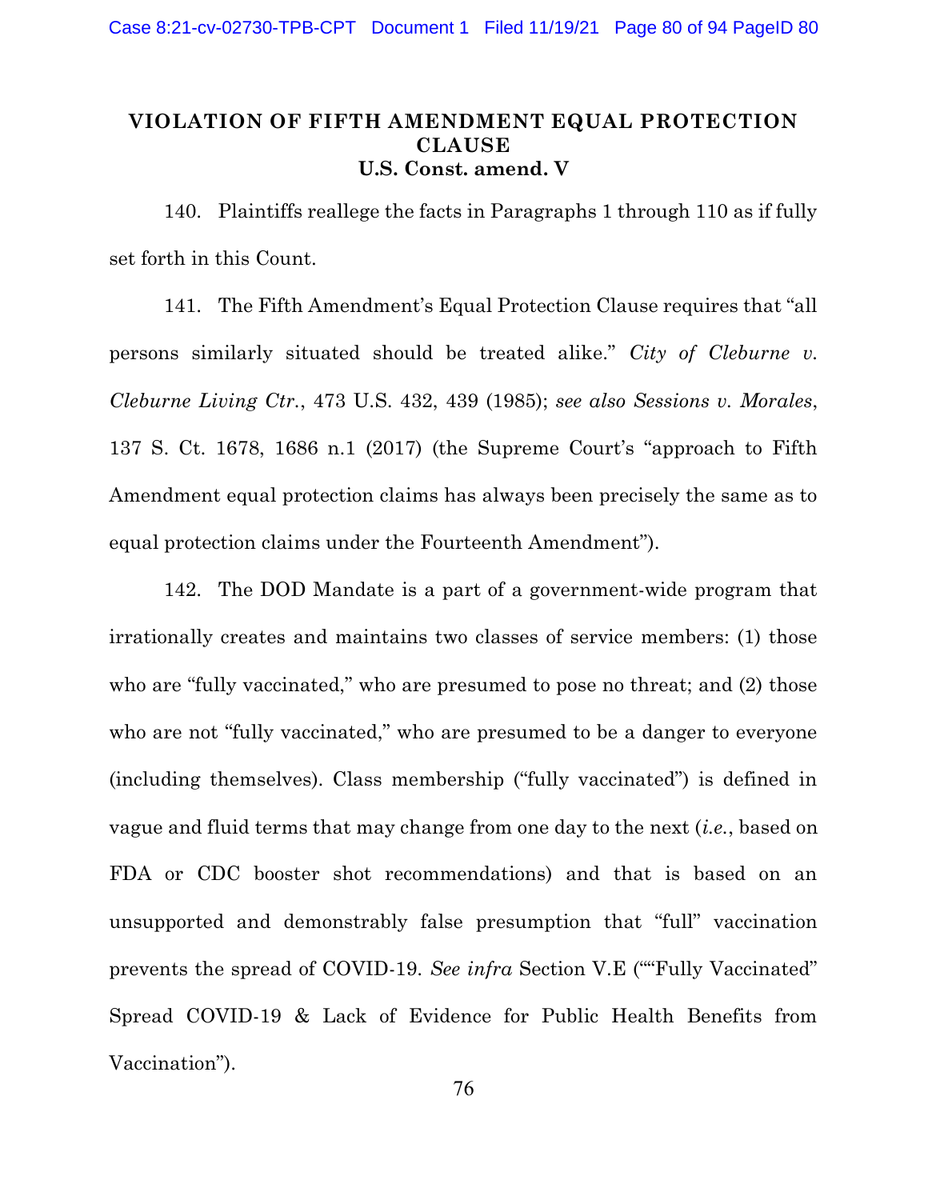## VIOLATION OF FIFTH AMENDMENT EQUAL PROTECTION CLAUSE
## U.S. Const. amend. V

140. Plaintiffs reallege the facts in Paragraphs 1 through 110 as if fully set forth in this Count.

141. The Fifth Amendment's Equal Protection Clause requires that "all persons similarly situated should be treated alike." *City of Cleburne v. Cleburne Living Ctr.*, 473 U.S. 432, 439 (1985); *see also Sessions v. Morales*, 137 S. Ct. 1678, 1686 n.1 (2017) (the Supreme Court's "approach to Fifth Amendment equal protection claims has always been precisely the same as to equal protection claims under the Fourteenth Amendment").

142. The DOD Mandate is a part of a government-wide program that irrationally creates and maintains two classes of service members: (1) those who are "fully vaccinated," who are presumed to pose no threat; and (2) those who are not "fully vaccinated," who are presumed to be a danger to everyone (including themselves). Class membership ("fully vaccinated") is defined in vague and fluid terms that may change from one day to the next (*i.e.*, based on FDA or CDC booster shot recommendations) and that is based on an unsupported and demonstrably false presumption that "full" vaccination prevents the spread of COVID-19. *See infra* Section V.E (""Fully Vaccinated" Spread COVID-19 & Lack of Evidence for Public Health Benefits from Vaccination").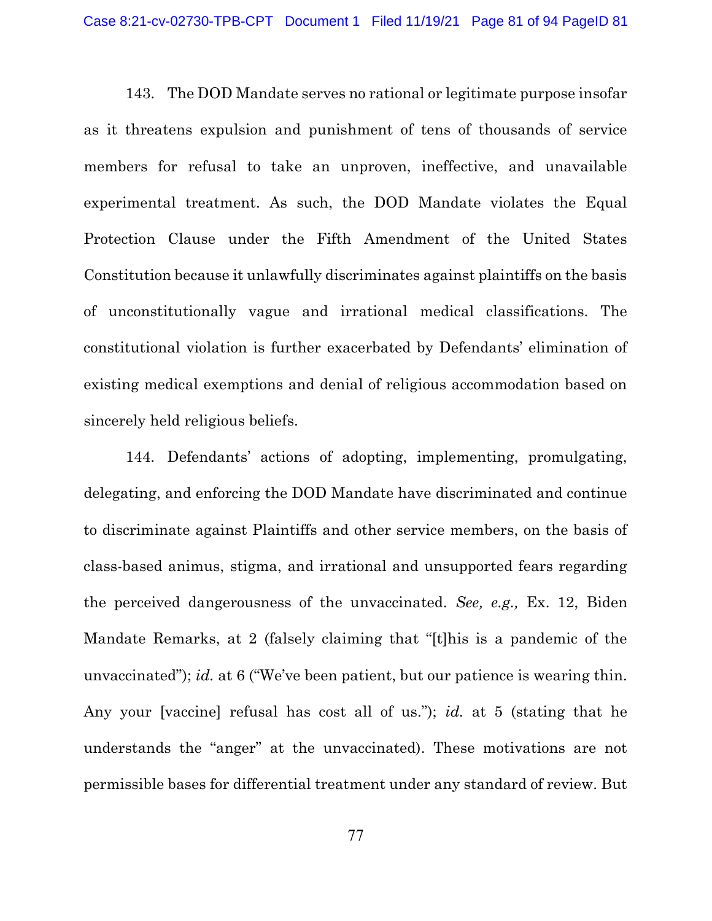143. The DOD Mandate serves no rational or legitimate purpose insofar as it threatens expulsion and punishment of tens of thousands of service members for refusal to take an unproven, ineffective, and unavailable experimental treatment. As such, the DOD Mandate violates the Equal Protection Clause under the Fifth Amendment of the United States Constitution because it unlawfully discriminates against plaintiffs on the basis of unconstitutionally vague and irrational medical classifications. The constitutional violation is further exacerbated by Defendants' elimination of existing medical exemptions and denial of religious accommodation based on sincerely held religious beliefs.

144. Defendants' actions of adopting, implementing, promulgating, delegating, and enforcing the DOD Mandate have discriminated and continue to discriminate against Plaintiffs and other service members, on the basis of class-based animus, stigma, and irrational and unsupported fears regarding the perceived dangerousness of the unvaccinated. *See, e.g.,* Ex. 12, Biden Mandate Remarks, at 2 (falsely claiming that "[t]his is a pandemic of the unvaccinated"); *id.* at 6 ("We've been patient, but our patience is wearing thin. Any your [vaccine] refusal has cost all of us."); *id.* at 5 (stating that he understands the "anger" at the unvaccinated). These motivations are not permissible bases for differential treatment under any standard of review. But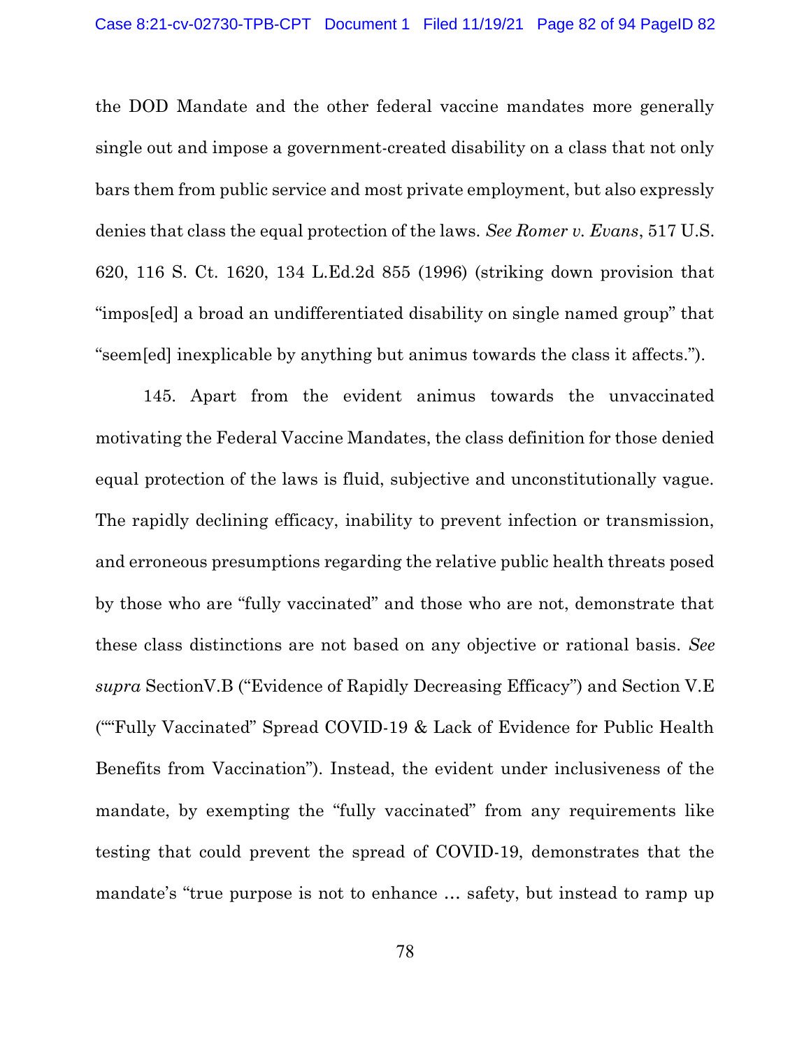the DOD Mandate and the other federal vaccine mandates more generally single out and impose a government-created disability on a class that not only bars them from public service and most private employment, but also expressly denies that class the equal protection of the laws. *See Romer v. Evans*, 517 U.S. 620, 116 S. Ct. 1620, 134 L.Ed.2d 855 (1996) (striking down provision that "impos[ed] a broad an undifferentiated disability on single named group" that "seem[ed] inexplicable by anything but animus towards the class it affects.").

145. Apart from the evident animus towards the unvaccinated motivating the Federal Vaccine Mandates, the class definition for those denied equal protection of the laws is fluid, subjective and unconstitutionally vague. The rapidly declining efficacy, inability to prevent infection or transmission, and erroneous presumptions regarding the relative public health threats posed by those who are "fully vaccinated" and those who are not, demonstrate that these class distinctions are not based on any objective or rational basis. *See supra* SectionV.B ("Evidence of Rapidly Decreasing Efficacy") and Section V.E (""Fully Vaccinated" Spread COVID-19 & Lack of Evidence for Public Health Benefits from Vaccination"). Instead, the evident under inclusiveness of the mandate, by exempting the "fully vaccinated" from any requirements like testing that could prevent the spread of COVID-19, demonstrates that the mandate's "true purpose is not to enhance … safety, but instead to ramp up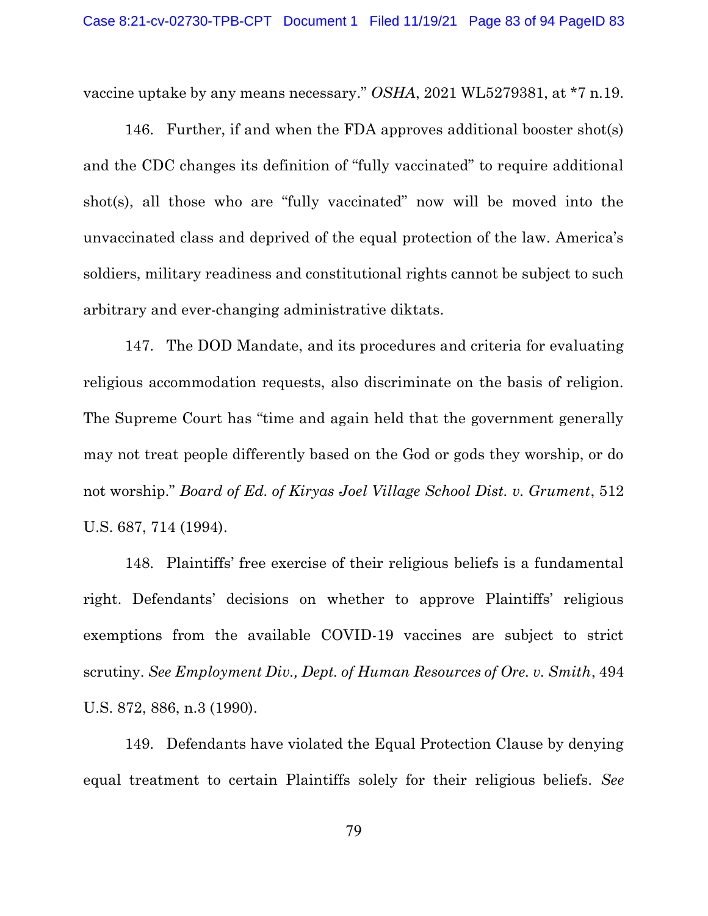vaccine uptake by any means necessary." *OSHA*, 2021 WL5279381, at *7 n.19.

146. Further, if and when the FDA approves additional booster shot(s) and the CDC changes its definition of "fully vaccinated" to require additional shot(s), all those who are "fully vaccinated" now will be moved into the unvaccinated class and deprived of the equal protection of the law. America's soldiers, military readiness and constitutional rights cannot be subject to such arbitrary and ever-changing administrative diktats.

147. The DOD Mandate, and its procedures and criteria for evaluating religious accommodation requests, also discriminate on the basis of religion. The Supreme Court has "time and again held that the government generally may not treat people differently based on the God or gods they worship, or do not worship." *Board of Ed. of Kiryas Joel Village School Dist. v. Grument*, 512 U.S. 687, 714 (1994).

148. Plaintiffs' free exercise of their religious beliefs is a fundamental right. Defendants' decisions on whether to approve Plaintiffs' religious exemptions from the available COVID-19 vaccines are subject to strict scrutiny. *See Employment Div., Dept. of Human Resources of Ore. v. Smith*, 494 U.S. 872, 886, n.3 (1990).

149. Defendants have violated the Equal Protection Clause by denying equal treatment to certain Plaintiffs solely for their religious beliefs. *See*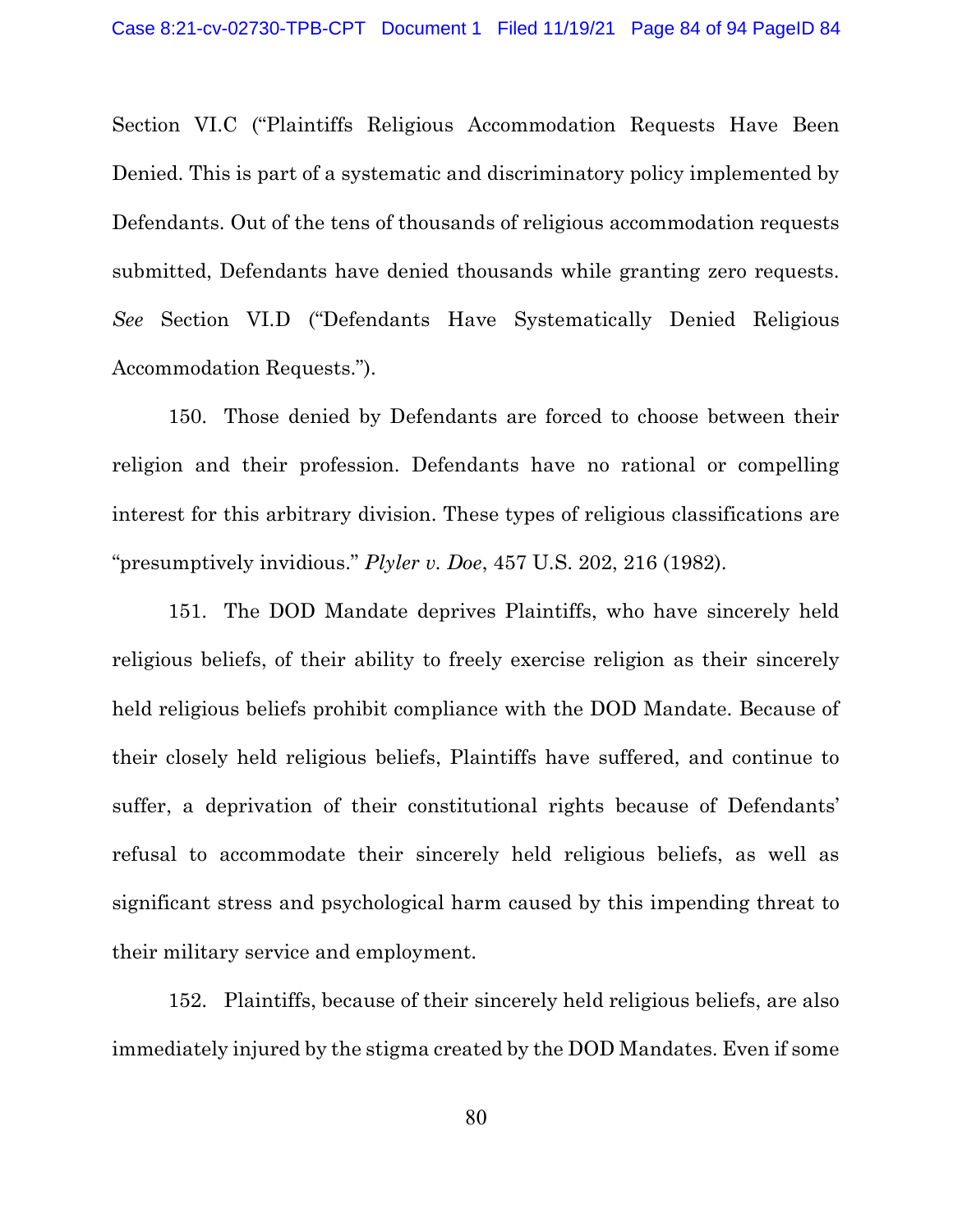Section VI.C ("Plaintiffs Religious Accommodation Requests Have Been Denied. This is part of a systematic and discriminatory policy implemented by Defendants. Out of the tens of thousands of religious accommodation requests submitted, Defendants have denied thousands while granting zero requests. *See* Section VI.D ("Defendants Have Systematically Denied Religious Accommodation Requests.").

150. Those denied by Defendants are forced to choose between their religion and their profession. Defendants have no rational or compelling interest for this arbitrary division. These types of religious classifications are "presumptively invidious." *Plyler v. Doe*, 457 U.S. 202, 216 (1982).

151. The DOD Mandate deprives Plaintiffs, who have sincerely held religious beliefs, of their ability to freely exercise religion as their sincerely held religious beliefs prohibit compliance with the DOD Mandate. Because of their closely held religious beliefs, Plaintiffs have suffered, and continue to suffer, a deprivation of their constitutional rights because of Defendants' refusal to accommodate their sincerely held religious beliefs, as well as significant stress and psychological harm caused by this impending threat to their military service and employment.

152. Plaintiffs, because of their sincerely held religious beliefs, are also immediately injured by the stigma created by the DOD Mandates. Even if some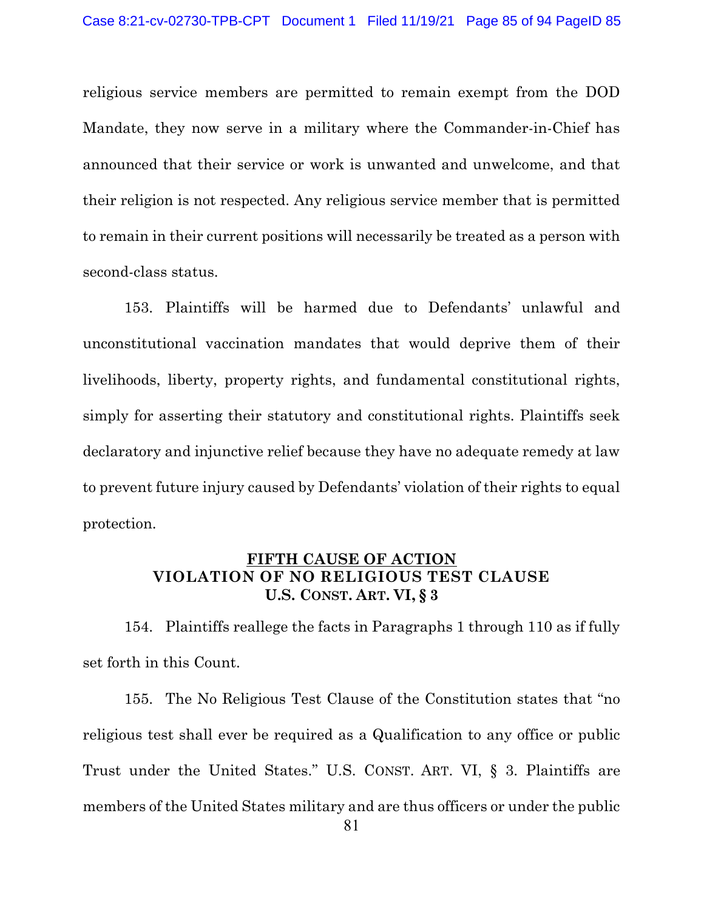religious service members are permitted to remain exempt from the DOD Mandate, they now serve in a military where the Commander-in-Chief has announced that their service or work is unwanted and unwelcome, and that their religion is not respected. Any religious service member that is permitted to remain in their current positions will necessarily be treated as a person with second-class status.

153. Plaintiffs will be harmed due to Defendants' unlawful and unconstitutional vaccination mandates that would deprive them of their livelihoods, liberty, property rights, and fundamental constitutional rights, simply for asserting their statutory and constitutional rights. Plaintiffs seek declaratory and injunctive relief because they have no adequate remedy at law to prevent future injury caused by Defendants' violation of their rights to equal protection.

## FIFTH CAUSE OF ACTION
## VIOLATION OF NO RELIGIOUS TEST CLAUSE
## U.S. CONST. ART. VI, § 3

154. Plaintiffs reallege the facts in Paragraphs 1 through 110 as if fully set forth in this Count.

155. The No Religious Test Clause of the Constitution states that "no religious test shall ever be required as a Qualification to any office or public Trust under the United States." U.S. CONST. ART. VI, § 3. Plaintiffs are members of the United States military and are thus officers or under the public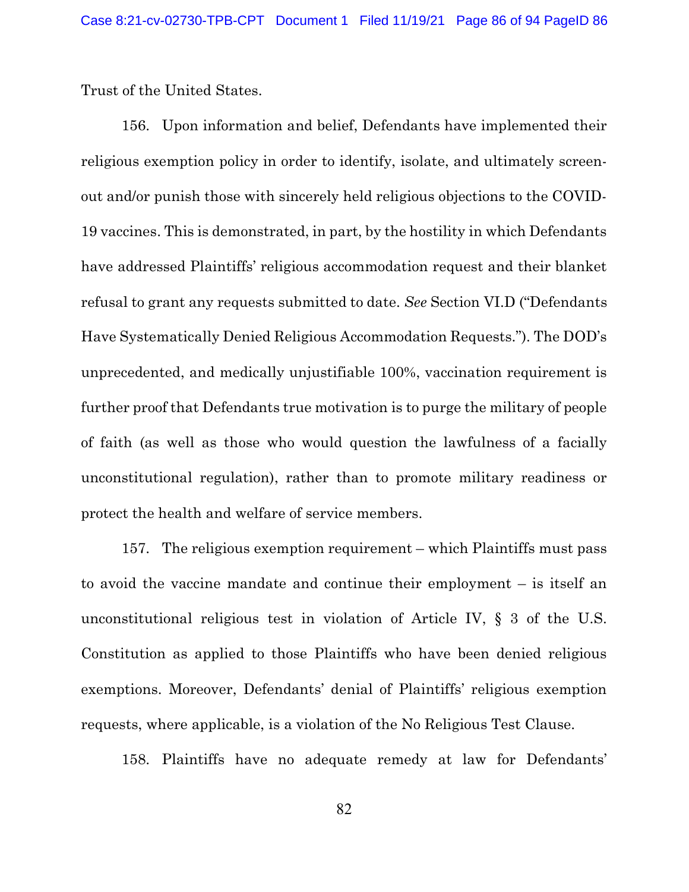Trust of the United States.

156. Upon information and belief, Defendants have implemented their religious exemption policy in order to identify, isolate, and ultimately screen-out and/or punish those with sincerely held religious objections to the COVID-19 vaccines. This is demonstrated, in part, by the hostility in which Defendants have addressed Plaintiffs' religious accommodation request and their blanket refusal to grant any requests submitted to date. *See* Section VI.D ("Defendants Have Systematically Denied Religious Accommodation Requests."). The DOD's unprecedented, and medically unjustifiable 100%, vaccination requirement is further proof that Defendants true motivation is to purge the military of people of faith (as well as those who would question the lawfulness of a facially unconstitutional regulation), rather than to promote military readiness or protect the health and welfare of service members.

157. The religious exemption requirement – which Plaintiffs must pass to avoid the vaccine mandate and continue their employment – is itself an unconstitutional religious test in violation of Article IV, § 3 of the U.S. Constitution as applied to those Plaintiffs who have been denied religious exemptions. Moreover, Defendants' denial of Plaintiffs' religious exemption requests, where applicable, is a violation of the No Religious Test Clause.

158. Plaintiffs have no adequate remedy at law for Defendants'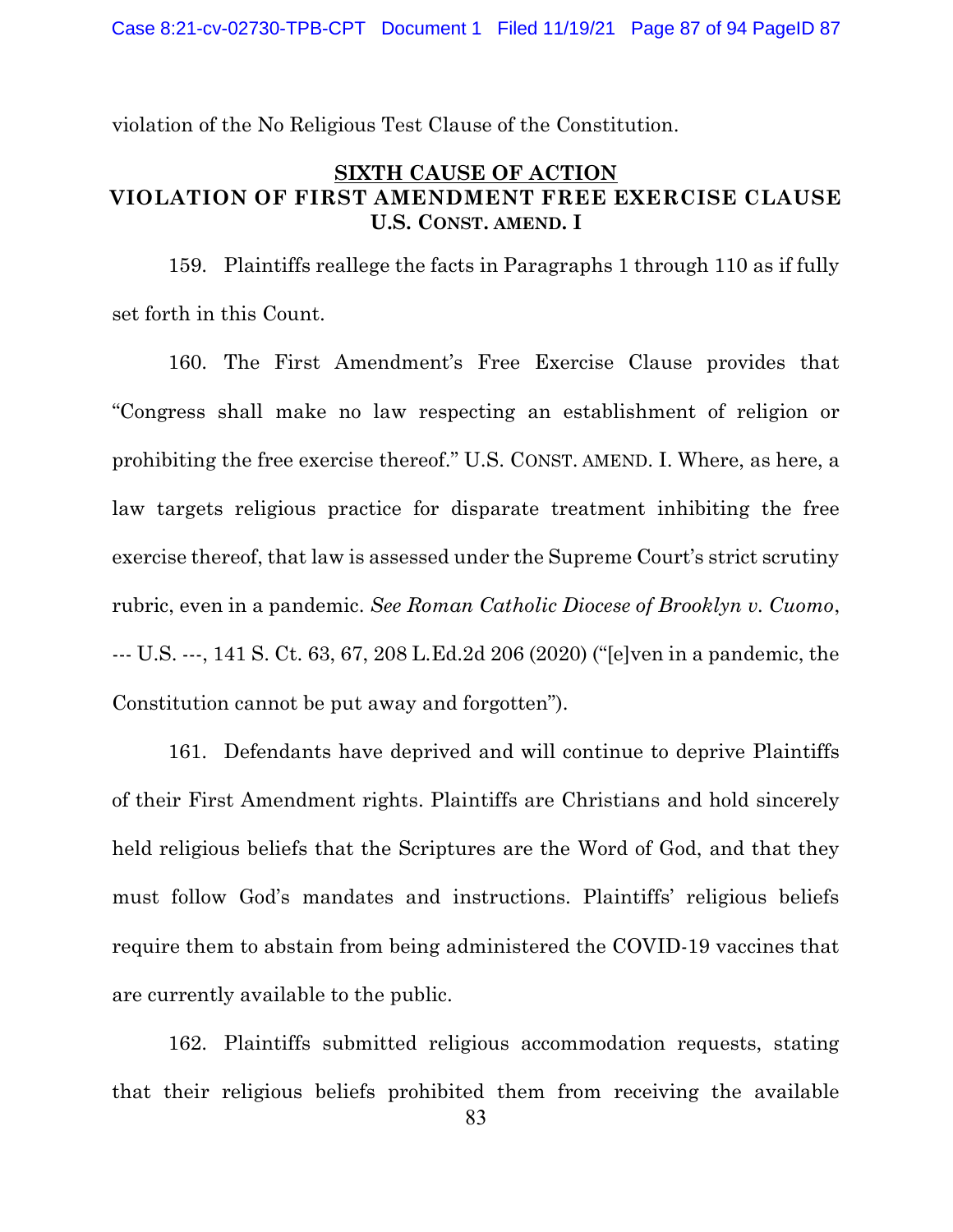violation of the No Religious Test Clause of the Constitution.

## SIXTH CAUSE OF ACTION
## VIOLATION OF FIRST AMENDMENT FREE EXERCISE CLAUSE
### U.S. CONST. AMEND. I

159. Plaintiffs reallege the facts in Paragraphs 1 through 110 as if fully set forth in this Count.

160. The First Amendment's Free Exercise Clause provides that "Congress shall make no law respecting an establishment of religion or prohibiting the free exercise thereof." U.S. CONST. AMEND. I. Where, as here, a law targets religious practice for disparate treatment inhibiting the free exercise thereof, that law is assessed under the Supreme Court's strict scrutiny rubric, even in a pandemic. *See Roman Catholic Diocese of Brooklyn v. Cuomo*, --- U.S. ---, 141 S. Ct. 63, 67, 208 L.Ed.2d 206 (2020) ("[e]ven in a pandemic, the Constitution cannot be put away and forgotten").

161. Defendants have deprived and will continue to deprive Plaintiffs of their First Amendment rights. Plaintiffs are Christians and hold sincerely held religious beliefs that the Scriptures are the Word of God, and that they must follow God's mandates and instructions. Plaintiffs' religious beliefs require them to abstain from being administered the COVID-19 vaccines that are currently available to the public.

162. Plaintiffs submitted religious accommodation requests, stating that their religious beliefs prohibited them from receiving the available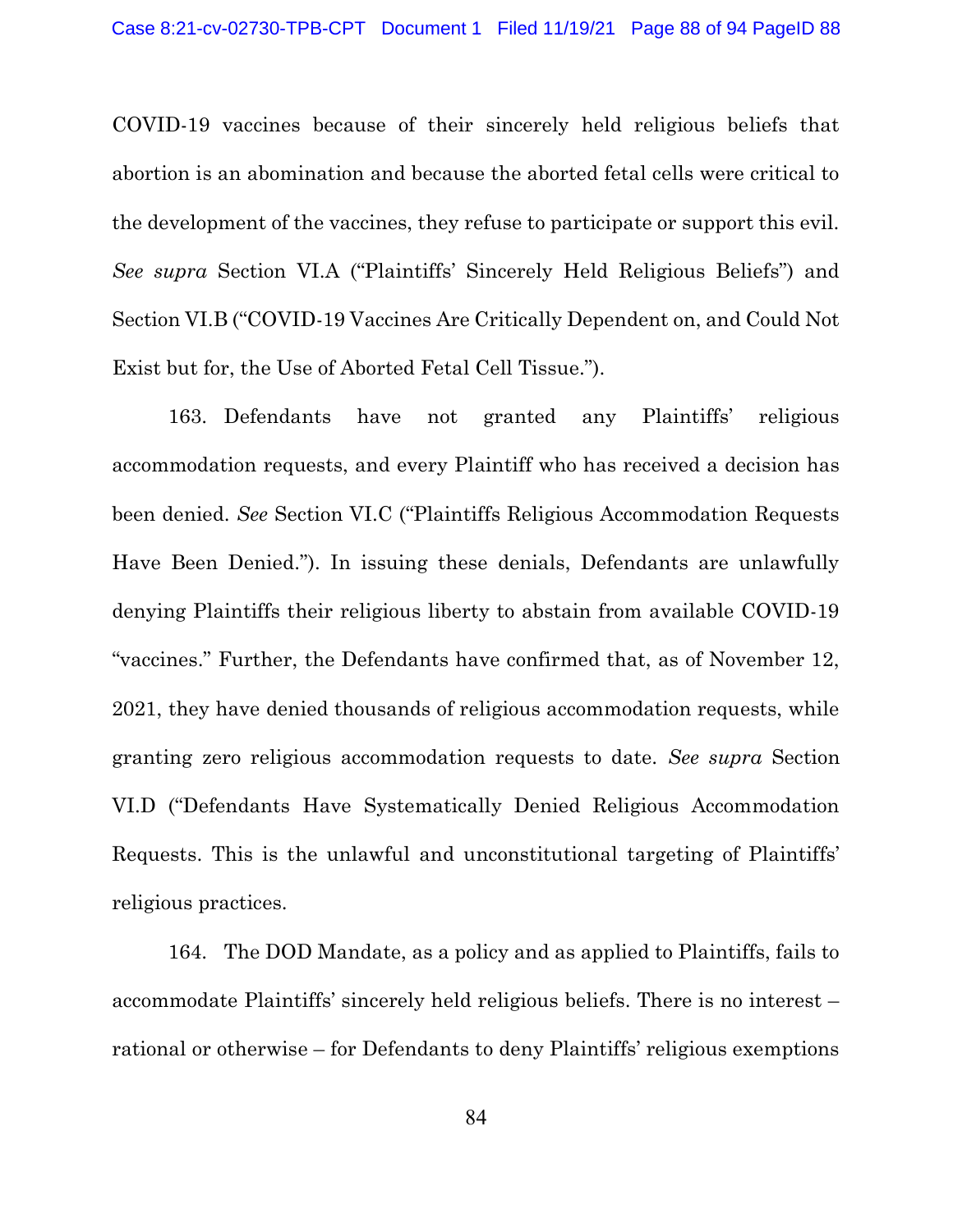COVID-19 vaccines because of their sincerely held religious beliefs that abortion is an abomination and because the aborted fetal cells were critical to the development of the vaccines, they refuse to participate or support this evil. *See supra* Section VI.A ("Plaintiffs' Sincerely Held Religious Beliefs") and Section VI.B ("COVID-19 Vaccines Are Critically Dependent on, and Could Not Exist but for, the Use of Aborted Fetal Cell Tissue.").

163. Defendants have not granted any Plaintiffs' religious accommodation requests, and every Plaintiff who has received a decision has been denied. *See* Section VI.C ("Plaintiffs Religious Accommodation Requests Have Been Denied."). In issuing these denials, Defendants are unlawfully denying Plaintiffs their religious liberty to abstain from available COVID-19 "vaccines." Further, the Defendants have confirmed that, as of November 12, 2021, they have denied thousands of religious accommodation requests, while granting zero religious accommodation requests to date. *See supra* Section VI.D ("Defendants Have Systematically Denied Religious Accommodation Requests. This is the unlawful and unconstitutional targeting of Plaintiffs' religious practices.

164. The DOD Mandate, as a policy and as applied to Plaintiffs, fails to accommodate Plaintiffs' sincerely held religious beliefs. There is no interest – rational or otherwise – for Defendants to deny Plaintiffs' religious exemptions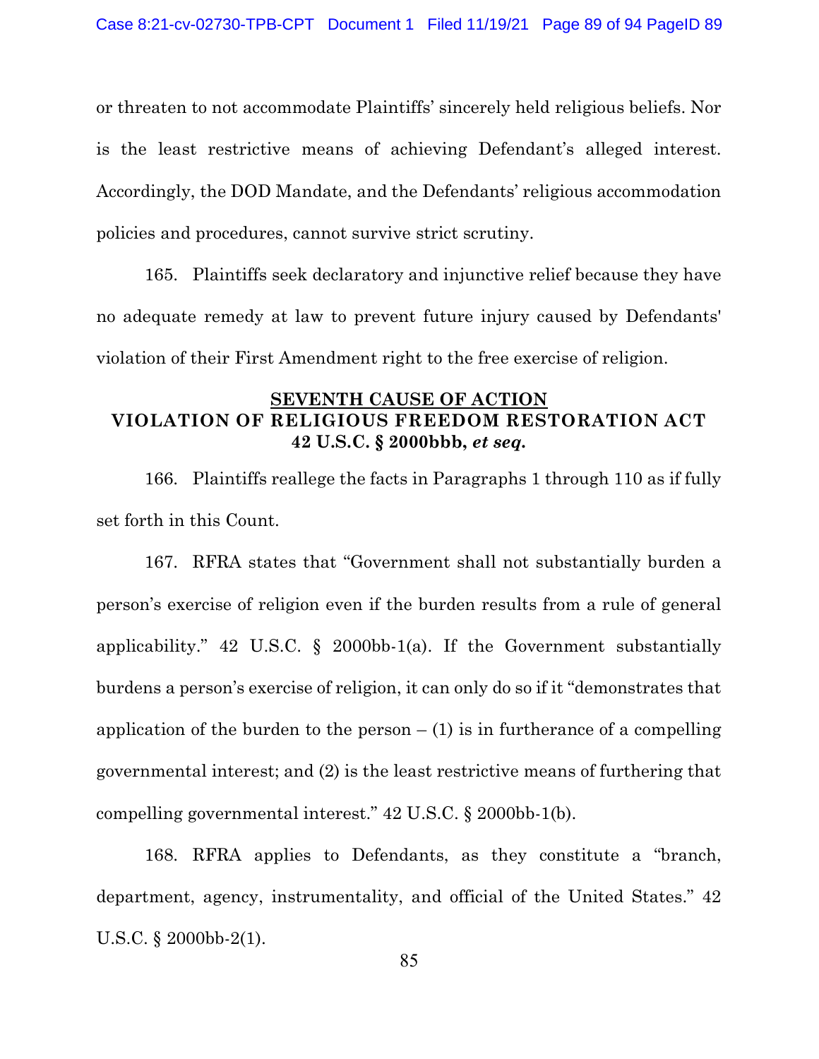or threaten to not accommodate Plaintiffs' sincerely held religious beliefs. Nor is the least restrictive means of achieving Defendant's alleged interest. Accordingly, the DOD Mandate, and the Defendants' religious accommodation policies and procedures, cannot survive strict scrutiny.

165. Plaintiffs seek declaratory and injunctive relief because they have no adequate remedy at law to prevent future injury caused by Defendants' violation of their First Amendment right to the free exercise of religion.

## SEVENTH CAUSE OF ACTION
## VIOLATION OF RELIGIOUS FREEDOM RESTORATION ACT
## 42 U.S.C. § 2000bbb, *et seq.*

166. Plaintiffs reallege the facts in Paragraphs 1 through 110 as if fully set forth in this Count.

167. RFRA states that "Government shall not substantially burden a person's exercise of religion even if the burden results from a rule of general applicability." 42 U.S.C. § 2000bb-1(a). If the Government substantially burdens a person's exercise of religion, it can only do so if it "demonstrates that application of the burden to the person – (1) is in furtherance of a compelling governmental interest; and (2) is the least restrictive means of furthering that compelling governmental interest." 42 U.S.C. § 2000bb-1(b).

168. RFRA applies to Defendants, as they constitute a "branch, department, agency, instrumentality, and official of the United States." 42 U.S.C. § 2000bb-2(1).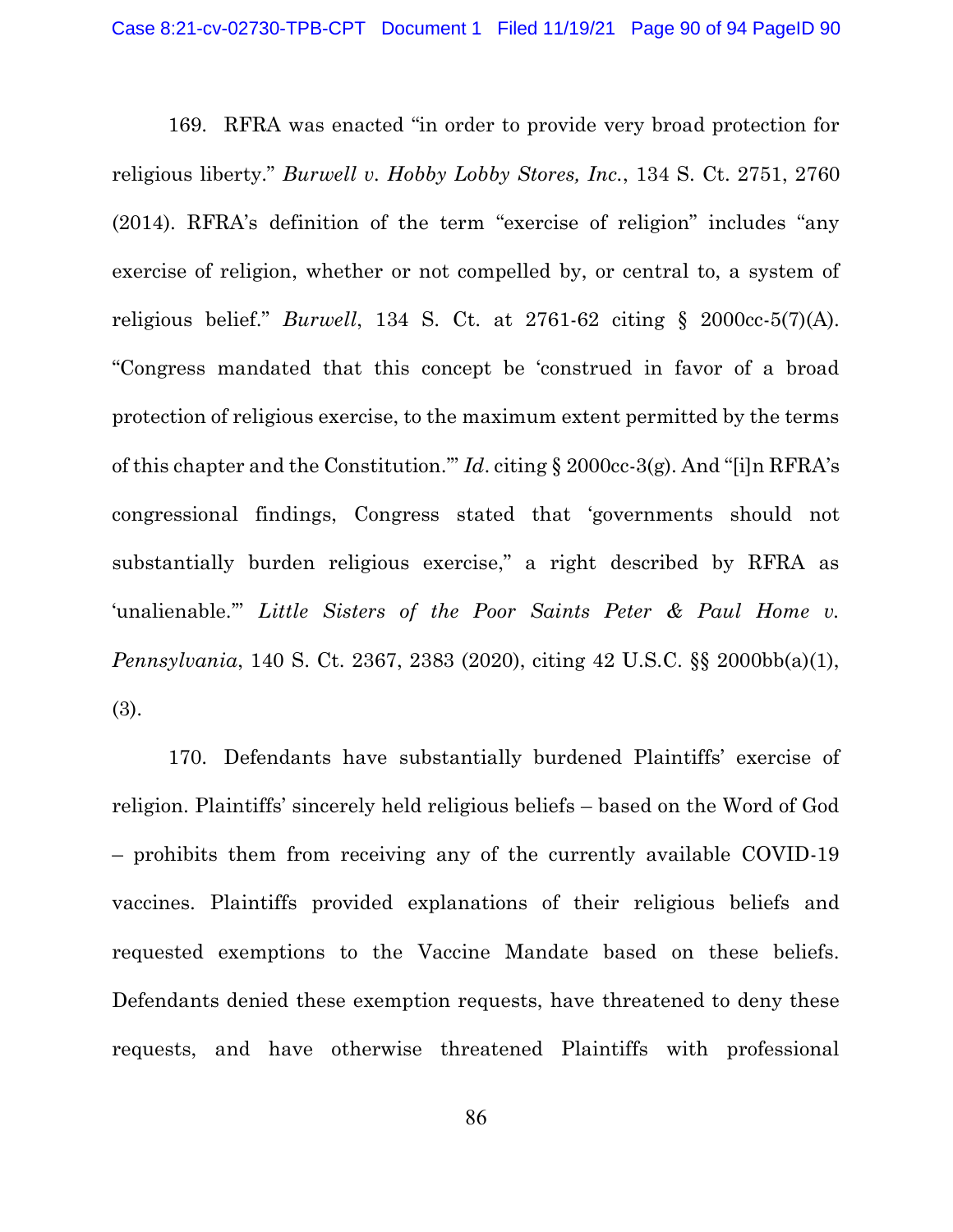169. RFRA was enacted "in order to provide very broad protection for religious liberty." *Burwell v. Hobby Lobby Stores, Inc.*, 134 S. Ct. 2751, 2760 (2014). RFRA's definition of the term "exercise of religion" includes "any exercise of religion, whether or not compelled by, or central to, a system of religious belief." *Burwell*, 134 S. Ct. at 2761-62 citing § 2000cc-5(7)(A). "Congress mandated that this concept be 'construed in favor of a broad protection of religious exercise, to the maximum extent permitted by the terms of this chapter and the Constitution.'" *Id*. citing § 2000cc-3(g). And "[i]n RFRA's congressional findings, Congress stated that 'governments should not substantially burden religious exercise," a right described by RFRA as 'unalienable.'" *Little Sisters of the Poor Saints Peter & Paul Home v. Pennsylvania*, 140 S. Ct. 2367, 2383 (2020), citing 42 U.S.C. §§ 2000bb(a)(1), (3).

170. Defendants have substantially burdened Plaintiffs' exercise of religion. Plaintiffs' sincerely held religious beliefs – based on the Word of God – prohibits them from receiving any of the currently available COVID-19 vaccines. Plaintiffs provided explanations of their religious beliefs and requested exemptions to the Vaccine Mandate based on these beliefs. Defendants denied these exemption requests, have threatened to deny these requests, and have otherwise threatened Plaintiffs with professional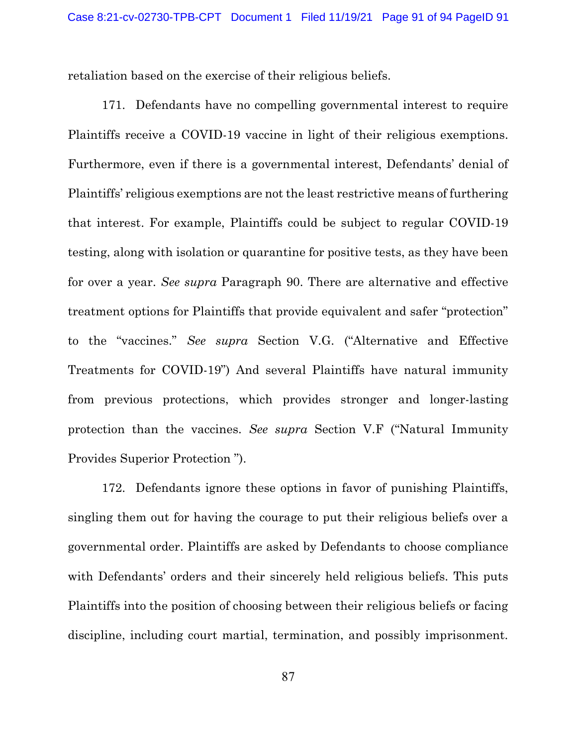retaliation based on the exercise of their religious beliefs.

171. Defendants have no compelling governmental interest to require Plaintiffs receive a COVID-19 vaccine in light of their religious exemptions. Furthermore, even if there is a governmental interest, Defendants' denial of Plaintiffs' religious exemptions are not the least restrictive means of furthering that interest. For example, Plaintiffs could be subject to regular COVID-19 testing, along with isolation or quarantine for positive tests, as they have been for over a year. *See supra* Paragraph 90. There are alternative and effective treatment options for Plaintiffs that provide equivalent and safer "protection" to the "vaccines." *See supra* Section V.G. ("Alternative and Effective Treatments for COVID-19") And several Plaintiffs have natural immunity from previous protections, which provides stronger and longer-lasting protection than the vaccines. *See supra* Section V.F ("Natural Immunity Provides Superior Protection ").

172. Defendants ignore these options in favor of punishing Plaintiffs, singling them out for having the courage to put their religious beliefs over a governmental order. Plaintiffs are asked by Defendants to choose compliance with Defendants' orders and their sincerely held religious beliefs. This puts Plaintiffs into the position of choosing between their religious beliefs or facing discipline, including court martial, termination, and possibly imprisonment.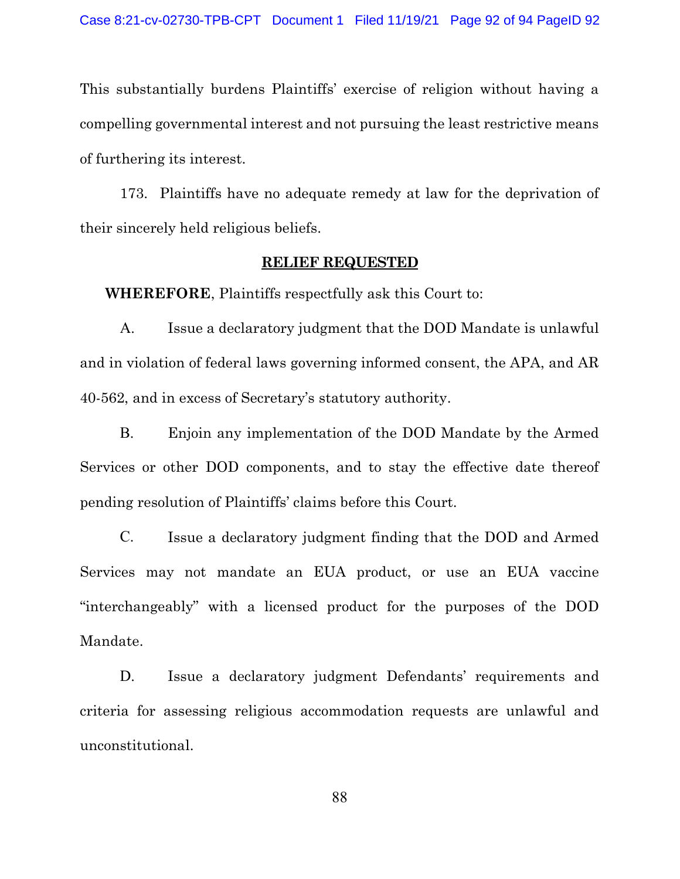This substantially burdens Plaintiffs' exercise of religion without having a compelling governmental interest and not pursuing the least restrictive means of furthering its interest.

173. Plaintiffs have no adequate remedy at law for the deprivation of their sincerely held religious beliefs.

## RELIEF REQUESTED

**WHEREFORE**, Plaintiffs respectfully ask this Court to:

A. Issue a declaratory judgment that the DOD Mandate is unlawful and in violation of federal laws governing informed consent, the APA, and AR 40-562, and in excess of Secretary's statutory authority.

B. Enjoin any implementation of the DOD Mandate by the Armed Services or other DOD components, and to stay the effective date thereof pending resolution of Plaintiffs' claims before this Court.

C. Issue a declaratory judgment finding that the DOD and Armed Services may not mandate an EUA product, or use an EUA vaccine "interchangeably" with a licensed product for the purposes of the DOD Mandate.

D. Issue a declaratory judgment Defendants' requirements and criteria for assessing religious accommodation requests are unlawful and unconstitutional.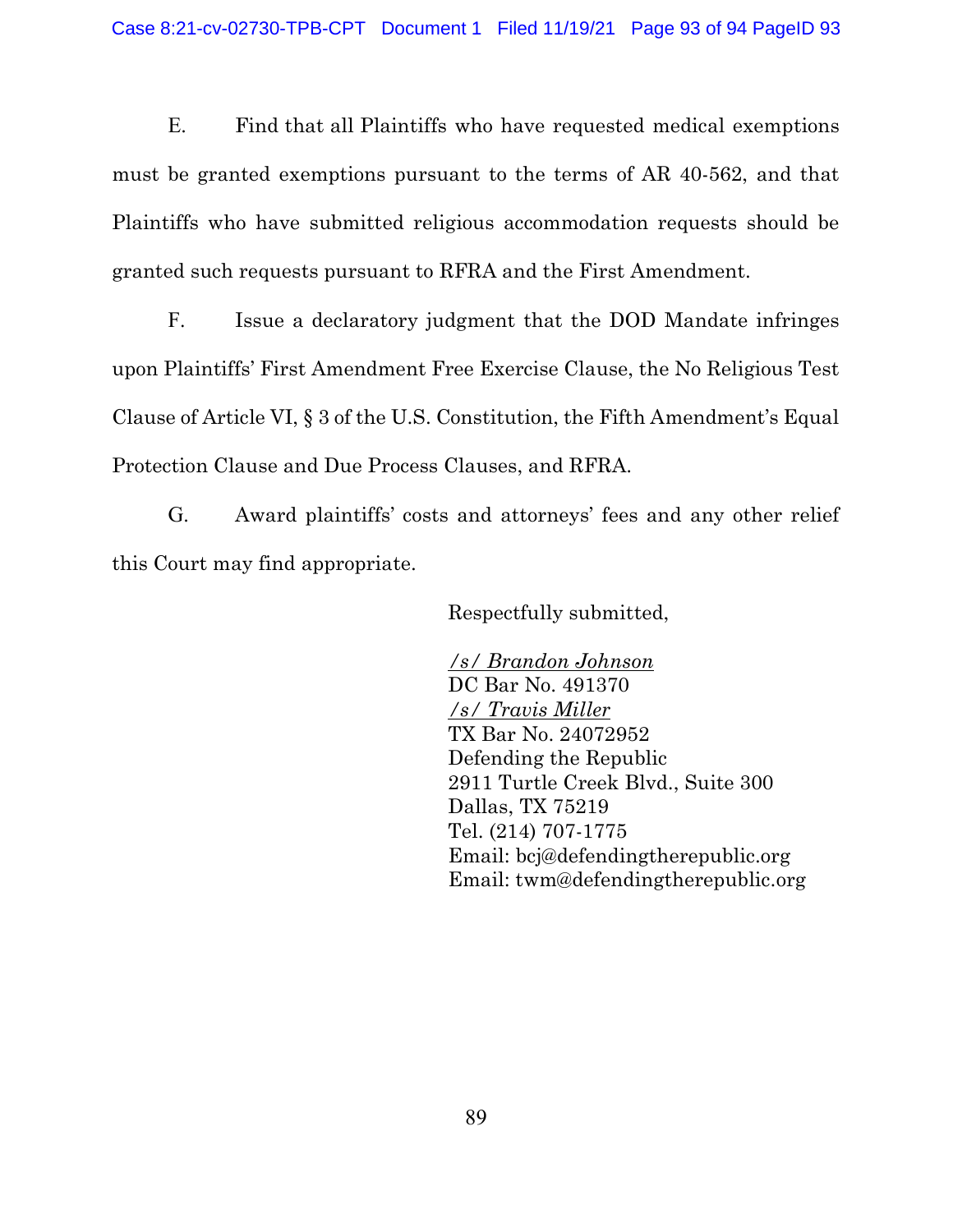E. Find that all Plaintiffs who have requested medical exemptions must be granted exemptions pursuant to the terms of AR 40-562, and that Plaintiffs who have submitted religious accommodation requests should be granted such requests pursuant to RFRA and the First Amendment.

F. Issue a declaratory judgment that the DOD Mandate infringes upon Plaintiffs' First Amendment Free Exercise Clause, the No Religious Test Clause of Article VI, § 3 of the U.S. Constitution, the Fifth Amendment's Equal Protection Clause and Due Process Clauses, and RFRA.

G. Award plaintiffs' costs and attorneys' fees and any other relief this Court may find appropriate.

Respectfully submitted,

*/s/ Brandon Johnson*
DC Bar No. 491370
*/s/ Travis Miller*
TX Bar No. 24072952
Defending the Republic
2911 Turtle Creek Blvd., Suite 300
Dallas, TX 75219
Tel. (214) 707-1775
Email: bcj@defendingtherepublic.org
Email: twm@defendingtherepublic.org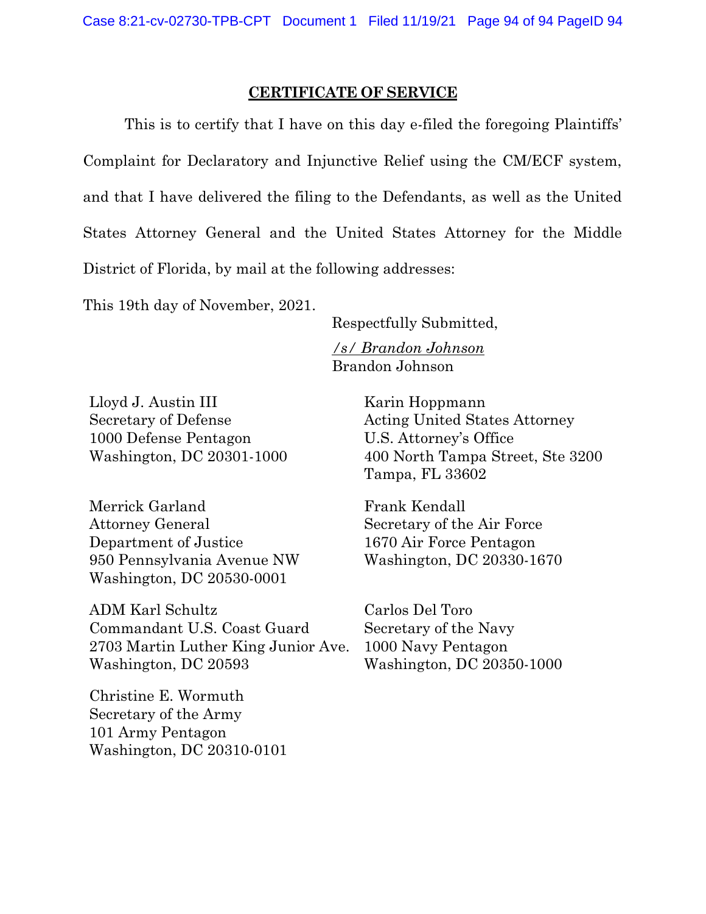## CERTIFICATE OF SERVICE

This is to certify that I have on this day e-filed the foregoing Plaintiffs' Complaint for Declaratory and Injunctive Relief using the CM/ECF system, and that I have delivered the filing to the Defendants, as well as the United States Attorney General and the United States Attorney for the Middle District of Florida, by mail at the following addresses:

This 19th day of November, 2021.

Respectfully Submitted,

*/s/ Brandon Johnson*
Brandon Johnson

Lloyd J. Austin III
Secretary of Defense
1000 Defense Pentagon
Washington, DC 20301-1000

Merrick Garland
Attorney General
Department of Justice
950 Pennsylvania Avenue NW
Washington, DC 20530-0001

ADM Karl Schultz
Commandant U.S. Coast Guard
2703 Martin Luther King Junior Ave.
Washington, DC 20593

Christine E. Wormuth
Secretary of the Army
101 Army Pentagon
Washington, DC 20310-0101

Karin Hoppmann
Acting United States Attorney
U.S. Attorney's Office
400 North Tampa Street, Ste 3200
Tampa, FL 33602

Frank Kendall
Secretary of the Air Force
1670 Air Force Pentagon
Washington, DC 20330-1670

Carlos Del Toro
Secretary of the Navy
1000 Navy Pentagon
Washington, DC 20350-1000